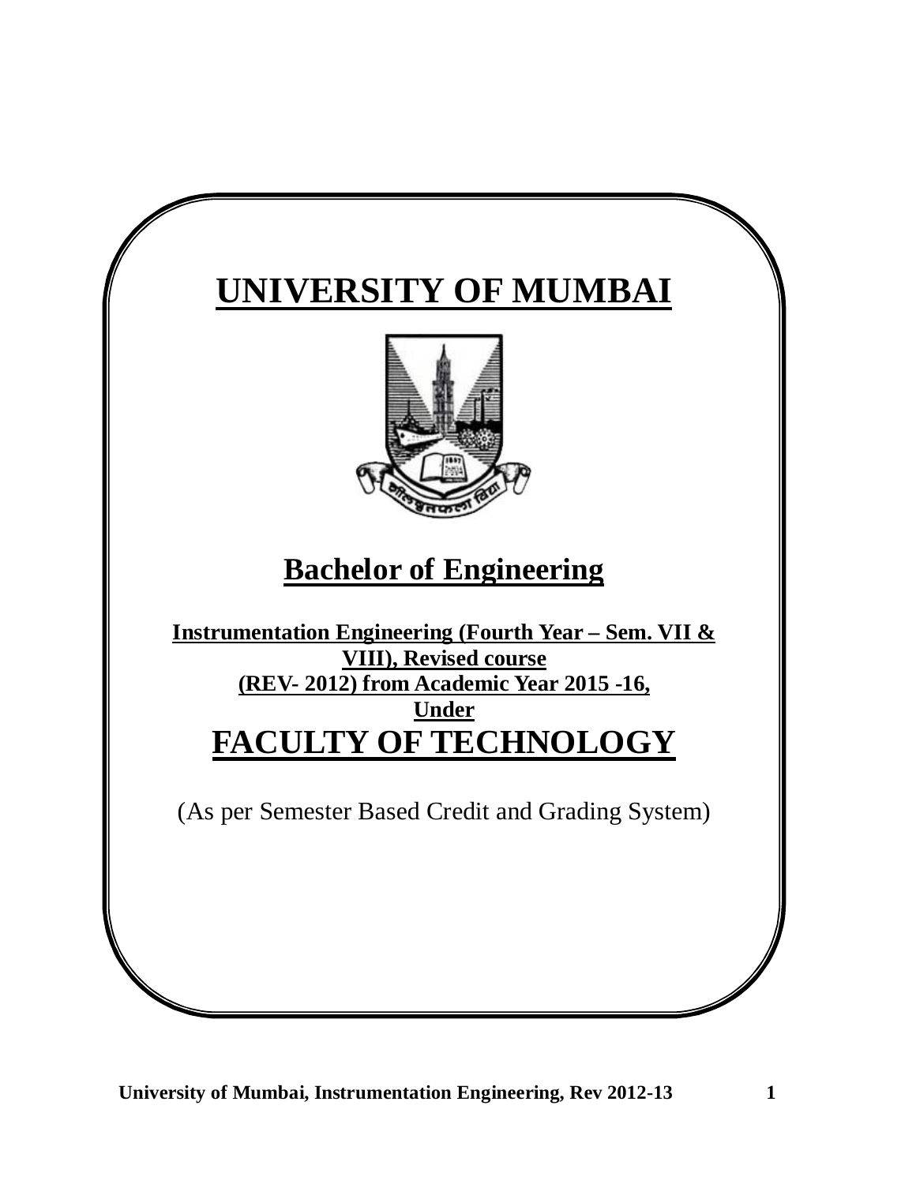# UNIVERSITY OF MUMBAI

## Bachelor of Engineering

**Instrumentation Engineering (Fourth Year – Sem. VII & VIII), Revised course (REV- 2012) from Academic Year 2015 -16, Under**

# FACULTY OF TECHNOLOGY

(As per Semester Based Credit and Grading System)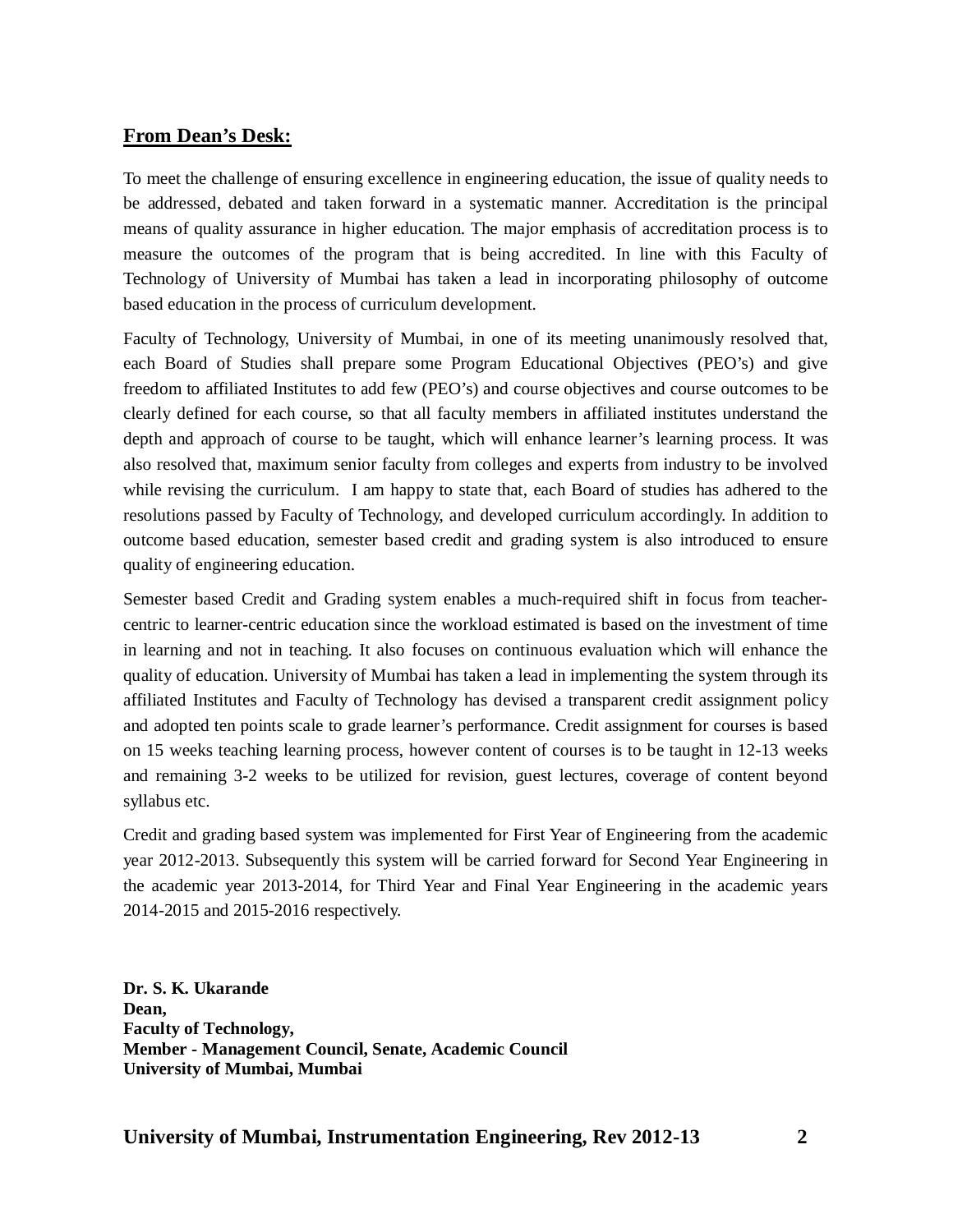## From Dean's Desk:

To meet the challenge of ensuring excellence in engineering education, the issue of quality needs to be addressed, debated and taken forward in a systematic manner. Accreditation is the principal means of quality assurance in higher education. The major emphasis of accreditation process is to measure the outcomes of the program that is being accredited. In line with this Faculty of Technology of University of Mumbai has taken a lead in incorporating philosophy of outcome based education in the process of curriculum development.

Faculty of Technology, University of Mumbai, in one of its meeting unanimously resolved that, each Board of Studies shall prepare some Program Educational Objectives (PEO's) and give freedom to affiliated Institutes to add few (PEO's) and course objectives and course outcomes to be clearly defined for each course, so that all faculty members in affiliated institutes understand the depth and approach of course to be taught, which will enhance learner's learning process. It was also resolved that, maximum senior faculty from colleges and experts from industry to be involved while revising the curriculum. I am happy to state that, each Board of studies has adhered to the resolutions passed by Faculty of Technology, and developed curriculum accordingly. In addition to outcome based education, semester based credit and grading system is also introduced to ensure quality of engineering education.

Semester based Credit and Grading system enables a much-required shift in focus from teacher-centric to learner-centric education since the workload estimated is based on the investment of time in learning and not in teaching. It also focuses on continuous evaluation which will enhance the quality of education. University of Mumbai has taken a lead in implementing the system through its affiliated Institutes and Faculty of Technology has devised a transparent credit assignment policy and adopted ten points scale to grade learner's performance. Credit assignment for courses is based on 15 weeks teaching learning process, however content of courses is to be taught in 12-13 weeks and remaining 3-2 weeks to be utilized for revision, guest lectures, coverage of content beyond syllabus etc.

Credit and grading based system was implemented for First Year of Engineering from the academic year 2012-2013. Subsequently this system will be carried forward for Second Year Engineering in the academic year 2013-2014, for Third Year and Final Year Engineering in the academic years 2014-2015 and 2015-2016 respectively.

**Dr. S. K. Ukarande**
**Dean,**
**Faculty of Technology,**
**Member - Management Council, Senate, Academic Council**
**University of Mumbai, Mumbai**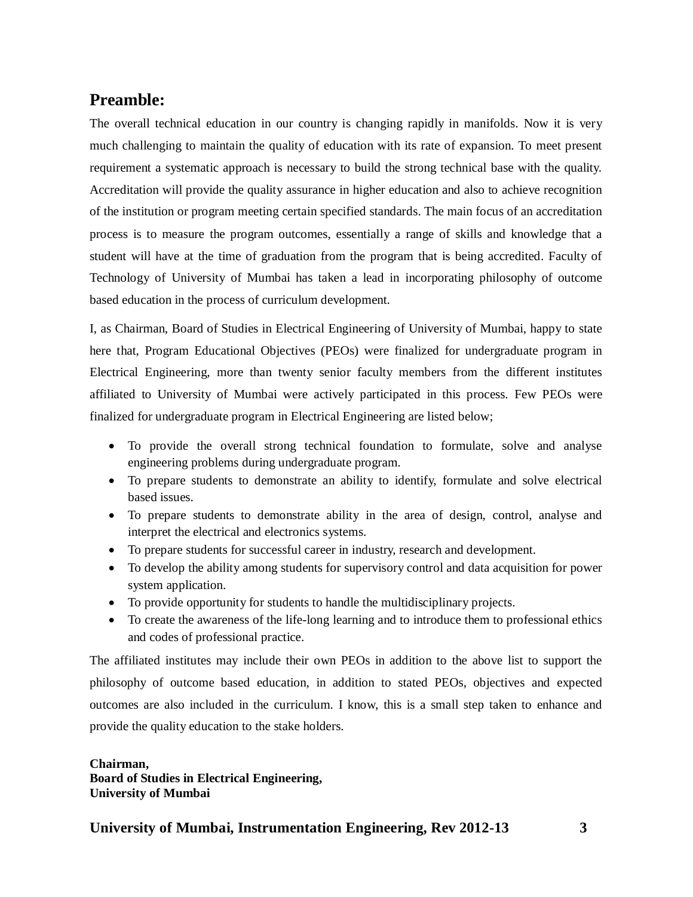## Preamble:

The overall technical education in our country is changing rapidly in manifolds. Now it is very much challenging to maintain the quality of education with its rate of expansion. To meet present requirement a systematic approach is necessary to build the strong technical base with the quality. Accreditation will provide the quality assurance in higher education and also to achieve recognition of the institution or program meeting certain specified standards. The main focus of an accreditation process is to measure the program outcomes, essentially a range of skills and knowledge that a student will have at the time of graduation from the program that is being accredited. Faculty of Technology of University of Mumbai has taken a lead in incorporating philosophy of outcome based education in the process of curriculum development.

I, as Chairman, Board of Studies in Electrical Engineering of University of Mumbai, happy to state here that, Program Educational Objectives (PEOs) were finalized for undergraduate program in Electrical Engineering, more than twenty senior faculty members from the different institutes affiliated to University of Mumbai were actively participated in this process. Few PEOs were finalized for undergraduate program in Electrical Engineering are listed below;

- To provide the overall strong technical foundation to formulate, solve and analyse engineering problems during undergraduate program.
- To prepare students to demonstrate an ability to identify, formulate and solve electrical based issues.
- To prepare students to demonstrate ability in the area of design, control, analyse and interpret the electrical and electronics systems.
- To prepare students for successful career in industry, research and development.
- To develop the ability among students for supervisory control and data acquisition for power system application.
- To provide opportunity for students to handle the multidisciplinary projects.
- To create the awareness of the life-long learning and to introduce them to professional ethics and codes of professional practice.

The affiliated institutes may include their own PEOs in addition to the above list to support the philosophy of outcome based education, in addition to stated PEOs, objectives and expected outcomes are also included in the curriculum. I know, this is a small step taken to enhance and provide the quality education to the stake holders.

**Chairman,**
**Board of Studies in Electrical Engineering,**
**University of Mumbai**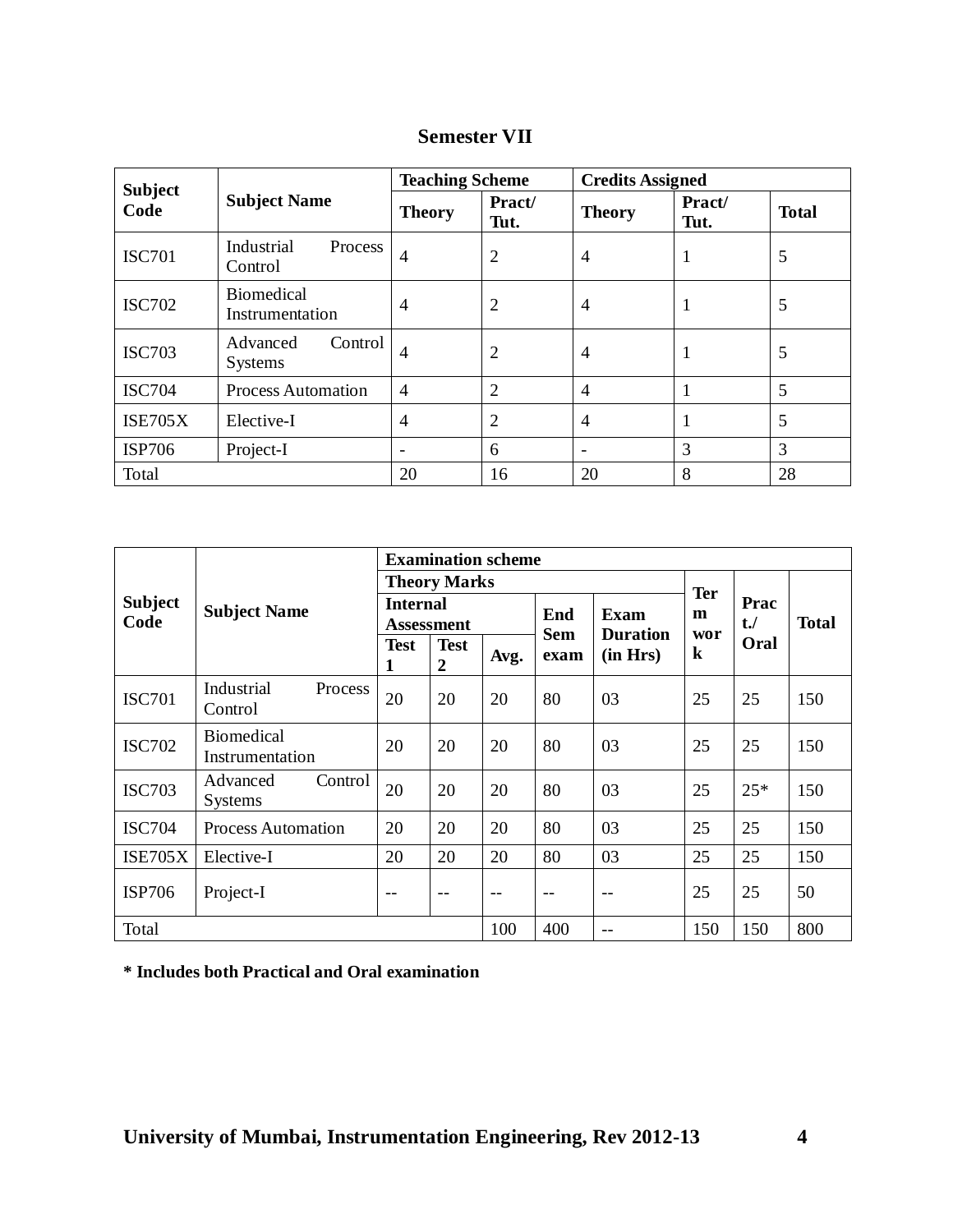## Semester VII

| Subject Code | Subject Name | Teaching Scheme | | Credits Assigned | | |
|---|---|---|---|---|---|---|
| | | Theory | Pract/ Tut. | Theory | Pract/ Tut. | Total |
| ISC701 | Industrial Process Control | 4 | 2 | 4 | 1 | 5 |
| ISC702 | Biomedical Instrumentation | 4 | 2 | 4 | 1 | 5 |
| ISC703 | Advanced Control Systems | 4 | 2 | 4 | 1 | 5 |
| ISC704 | Process Automation | 4 | 2 | 4 | 1 | 5 |
| ISE705X | Elective-I | 4 | 2 | 4 | 1 | 5 |
| ISP706 | Project-I | - | 6 | - | 3 | 3 |
| Total | | 20 | 16 | 20 | 8 | 28 |

| Subject Code | Subject Name | Examination scheme | | | | | | | |
|---|---|---|---|---|---|---|---|---|---|
| | | Theory Marks | | | | | Term work | Pract./ Oral | Total |
| | | Internal Assessment | | | End Sem exam | Exam Duration (in Hrs) | | | |
| | | Test 1 | Test 2 | Avg. | | | | | |
| ISC701 | Industrial Process Control | 20 | 20 | 20 | 80 | 03 | 25 | 25 | 150 |
| ISC702 | Biomedical Instrumentation | 20 | 20 | 20 | 80 | 03 | 25 | 25 | 150 |
| ISC703 | Advanced Control Systems | 20 | 20 | 20 | 80 | 03 | 25 | 25* | 150 |
| ISC704 | Process Automation | 20 | 20 | 20 | 80 | 03 | 25 | 25 | 150 |
| ISE705X | Elective-I | 20 | 20 | 20 | 80 | 03 | 25 | 25 | 150 |
| ISP706 | Project-I | -- | -- | -- | -- | -- | 25 | 25 | 50 |
| Total | | | | 100 | 400 | -- | 150 | 150 | 800 |

**\* Includes both Practical and Oral examination**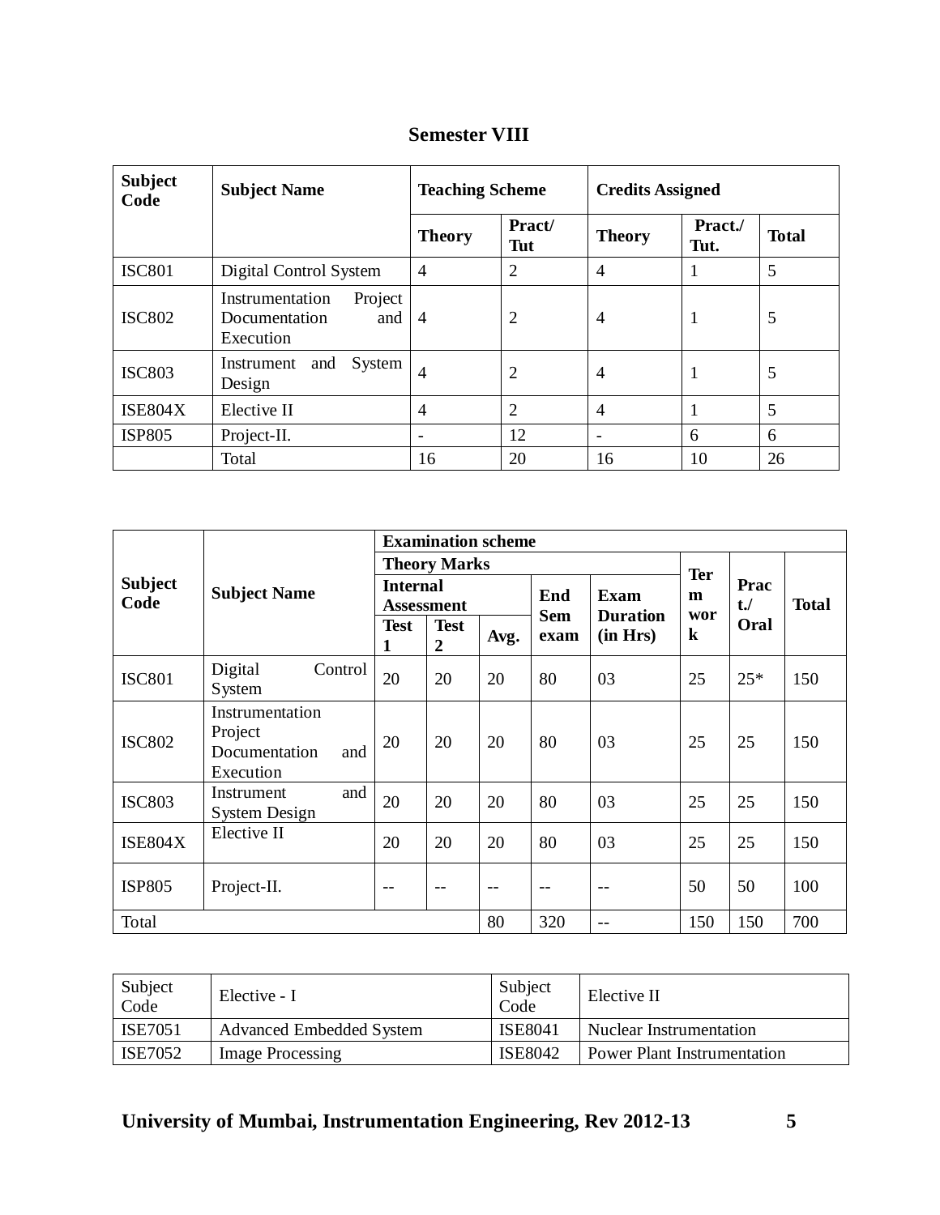## Semester VIII

| Subject Code | Subject Name | Teaching Scheme | | Credits Assigned | | |
|---|---|---|---|---|---|---|
| | | Theory | Pract/ Tut | Theory | Pract./ Tut. | Total |
| ISC801 | Digital Control System | 4 | 2 | 4 | 1 | 5 |
| ISC802 | Instrumentation Project Documentation and Execution | 4 | 2 | 4 | 1 | 5 |
| ISC803 | Instrument and System Design | 4 | 2 | 4 | 1 | 5 |
| ISE804X | Elective II | 4 | 2 | 4 | 1 | 5 |
| ISP805 | Project-II. | - | 12 | - | 6 | 6 |
| | Total | 16 | 20 | 16 | 10 | 26 |

| Subject Code | Subject Name | Examination scheme | | | | | | | |
|---|---|---|---|---|---|---|---|---|---|
| | | Theory Marks | | | | | Term work | Pract./ Oral | Total |
| | | Internal Assessment | | | End Sem exam | Exam Duration (in Hrs) | | | |
| | | Test 1 | Test 2 | Avg. | | | | | |
| ISC801 | Digital Control System | 20 | 20 | 20 | 80 | 03 | 25 | 25* | 150 |
| ISC802 | Instrumentation Project Documentation and Execution | 20 | 20 | 20 | 80 | 03 | 25 | 25 | 150 |
| ISC803 | Instrument and System Design | 20 | 20 | 20 | 80 | 03 | 25 | 25 | 150 |
| ISE804X | Elective II | 20 | 20 | 20 | 80 | 03 | 25 | 25 | 150 |
| ISP805 | Project-II. | -- | -- | -- | -- | -- | 50 | 50 | 100 |
| Total | | | | 80 | 320 | -- | 150 | 150 | 700 |

| Subject Code | Elective - I | Subject Code | Elective II |
|---|---|---|---|
| ISE7051 | Advanced Embedded System | ISE8041 | Nuclear Instrumentation |
| ISE7052 | Image Processing | ISE8042 | Power Plant Instrumentation |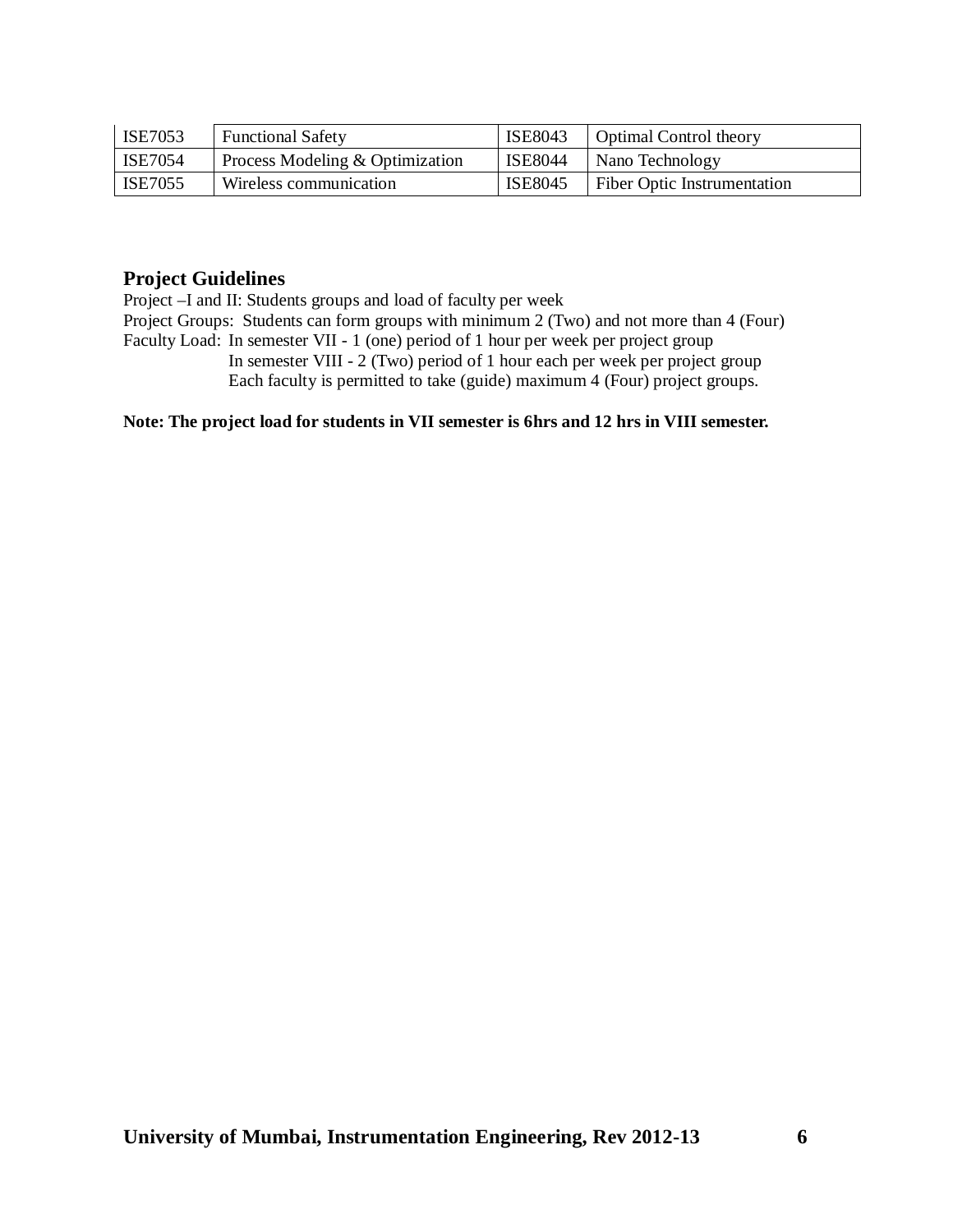| ISE7053 | Functional Safety | ISE8043 | Optimal Control theory |
|---|---|---|---|
| ISE7054 | Process Modeling & Optimization | ISE8044 | Nano Technology |
| ISE7055 | Wireless communication | ISE8045 | Fiber Optic Instrumentation |

## Project Guidelines

Project –I and II: Students groups and load of faculty per week

Project Groups: Students can form groups with minimum 2 (Two) and not more than 4 (Four)

Faculty Load: In semester VII - 1 (one) period of 1 hour per week per project group

In semester VIII - 2 (Two) period of 1 hour each per week per project group

Each faculty is permitted to take (guide) maximum 4 (Four) project groups.

**Note: The project load for students in VII semester is 6hrs and 12 hrs in VIII semester.**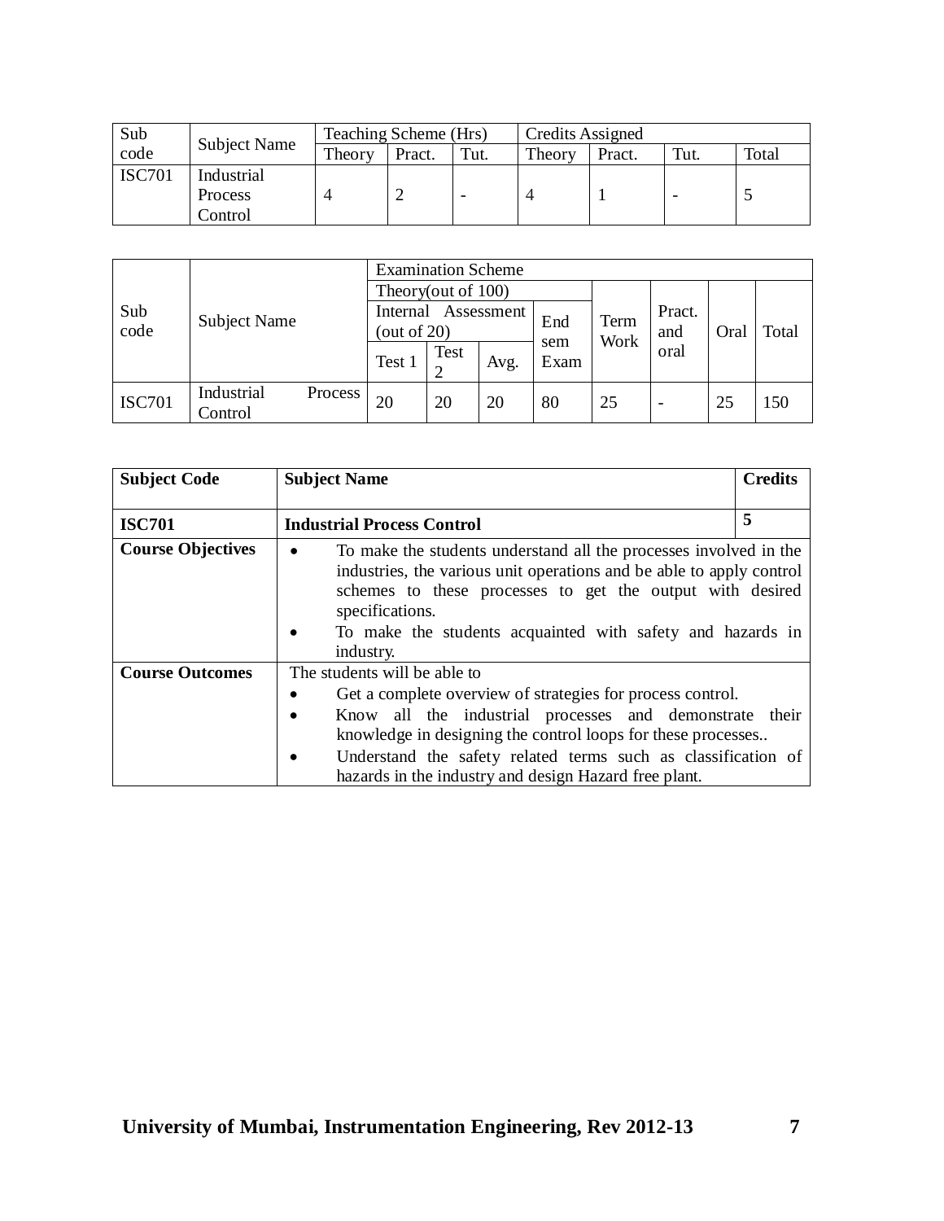| Sub code | Subject Name | Teaching Scheme (Hrs) | | | Credits Assigned | | | |
|---|---|---|---|---|---|---|---|---|
| | | Theory | Pract. | Tut. | Theory | Pract. | Tut. | Total |
| ISC701 | Industrial Process Control | 4 | 2 | - | 4 | 1 | - | 5 |

| Sub code | Subject Name | Examination Scheme | | | | | | | |
|---|---|---|---|---|---|---|---|---|---|
| | | Theory(out of 100) | | | | Term Work | Pract. and oral | Oral | Total |
| | | Internal Assessment (out of 20) | | | End sem Exam | | | | |
| | | Test 1 | Test 2 | Avg. | | | | | |
| ISC701 | Industrial Process Control | 20 | 20 | 20 | 80 | 25 | - | 25 | 150 |

| Subject Code | Subject Name | Credits |
|---|---|---|
| **ISC701** | **Industrial Process Control** | **5** |
| **Course Objectives** | • To make the students understand all the processes involved in the industries, the various unit operations and be able to apply control schemes to these processes to get the output with desired specifications.<br>• To make the students acquainted with safety and hazards in industry. | |
| **Course Outcomes** | The students will be able to<br>• Get a complete overview of strategies for process control.<br>• Know all the industrial processes and demonstrate their knowledge in designing the control loops for these processes..<br>• Understand the safety related terms such as classification of hazards in the industry and design Hazard free plant. | |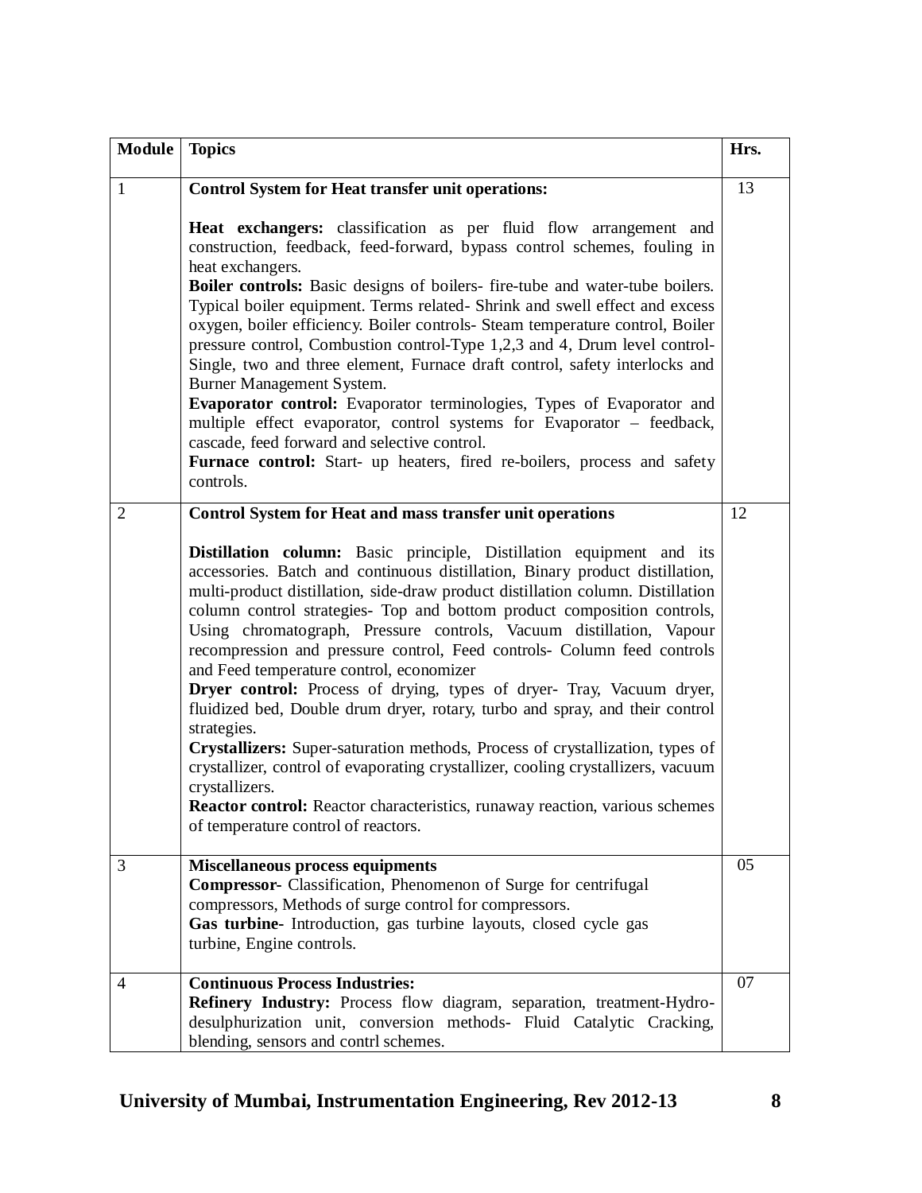| Module | Topics | Hrs. |
|---|---|---|
| 1 | **Control System for Heat transfer unit operations:**<br><br>**Heat exchangers:** classification as per fluid flow arrangement and construction, feedback, feed-forward, bypass control schemes, fouling in heat exchangers.<br>**Boiler controls:** Basic designs of boilers- fire-tube and water-tube boilers. Typical boiler equipment. Terms related- Shrink and swell effect and excess oxygen, boiler efficiency. Boiler controls- Steam temperature control, Boiler pressure control, Combustion control-Type 1,2,3 and 4, Drum level control- Single, two and three element, Furnace draft control, safety interlocks and Burner Management System.<br>**Evaporator control:** Evaporator terminologies, Types of Evaporator and multiple effect evaporator, control systems for Evaporator – feedback, cascade, feed forward and selective control.<br>**Furnace control:** Start- up heaters, fired re-boilers, process and safety controls. | 13 |
| 2 | **Control System for Heat and mass transfer unit operations**<br><br>**Distillation column:** Basic principle, Distillation equipment and its accessories. Batch and continuous distillation, Binary product distillation, multi-product distillation, side-draw product distillation column. Distillation column control strategies- Top and bottom product composition controls, Using chromatograph, Pressure controls, Vacuum distillation, Vapour recompression and pressure control, Feed controls- Column feed controls and Feed temperature control, economizer<br>**Dryer control:** Process of drying, types of dryer- Tray, Vacuum dryer, fluidized bed, Double drum dryer, rotary, turbo and spray, and their control strategies.<br>**Crystallizers:** Super-saturation methods, Process of crystallization, types of crystallizer, control of evaporating crystallizer, cooling crystallizers, vacuum crystallizers.<br>**Reactor control:** Reactor characteristics, runaway reaction, various schemes of temperature control of reactors. | 12 |
| 3 | **Miscellaneous process equipments**<br>**Compressor**- Classification, Phenomenon of Surge for centrifugal compressors, Methods of surge control for compressors.<br>**Gas turbine**- Introduction, gas turbine layouts, closed cycle gas turbine, Engine controls. | 05 |
| 4 | **Continuous Process Industries:**<br>**Refinery Industry:** Process flow diagram, separation, treatment-Hydro-desulphurization unit, conversion methods- Fluid Catalytic Cracking, blending, sensors and contrl schemes. | 07 |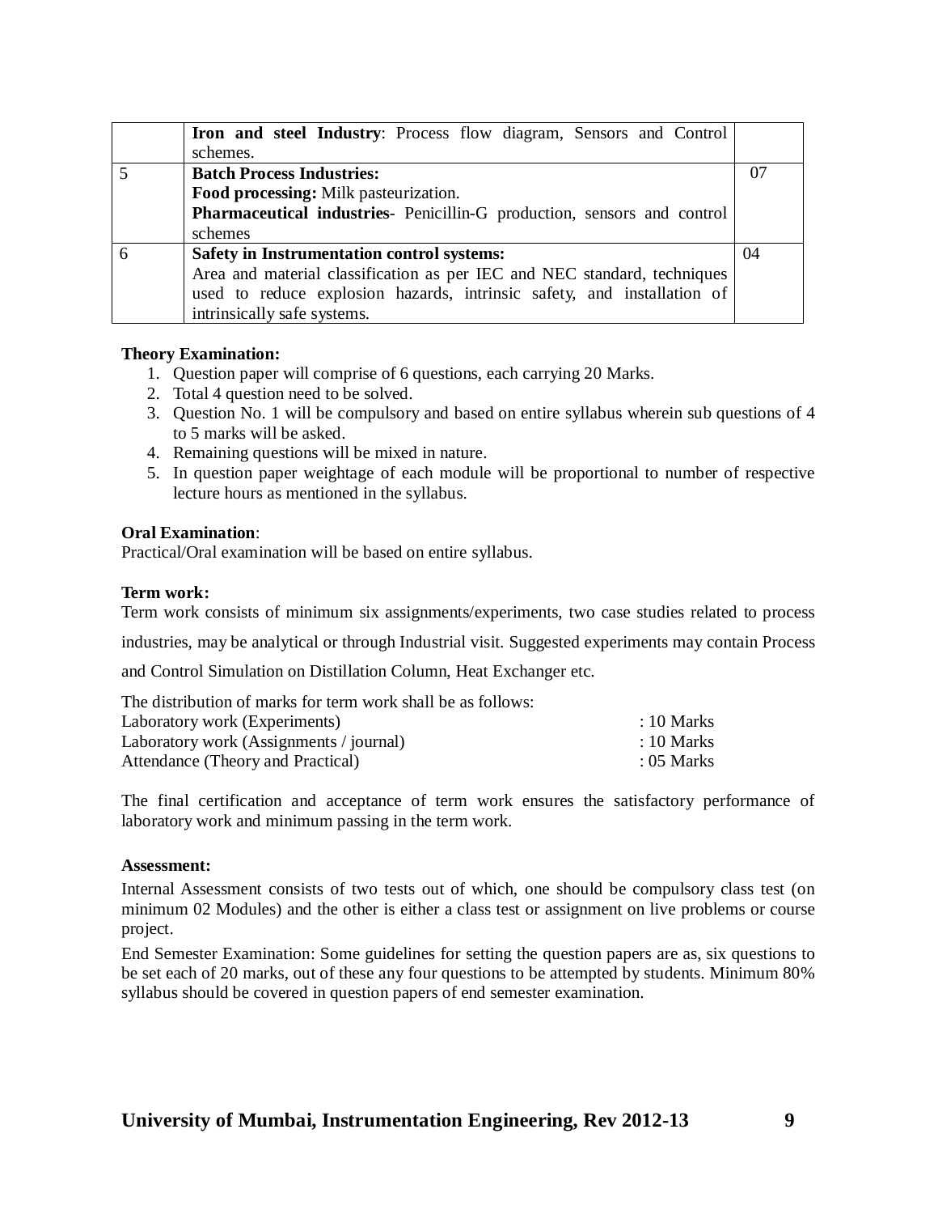| | | |
|---|---|---|
| | **Iron and steel Industry**: Process flow diagram, Sensors and Control schemes. | |
| 5 | **Batch Process Industries:**<br>**Food processing:** Milk pasteurization.<br>**Pharmaceutical industries**- Penicillin-G production, sensors and control schemes | 07 |
| 6 | **Safety in Instrumentation control systems:**<br>Area and material classification as per IEC and NEC standard, techniques used to reduce explosion hazards, intrinsic safety, and installation of intrinsically safe systems. | 04 |

**Theory Examination:**

1. Question paper will comprise of 6 questions, each carrying 20 Marks.
2. Total 4 question need to be solved.
3. Question No. 1 will be compulsory and based on entire syllabus wherein sub questions of 4 to 5 marks will be asked.
4. Remaining questions will be mixed in nature.
5. In question paper weightage of each module will be proportional to number of respective lecture hours as mentioned in the syllabus.

**Oral Examination**:
Practical/Oral examination will be based on entire syllabus.

**Term work:**
Term work consists of minimum six assignments/experiments, two case studies related to process industries, may be analytical or through Industrial visit. Suggested experiments may contain Process and Control Simulation on Distillation Column, Heat Exchanger etc.

The distribution of marks for term work shall be as follows:

| | |
|---|---|
| Laboratory work (Experiments) | : 10 Marks |
| Laboratory work (Assignments / journal) | : 10 Marks |
| Attendance (Theory and Practical) | : 05 Marks |

The final certification and acceptance of term work ensures the satisfactory performance of laboratory work and minimum passing in the term work.

**Assessment:**

Internal Assessment consists of two tests out of which, one should be compulsory class test (on minimum 02 Modules) and the other is either a class test or assignment on live problems or course project.

End Semester Examination: Some guidelines for setting the question papers are as, six questions to be set each of 20 marks, out of these any four questions to be attempted by students. Minimum 80% syllabus should be covered in question papers of end semester examination.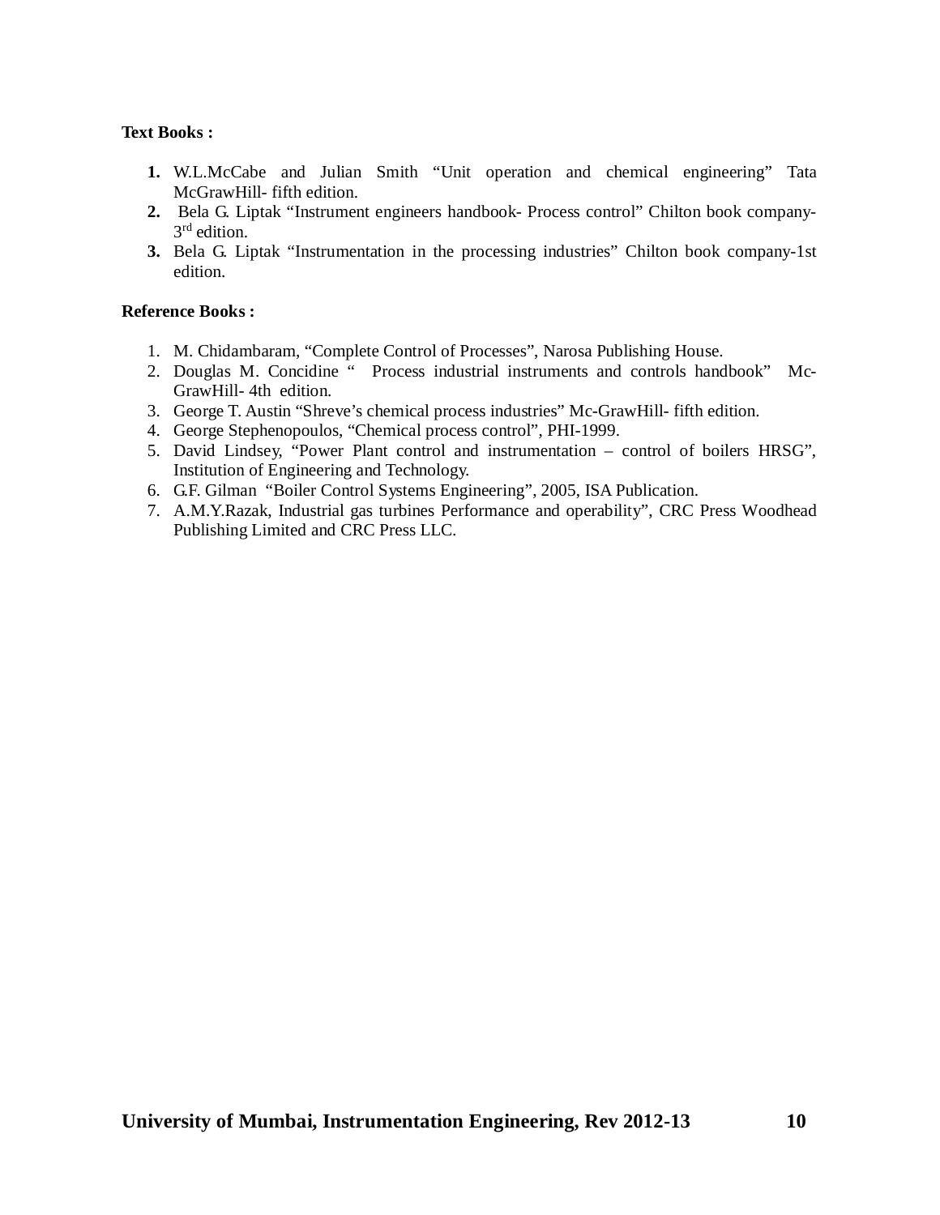**Text Books :**

1. W.L.McCabe and Julian Smith "Unit operation and chemical engineering" Tata McGrawHill- fifth edition.
2. Bela G. Liptak "Instrument engineers handbook- Process control" Chilton book company- 3rd edition.
3. Bela G. Liptak "Instrumentation in the processing industries" Chilton book company-1st edition.

**Reference Books :**

1. M. Chidambaram, "Complete Control of Processes", Narosa Publishing House.
2. Douglas M. Concidine " Process industrial instruments and controls handbook" Mc-GrawHill- 4th edition.
3. George T. Austin "Shreve's chemical process industries" Mc-GrawHill- fifth edition.
4. George Stephenopoulos, "Chemical process control", PHI-1999.
5. David Lindsey, "Power Plant control and instrumentation – control of boilers HRSG", Institution of Engineering and Technology.
6. G.F. Gilman "Boiler Control Systems Engineering", 2005, ISA Publication.
7. A.M.Y.Razak, Industrial gas turbines Performance and operability", CRC Press Woodhead Publishing Limited and CRC Press LLC.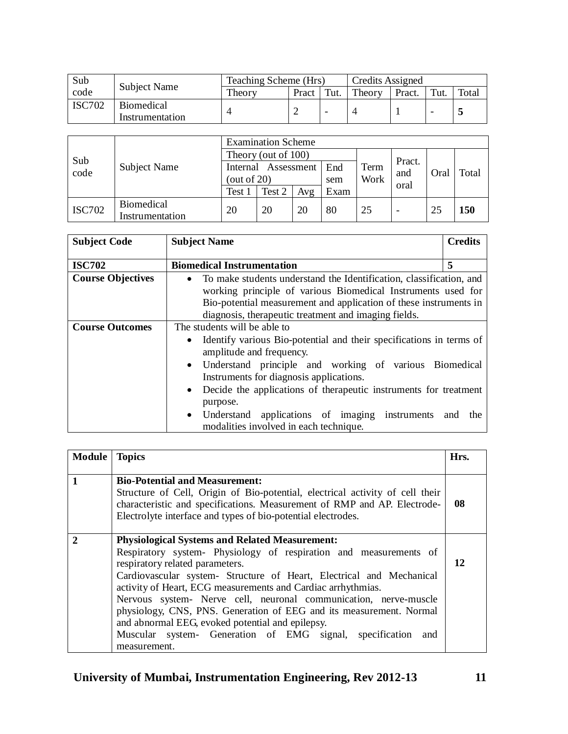| Sub code | Subject Name | Teaching Scheme (Hrs) | | | Credits Assigned | | | |
|---|---|---|---|---|---|---|---|---|
| | | Theory | Pract | Tut. | Theory | Pract. | Tut. | Total |
| ISC702 | Biomedical Instrumentation | 4 | 2 | - | 4 | 1 | - | **5** |

| Sub code | Subject Name | Examination Scheme | | | | | | | |
|---|---|---|---|---|---|---|---|---|---|
| | | Theory (out of 100) | | | | Term Work | Pract. and oral | Oral | Total |
| | | Internal Assessment (out of 20) | | | End sem Exam | | | | |
| | | Test 1 | Test 2 | Avg | | | | | |
| ISC702 | Biomedical Instrumentation | 20 | 20 | 20 | 80 | 25 | - | 25 | **150** |

| **Subject Code** | **Subject Name** | **Credits** |
|---|---|---|
| **ISC702** | **Biomedical Instrumentation** | **5** |
| **Course Objectives** | • To make students understand the Identification, classification, and working principle of various Biomedical Instruments used for Bio-potential measurement and application of these instruments in diagnosis, therapeutic treatment and imaging fields. | |
| **Course Outcomes** | The students will be able to<br>• Identify various Bio-potential and their specifications in terms of amplitude and frequency.<br>• Understand principle and working of various Biomedical Instruments for diagnosis applications.<br>• Decide the applications of therapeutic instruments for treatment purpose.<br>• Understand applications of imaging instruments and the modalities involved in each technique. | |

| **Module** | **Topics** | **Hrs.** |
|---|---|---|
| **1** | **Bio-Potential and Measurement:**<br>Structure of Cell, Origin of Bio-potential, electrical activity of cell their characteristic and specifications. Measurement of RMP and AP. Electrode-Electrolyte interface and types of bio-potential electrodes. | **08** |
| **2** | **Physiological Systems and Related Measurement:**<br>Respiratory system- Physiology of respiration and measurements of respiratory related parameters.<br>Cardiovascular system- Structure of Heart, Electrical and Mechanical activity of Heart, ECG measurements and Cardiac arrhythmias.<br>Nervous system- Nerve cell, neuronal communication, nerve-muscle physiology, CNS, PNS. Generation of EEG and its measurement. Normal and abnormal EEG, evoked potential and epilepsy.<br>Muscular system- Generation of EMG signal, specification and measurement. | **12** |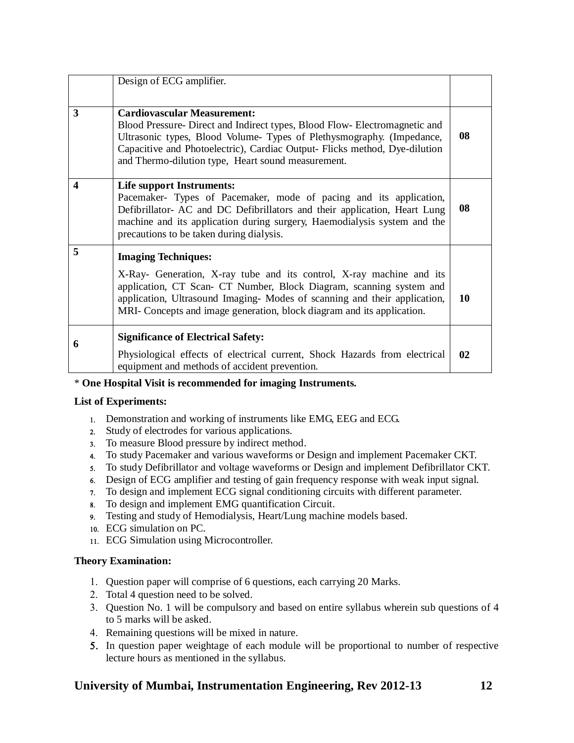| | | |
|---|---|---|
| | Design of ECG amplifier. | |
| 3 | **Cardiovascular Measurement:**<br>Blood Pressure- Direct and Indirect types, Blood Flow- Electromagnetic and Ultrasonic types, Blood Volume- Types of Plethysmography. (Impedance, Capacitive and Photoelectric), Cardiac Output- Flicks method, Dye-dilution and Thermo-dilution type, Heart sound measurement. | 08 |
| 4 | **Life support Instruments:**<br>Pacemaker- Types of Pacemaker, mode of pacing and its application, Defibrillator- AC and DC Defibrillators and their application, Heart Lung machine and its application during surgery, Haemodialysis system and the precautions to be taken during dialysis. | 08 |
| 5 | **Imaging Techniques:**<br>X-Ray- Generation, X-ray tube and its control, X-ray machine and its application, CT Scan- CT Number, Block Diagram, scanning system and application, Ultrasound Imaging- Modes of scanning and their application, MRI- Concepts and image generation, block diagram and its application. | 10 |
| 6 | **Significance of Electrical Safety:**<br>Physiological effects of electrical current, Shock Hazards from electrical equipment and methods of accident prevention. | 02 |

* **One Hospital Visit is recommended for imaging Instruments.**

**List of Experiments:**

1. Demonstration and working of instruments like EMG, EEG and ECG.
2. Study of electrodes for various applications.
3. To measure Blood pressure by indirect method.
4. To study Pacemaker and various waveforms or Design and implement Pacemaker CKT.
5. To study Defibrillator and voltage waveforms or Design and implement Defibrillator CKT.
6. Design of ECG amplifier and testing of gain frequency response with weak input signal.
7. To design and implement ECG signal conditioning circuits with different parameter.
8. To design and implement EMG quantification Circuit.
9. Testing and study of Hemodialysis, Heart/Lung machine models based.
10. ECG simulation on PC.
11. ECG Simulation using Microcontroller.

**Theory Examination:**

1. Question paper will comprise of 6 questions, each carrying 20 Marks.
2. Total 4 question need to be solved.
3. Question No. 1 will be compulsory and based on entire syllabus wherein sub questions of 4 to 5 marks will be asked.
4. Remaining questions will be mixed in nature.
5. In question paper weightage of each module will be proportional to number of respective lecture hours as mentioned in the syllabus.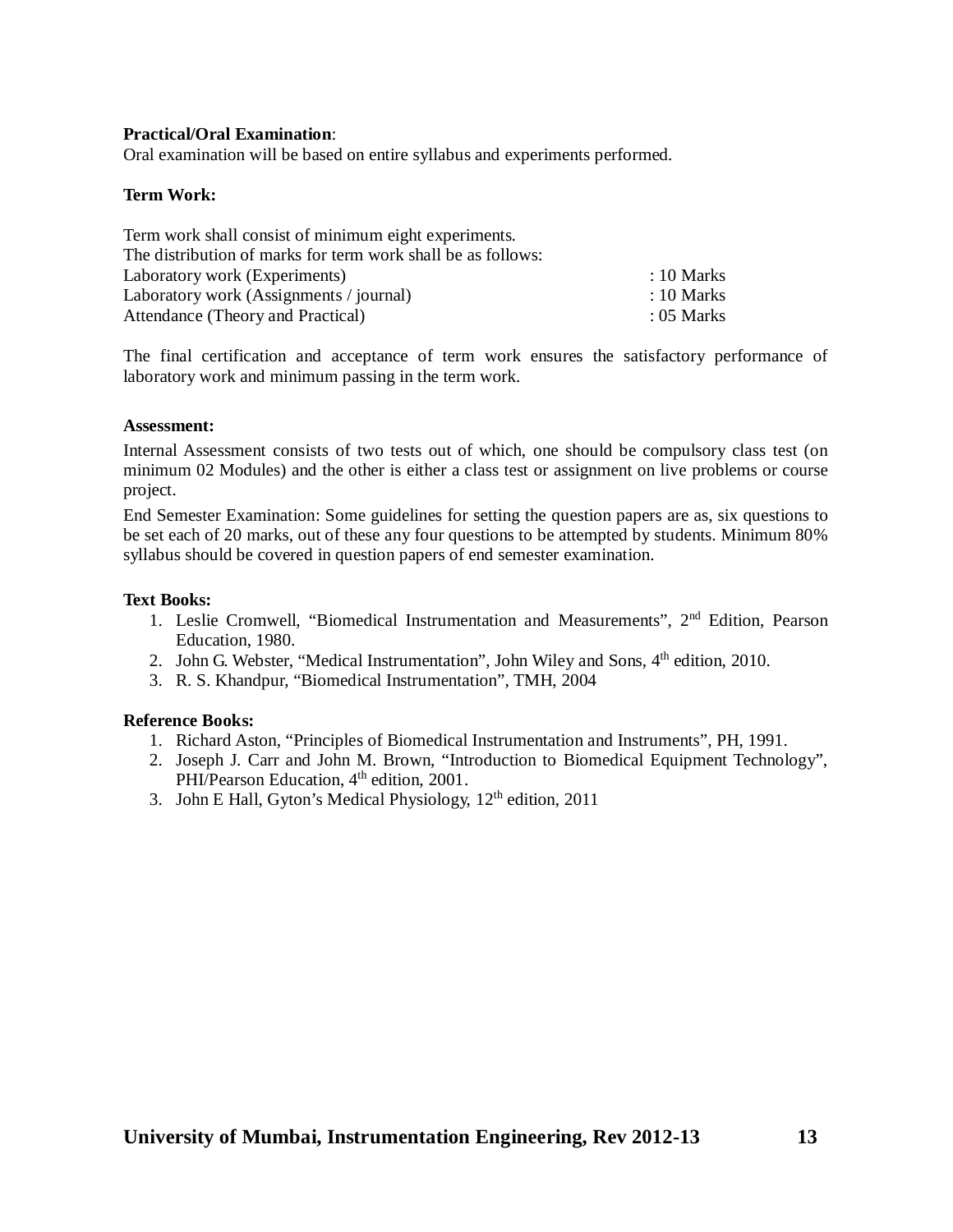**Practical/Oral Examination**:
Oral examination will be based on entire syllabus and experiments performed.

**Term Work:**

Term work shall consist of minimum eight experiments.
The distribution of marks for term work shall be as follows:

| | |
|---|---|
| Laboratory work (Experiments) | : 10 Marks |
| Laboratory work (Assignments / journal) | : 10 Marks |
| Attendance (Theory and Practical) | : 05 Marks |

The final certification and acceptance of term work ensures the satisfactory performance of laboratory work and minimum passing in the term work.

**Assessment:**

Internal Assessment consists of two tests out of which, one should be compulsory class test (on minimum 02 Modules) and the other is either a class test or assignment on live problems or course project.

End Semester Examination: Some guidelines for setting the question papers are as, six questions to be set each of 20 marks, out of these any four questions to be attempted by students. Minimum 80% syllabus should be covered in question papers of end semester examination.

**Text Books:**

1. Leslie Cromwell, "Biomedical Instrumentation and Measurements", 2nd Edition, Pearson Education, 1980.
2. John G. Webster, "Medical Instrumentation", John Wiley and Sons, 4th edition, 2010.
3. R. S. Khandpur, "Biomedical Instrumentation", TMH, 2004

**Reference Books:**

1. Richard Aston, "Principles of Biomedical Instrumentation and Instruments", PH, 1991.
2. Joseph J. Carr and John M. Brown, "Introduction to Biomedical Equipment Technology", PHI/Pearson Education, 4th edition, 2001.
3. John E Hall, Gyton's Medical Physiology, 12th edition, 2011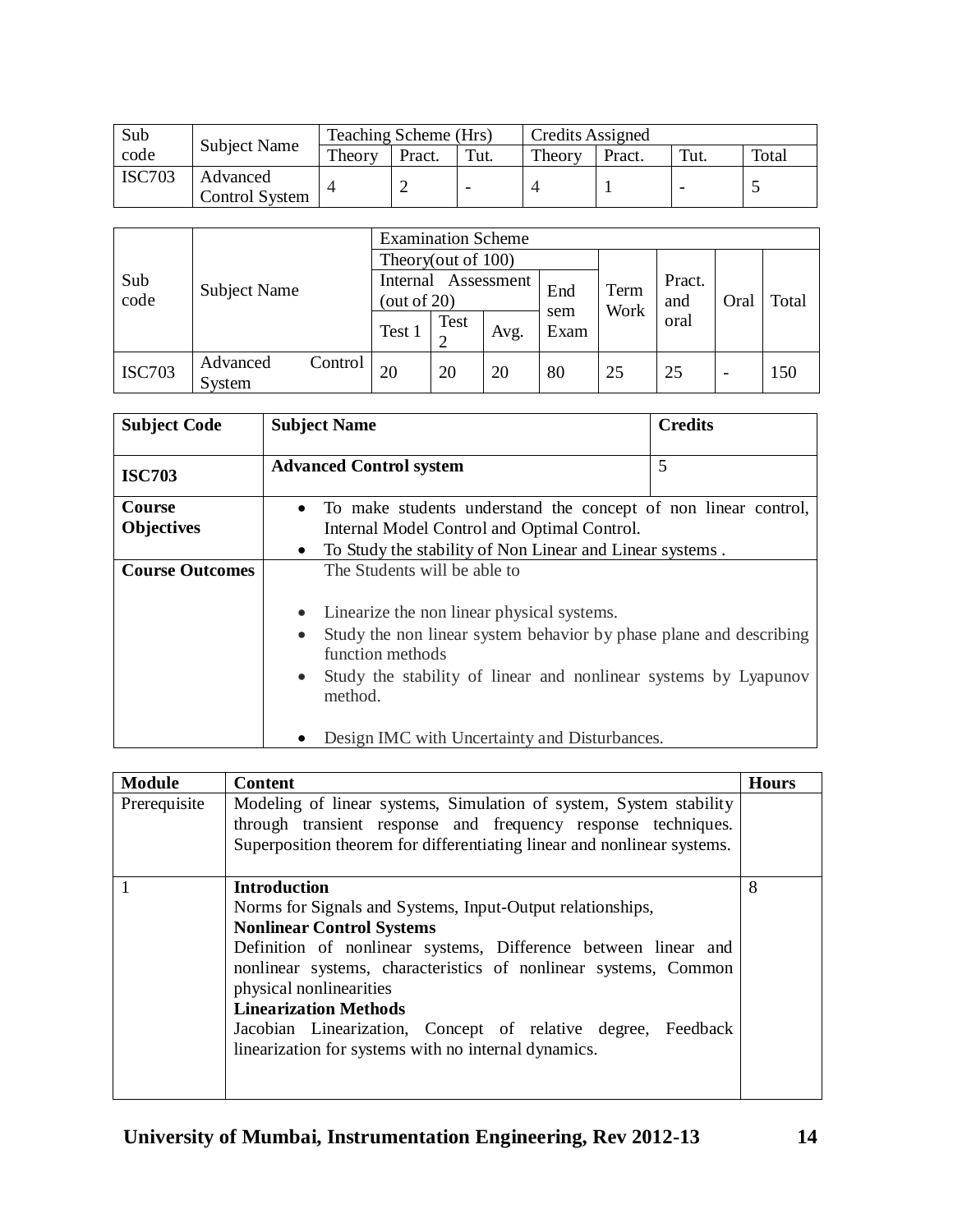| Sub code | Subject Name | Teaching Scheme (Hrs) | | | Credits Assigned | | | |
|---|---|---|---|---|---|---|---|---|
| | | Theory | Pract. | Tut. | Theory | Pract. | Tut. | Total |
| ISC703 | Advanced Control System | 4 | 2 | - | 4 | 1 | - | 5 |

| Sub code | Subject Name | Examination Scheme | | | | | | | |
|---|---|---|---|---|---|---|---|---|---|
| | | Theory(out of 100) | | | | Term Work | Pract. and oral | Oral | Total |
| | | Internal Assessment (out of 20) | | | End sem Exam | | | | |
| | | Test 1 | Test 2 | Avg. | | | | | |
| ISC703 | Advanced Control System | 20 | 20 | 20 | 80 | 25 | 25 | - | 150 |

| **Subject Code** | **Subject Name** | **Credits** |
|---|---|---|
| **ISC703** | **Advanced Control system** | 5 |
| **Course Objectives** | • To make students understand the concept of non linear control, Internal Model Control and Optimal Control.<br>• To Study the stability of Non Linear and Linear systems . | |
| **Course Outcomes** | The Students will be able to<br>• Linearize the non linear physical systems.<br>• Study the non linear system behavior by phase plane and describing function methods<br>• Study the stability of linear and nonlinear systems by Lyapunov method.<br>• Design IMC with Uncertainty and Disturbances. | |

| **Module** | **Content** | **Hours** |
|---|---|---|
| Prerequisite | Modeling of linear systems, Simulation of system, System stability through transient response and frequency response techniques. Superposition theorem for differentiating linear and nonlinear systems. | |
| 1 | **Introduction**<br>Norms for Signals and Systems, Input-Output relationships,<br>**Nonlinear Control Systems**<br>Definition of nonlinear systems, Difference between linear and nonlinear systems, characteristics of nonlinear systems, Common physical nonlinearities<br>**Linearization Methods**<br>Jacobian Linearization, Concept of relative degree, Feedback linearization for systems with no internal dynamics. | 8 |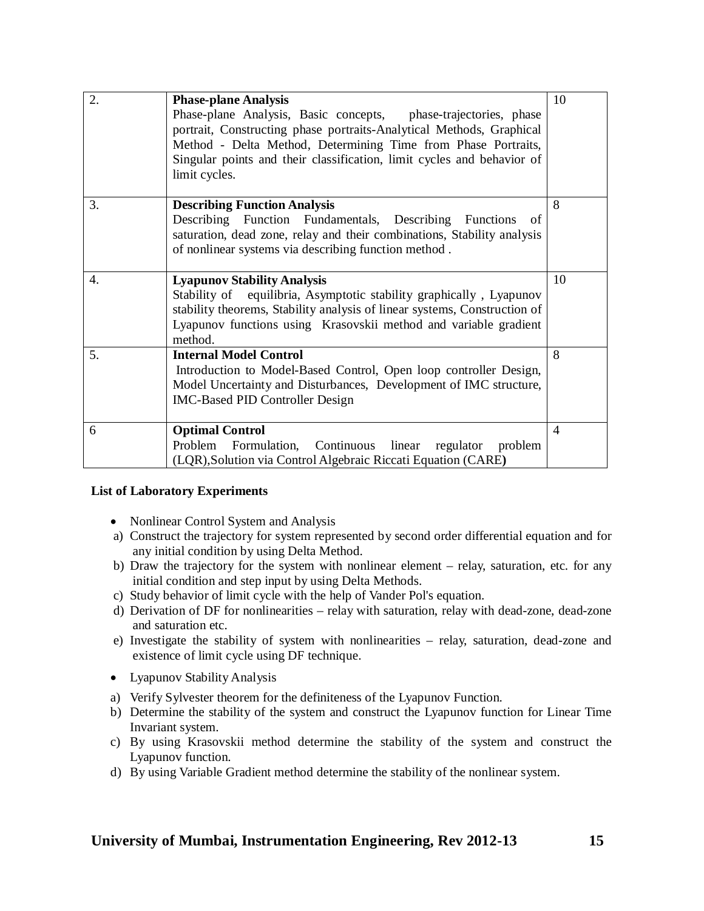| | | |
|---|---|---|
| 2. | **Phase-plane Analysis**<br>Phase-plane Analysis, Basic concepts, phase-trajectories, phase portrait, Constructing phase portraits-Analytical Methods, Graphical Method - Delta Method, Determining Time from Phase Portraits, Singular points and their classification, limit cycles and behavior of limit cycles. | 10 |
| 3. | **Describing Function Analysis**<br>Describing Function Fundamentals, Describing Functions of saturation, dead zone, relay and their combinations, Stability analysis of nonlinear systems via describing function method . | 8 |
| 4. | **Lyapunov Stability Analysis**<br>Stability of equilibria, Asymptotic stability graphically , Lyapunov stability theorems, Stability analysis of linear systems, Construction of Lyapunov functions using Krasovskii method and variable gradient method. | 10 |
| 5. | **Internal Model Control**<br>Introduction to Model-Based Control, Open loop controller Design, Model Uncertainty and Disturbances, Development of IMC structure, IMC-Based PID Controller Design | 8 |
| 6 | **Optimal Control**<br>Problem Formulation, Continuous linear regulator problem (LQR),Solution via Control Algebraic Riccati Equation (CARE**)** | 4 |

**List of Laboratory Experiments**

- Nonlinear Control System and Analysis

a) Construct the trajectory for system represented by second order differential equation and for any initial condition by using Delta Method.
b) Draw the trajectory for the system with nonlinear element – relay, saturation, etc. for any initial condition and step input by using Delta Methods.
c) Study behavior of limit cycle with the help of Vander Pol's equation.
d) Derivation of DF for nonlinearities – relay with saturation, relay with dead-zone, dead-zone and saturation etc.
e) Investigate the stability of system with nonlinearities – relay, saturation, dead-zone and existence of limit cycle using DF technique.

- Lyapunov Stability Analysis

a) Verify Sylvester theorem for the definiteness of the Lyapunov Function.
b) Determine the stability of the system and construct the Lyapunov function for Linear Time Invariant system.
c) By using Krasovskii method determine the stability of the system and construct the Lyapunov function.
d) By using Variable Gradient method determine the stability of the nonlinear system.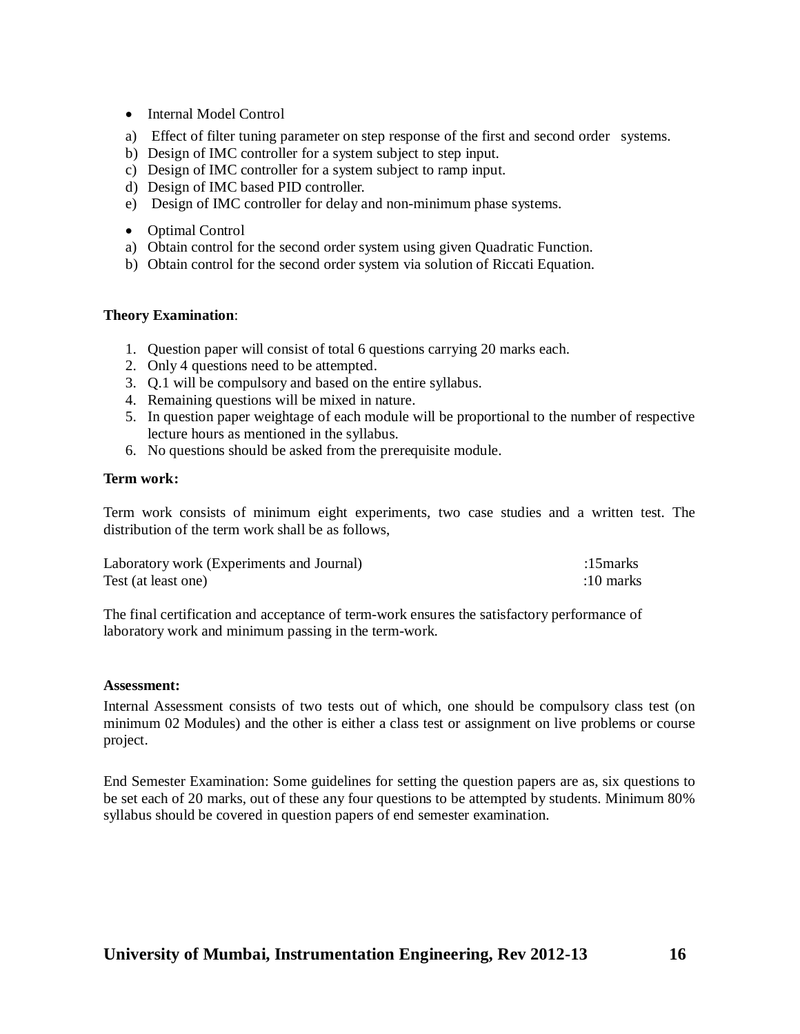- Internal Model Control

a) Effect of filter tuning parameter on step response of the first and second order systems.
b) Design of IMC controller for a system subject to step input.
c) Design of IMC controller for a system subject to ramp input.
d) Design of IMC based PID controller.
e) Design of IMC controller for delay and non-minimum phase systems.

- Optimal Control

a) Obtain control for the second order system using given Quadratic Function.
b) Obtain control for the second order system via solution of Riccati Equation.

**Theory Examination**:

1. Question paper will consist of total 6 questions carrying 20 marks each.
2. Only 4 questions need to be attempted.
3. Q.1 will be compulsory and based on the entire syllabus.
4. Remaining questions will be mixed in nature.
5. In question paper weightage of each module will be proportional to the number of respective lecture hours as mentioned in the syllabus.
6. No questions should be asked from the prerequisite module.

**Term work:**

Term work consists of minimum eight experiments, two case studies and a written test. The distribution of the term work shall be as follows,

Laboratory work (Experiments and Journal) :15marks
Test (at least one) :10 marks

The final certification and acceptance of term-work ensures the satisfactory performance of laboratory work and minimum passing in the term-work.

**Assessment:**

Internal Assessment consists of two tests out of which, one should be compulsory class test (on minimum 02 Modules) and the other is either a class test or assignment on live problems or course project.

End Semester Examination: Some guidelines for setting the question papers are as, six questions to be set each of 20 marks, out of these any four questions to be attempted by students. Minimum 80% syllabus should be covered in question papers of end semester examination.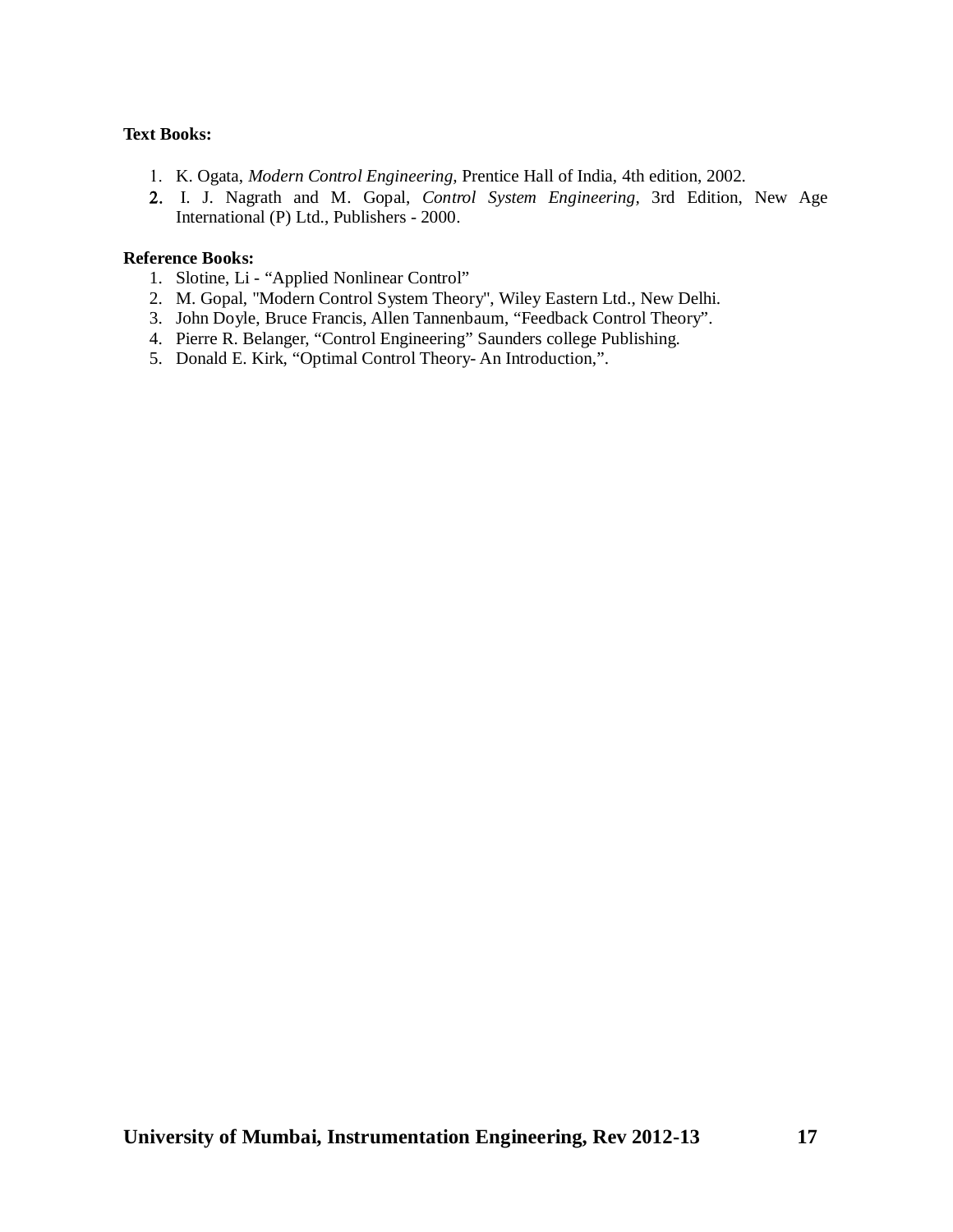**Text Books:**

1. K. Ogata, *Modern Control Engineering,* Prentice Hall of India, 4th edition, 2002.
2. I. J. Nagrath and M. Gopal, *Control System Engineering*, 3rd Edition, New Age International (P) Ltd., Publishers - 2000.

**Reference Books:**

1. Slotine, Li - "Applied Nonlinear Control"
2. M. Gopal, "Modern Control System Theory", Wiley Eastern Ltd., New Delhi.
3. John Doyle, Bruce Francis, Allen Tannenbaum, "Feedback Control Theory".
4. Pierre R. Belanger, "Control Engineering" Saunders college Publishing.
5. Donald E. Kirk, "Optimal Control Theory- An Introduction,".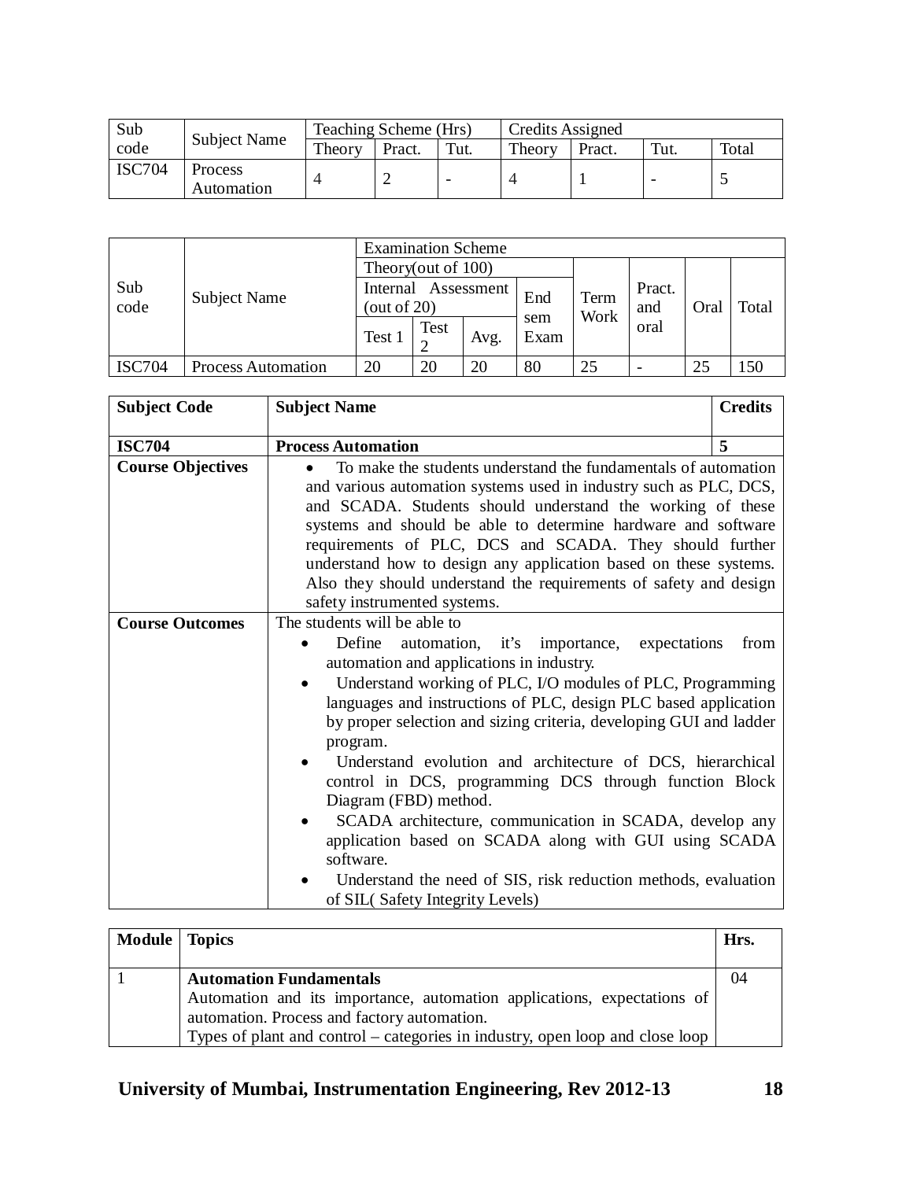| Sub code | Subject Name | Teaching Scheme (Hrs) | | | Credits Assigned | | | |
|---|---|---|---|---|---|---|---|---|
| | | Theory | Pract. | Tut. | Theory | Pract. | Tut. | Total |
| ISC704 | Process Automation | 4 | 2 | - | 4 | 1 | - | 5 |

| Sub code | Subject Name | Examination Scheme | | | | | | | |
|---|---|---|---|---|---|---|---|---|---|
| | | Theory(out of 100) | | | | Term Work | Pract. and oral | Oral | Total |
| | | Internal Assessment (out of 20) | | | End sem Exam | | | | |
| | | Test 1 | Test 2 | Avg. | | | | | |
| ISC704 | Process Automation | 20 | 20 | 20 | 80 | 25 | - | 25 | 150 |

| **Subject Code** | **Subject Name** | **Credits** |
|---|---|---|
| **ISC704** | **Process Automation** | **5** |
| **Course Objectives** | • To make the students understand the fundamentals of automation and various automation systems used in industry such as PLC, DCS, and SCADA. Students should understand the working of these systems and should be able to determine hardware and software requirements of PLC, DCS and SCADA. They should further understand how to design any application based on these systems. Also they should understand the requirements of safety and design safety instrumented systems. | |
| **Course Outcomes** | The students will be able to<br>• Define automation, it's importance, expectations from automation and applications in industry.<br>• Understand working of PLC, I/O modules of PLC, Programming languages and instructions of PLC, design PLC based application by proper selection and sizing criteria, developing GUI and ladder program.<br>• Understand evolution and architecture of DCS, hierarchical control in DCS, programming DCS through function Block Diagram (FBD) method.<br>• SCADA architecture, communication in SCADA, develop any application based on SCADA along with GUI using SCADA software.<br>• Understand the need of SIS, risk reduction methods, evaluation of SIL( Safety Integrity Levels) | |

| Module | Topics | Hrs. |
|---|---|---|
| 1 | **Automation Fundamentals**<br>Automation and its importance, automation applications, expectations of automation. Process and factory automation.<br>Types of plant and control – categories in industry, open loop and close loop | 04 |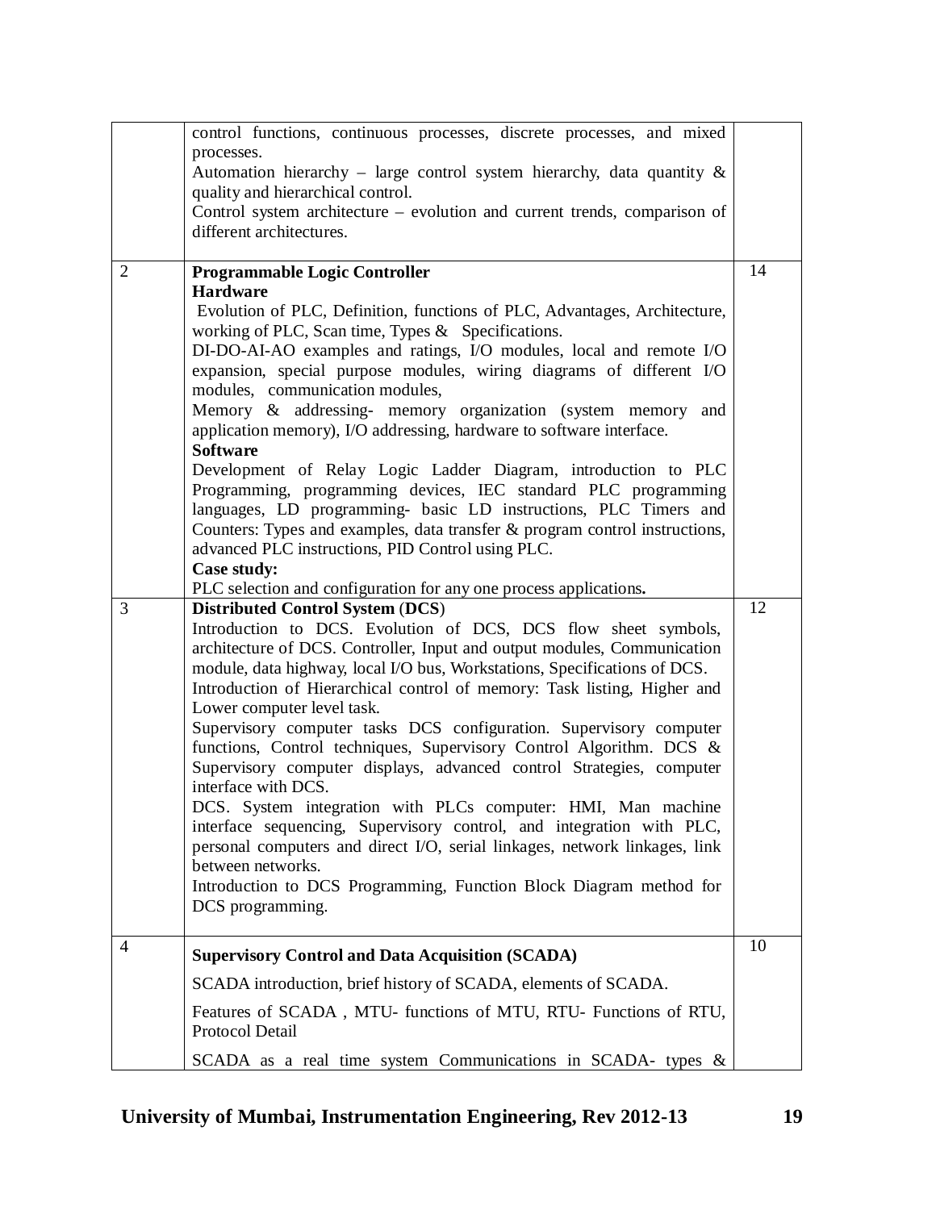| | | |
|---|---|---|
| | control functions, continuous processes, discrete processes, and mixed processes.<br>Automation hierarchy – large control system hierarchy, data quantity & quality and hierarchical control.<br>Control system architecture – evolution and current trends, comparison of different architectures. | |
| 2 | **Programmable Logic Controller**<br>**Hardware**<br>Evolution of PLC, Definition, functions of PLC, Advantages, Architecture, working of PLC, Scan time, Types & Specifications.<br>DI-DO-AI-AO examples and ratings, I/O modules, local and remote I/O expansion, special purpose modules, wiring diagrams of different I/O modules, communication modules,<br>Memory & addressing- memory organization (system memory and application memory), I/O addressing, hardware to software interface.<br>**Software**<br>Development of Relay Logic Ladder Diagram, introduction to PLC Programming, programming devices, IEC standard PLC programming languages, LD programming- basic LD instructions, PLC Timers and Counters: Types and examples, data transfer & program control instructions, advanced PLC instructions, PID Control using PLC.<br>**Case study:**<br>PLC selection and configuration for any one process applications**.** | 14 |
| 3 | **Distributed Control System** (**DCS**)<br>Introduction to DCS. Evolution of DCS, DCS flow sheet symbols, architecture of DCS. Controller, Input and output modules, Communication module, data highway, local I/O bus, Workstations, Specifications of DCS.<br>Introduction of Hierarchical control of memory: Task listing, Higher and Lower computer level task.<br>Supervisory computer tasks DCS configuration. Supervisory computer functions, Control techniques, Supervisory Control Algorithm. DCS & Supervisory computer displays, advanced control Strategies, computer interface with DCS.<br>DCS. System integration with PLCs computer: HMI, Man machine interface sequencing, Supervisory control, and integration with PLC, personal computers and direct I/O, serial linkages, network linkages, link between networks.<br>Introduction to DCS Programming, Function Block Diagram method for DCS programming. | 12 |
| 4 | **Supervisory Control and Data Acquisition (SCADA)**<br>SCADA introduction, brief history of SCADA, elements of SCADA.<br>Features of SCADA , MTU- functions of MTU, RTU- Functions of RTU, Protocol Detail<br>SCADA as a real time system Communications in SCADA- types & | 10 |

**University of Mumbai, Instrumentation Engineering, Rev 2012-13**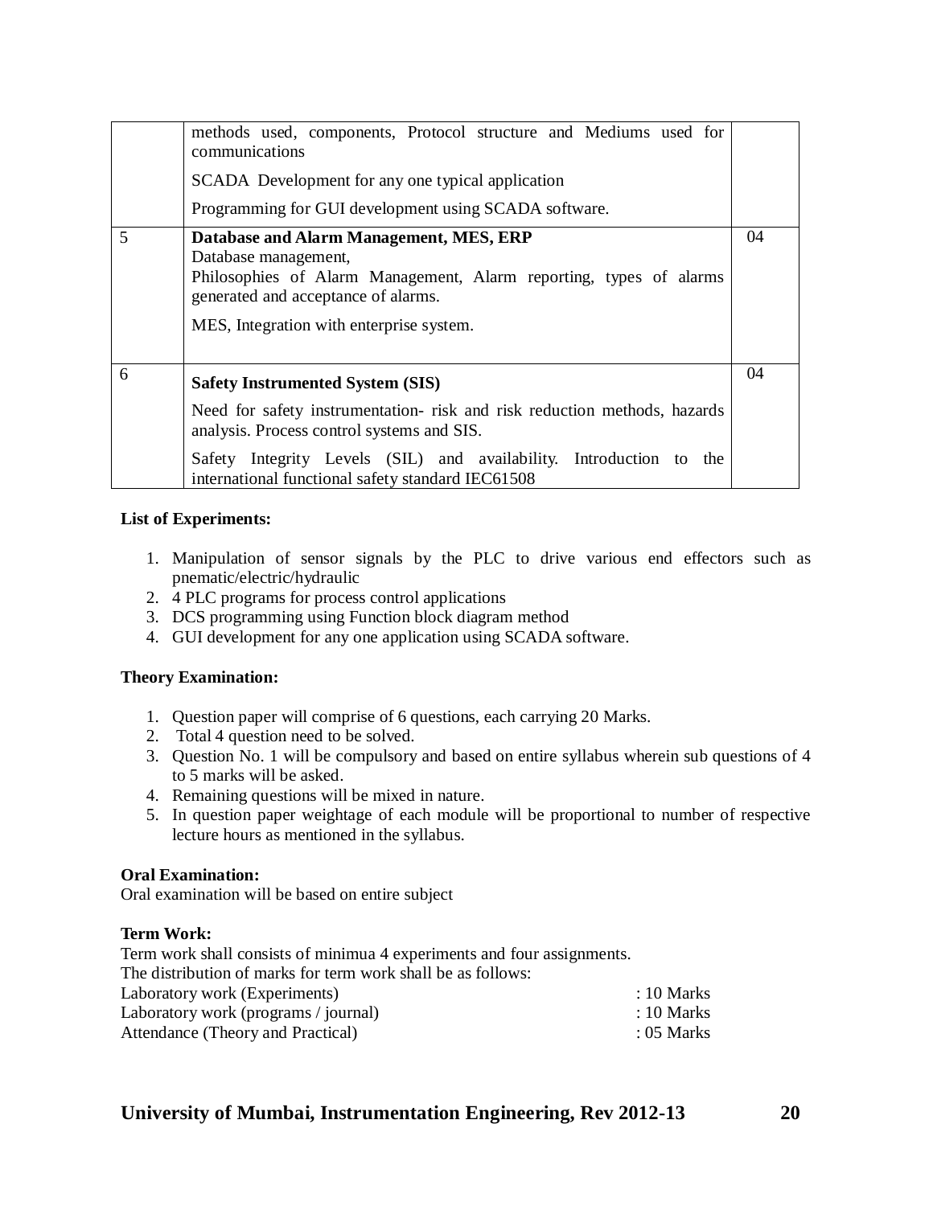| | | |
|---|---|---|
| | methods used, components, Protocol structure and Mediums used for communications<br><br>SCADA Development for any one typical application<br><br>Programming for GUI development using SCADA software. | |
| 5 | **Database and Alarm Management, MES, ERP**<br>Database management,<br>Philosophies of Alarm Management, Alarm reporting, types of alarms generated and acceptance of alarms.<br><br>MES, Integration with enterprise system. | 04 |
| 6 | **Safety Instrumented System (SIS)**<br><br>Need for safety instrumentation- risk and risk reduction methods, hazards analysis. Process control systems and SIS.<br><br>Safety Integrity Levels (SIL) and availability. Introduction to the international functional safety standard IEC61508 | 04 |

**List of Experiments:**

1. Manipulation of sensor signals by the PLC to drive various end effectors such as pnematic/electric/hydraulic
2. 4 PLC programs for process control applications
3. DCS programming using Function block diagram method
4. GUI development for any one application using SCADA software.

**Theory Examination:**

1. Question paper will comprise of 6 questions, each carrying 20 Marks.
2. Total 4 question need to be solved.
3. Question No. 1 will be compulsory and based on entire syllabus wherein sub questions of 4 to 5 marks will be asked.
4. Remaining questions will be mixed in nature.
5. In question paper weightage of each module will be proportional to number of respective lecture hours as mentioned in the syllabus.

**Oral Examination:**
Oral examination will be based on entire subject

**Term Work:**
Term work shall consists of minimua 4 experiments and four assignments.
The distribution of marks for term work shall be as follows:

| | |
|---|---|
| Laboratory work (Experiments) | : 10 Marks |
| Laboratory work (programs / journal) | : 10 Marks |
| Attendance (Theory and Practical) | : 05 Marks |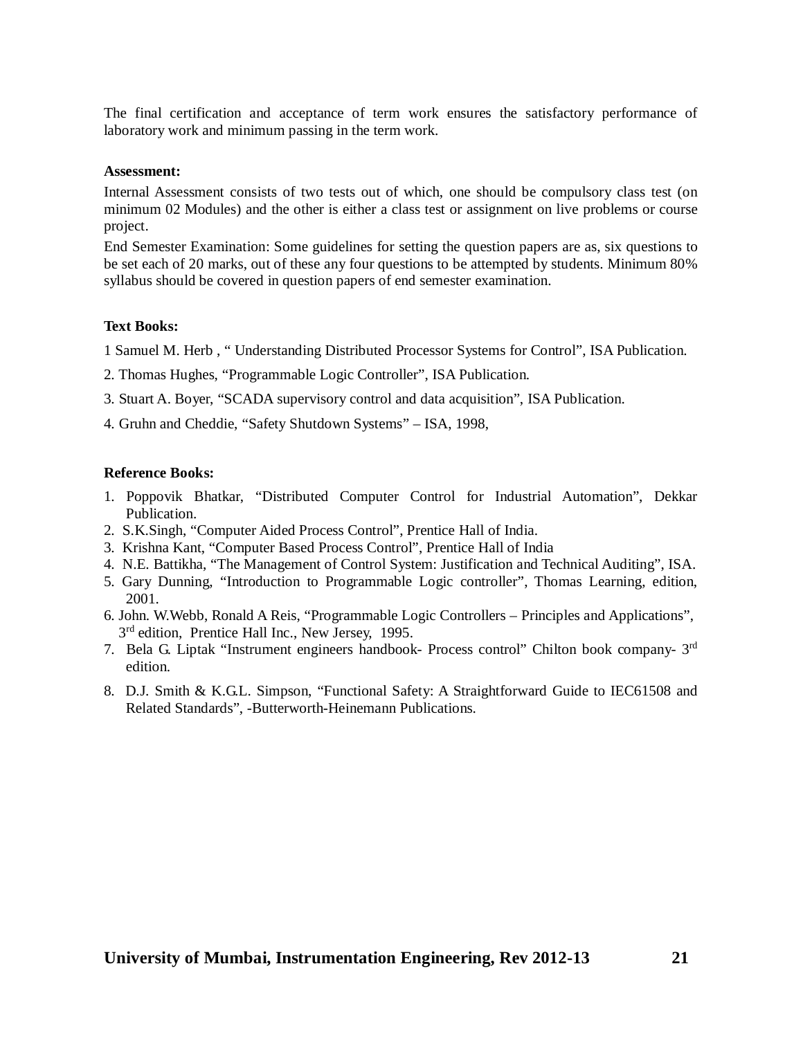The final certification and acceptance of term work ensures the satisfactory performance of laboratory work and minimum passing in the term work.

**Assessment:**

Internal Assessment consists of two tests out of which, one should be compulsory class test (on minimum 02 Modules) and the other is either a class test or assignment on live problems or course project.

End Semester Examination: Some guidelines for setting the question papers are as, six questions to be set each of 20 marks, out of these any four questions to be attempted by students. Minimum 80% syllabus should be covered in question papers of end semester examination.

**Text Books:**

1 Samuel M. Herb , " Understanding Distributed Processor Systems for Control", ISA Publication.

2. Thomas Hughes, "Programmable Logic Controller", ISA Publication.

3. Stuart A. Boyer, "SCADA supervisory control and data acquisition", ISA Publication.

4. Gruhn and Cheddie, "Safety Shutdown Systems" – ISA, 1998,

**Reference Books:**

1. Poppovik Bhatkar, "Distributed Computer Control for Industrial Automation", Dekkar Publication.
2. S.K.Singh, "Computer Aided Process Control", Prentice Hall of India.
3. Krishna Kant, "Computer Based Process Control", Prentice Hall of India
4. N.E. Battikha, "The Management of Control System: Justification and Technical Auditing", ISA.
5. Gary Dunning, "Introduction to Programmable Logic controller", Thomas Learning, edition, 2001.
6. John. W.Webb, Ronald A Reis, "Programmable Logic Controllers – Principles and Applications", 3rd edition, Prentice Hall Inc., New Jersey, 1995.
7. Bela G. Liptak "Instrument engineers handbook- Process control" Chilton book company- 3rd edition.
8. D.J. Smith & K.G.L. Simpson, "Functional Safety: A Straightforward Guide to IEC61508 and Related Standards", -Butterworth-Heinemann Publications.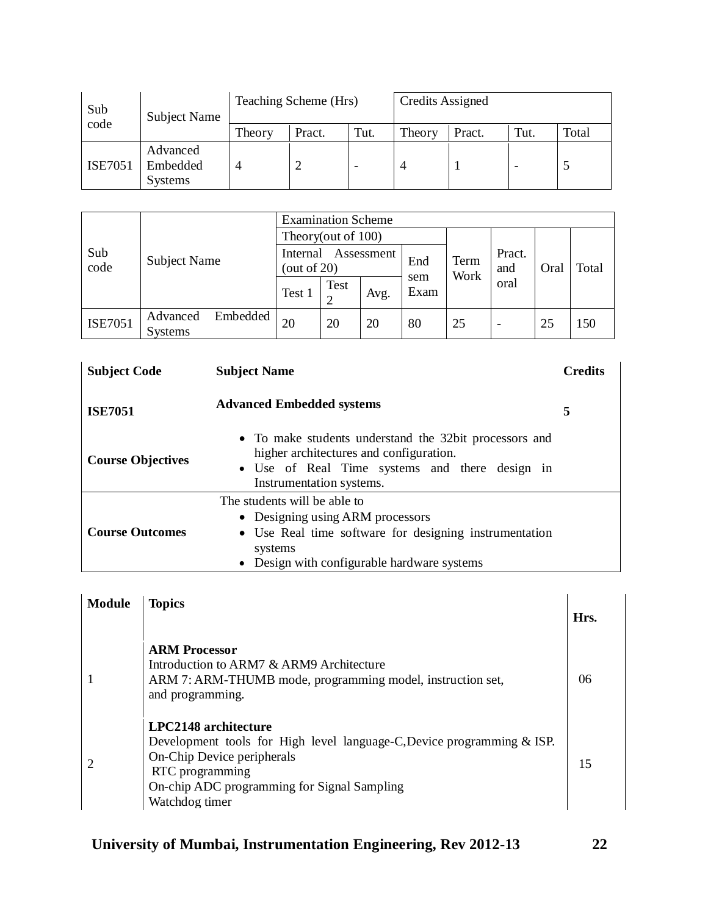| Sub code | Subject Name | Teaching Scheme (Hrs) | | | Credits Assigned | | | |
|---|---|---|---|---|---|---|---|---|
| | | Theory | Pract. | Tut. | Theory | Pract. | Tut. | Total |
| ISE7051 | Advanced Embedded Systems | 4 | 2 | - | 4 | 1 | - | 5 |

| Sub code | Subject Name | Examination Scheme | | | | | | | |
|---|---|---|---|---|---|---|---|---|---|
| | | Theory(out of 100) | | | | Term Work | Pract. and oral | Oral | Total |
| | | Internal Assessment (out of 20) | | | End sem Exam | | | | |
| | | Test 1 | Test 2 | Avg. | | | | | |
| ISE7051 | Advanced Embedded Systems | 20 | 20 | 20 | 80 | 25 | - | 25 | 150 |

| **Subject Code** | **Subject Name** | **Credits** |
|---|---|---|
| **ISE7051** | **Advanced Embedded systems** | **5** |
| **Course Objectives** | • To make students understand the 32bit processors and higher architectures and configuration.<br>• Use of Real Time systems and there design in Instrumentation systems. | |
| **Course Outcomes** | The students will be able to<br>• Designing using ARM processors<br>• Use Real time software for designing instrumentation systems<br>• Design with configurable hardware systems | |

| **Module** | **Topics** | **Hrs.** |
|---|---|---|
| 1 | **ARM Processor**<br>Introduction to ARM7 & ARM9 Architecture<br>ARM 7: ARM-THUMB mode, programming model, instruction set, and programming. | 06 |
| 2 | **LPC2148 architecture**<br>Development tools for High level language-C,Device programming & ISP.<br>On-Chip Device peripherals<br>RTC programming<br>On-chip ADC programming for Signal Sampling<br>Watchdog timer | 15 |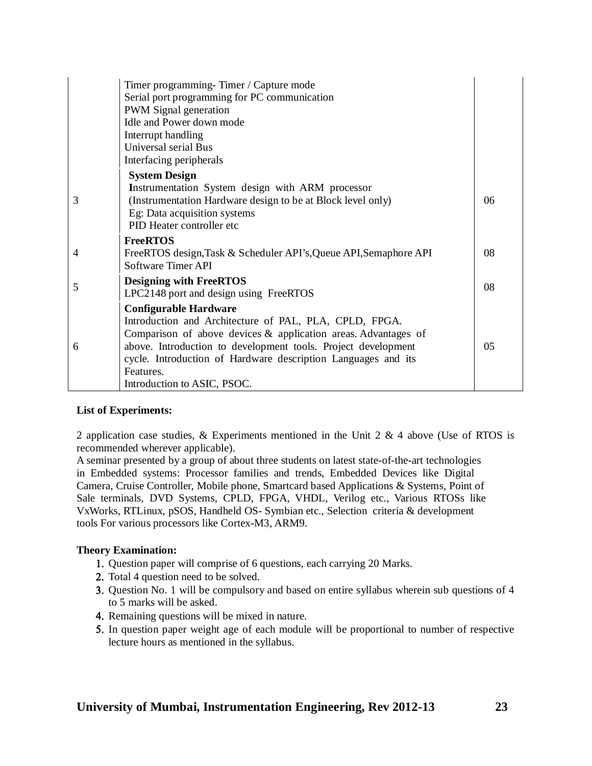| | | |
|---|---|---|
| | Timer programming- Timer / Capture mode<br>Serial port programming for PC communication<br>PWM Signal generation<br>Idle and Power down mode<br>Interrupt handling<br>Universal serial Bus<br>Interfacing peripherals | |
| 3 | **System Design**<br>Instrumentation System design with ARM processor<br>(Instrumentation Hardware design to be at Block level only)<br>Eg: Data acquisition systems<br>PID Heater controller etc | 06 |
| 4 | **FreeRTOS**<br>FreeRTOS design,Task & Scheduler API's,Queue API,Semaphore API<br>Software Timer API | 08 |
| 5 | **Designing with FreeRTOS**<br>LPC2148 port and design using FreeRTOS | 08 |
| 6 | **Configurable Hardware**<br>Introduction and Architecture of PAL, PLA, CPLD, FPGA. Comparison of above devices & application areas. Advantages of above. Introduction to development tools. Project development cycle. Introduction of Hardware description Languages and its Features.<br>Introduction to ASIC, PSOC. | 05 |

**List of Experiments:**

2 application case studies, & Experiments mentioned in the Unit 2 & 4 above (Use of RTOS is recommended wherever applicable).

A seminar presented by a group of about three students on latest state-of-the-art technologies in Embedded systems: Processor families and trends, Embedded Devices like Digital Camera, Cruise Controller, Mobile phone, Smartcard based Applications & Systems, Point of Sale terminals, DVD Systems, CPLD, FPGA, VHDL, Verilog etc., Various RTOSs like VxWorks, RTLinux, pSOS, Handheld OS- Symbian etc., Selection criteria & development tools For various processors like Cortex-M3, ARM9.

**Theory Examination:**

1. Question paper will comprise of 6 questions, each carrying 20 Marks.
2. Total 4 question need to be solved.
3. Question No. 1 will be compulsory and based on entire syllabus wherein sub questions of 4 to 5 marks will be asked.
4. Remaining questions will be mixed in nature.
5. In question paper weight age of each module will be proportional to number of respective lecture hours as mentioned in the syllabus.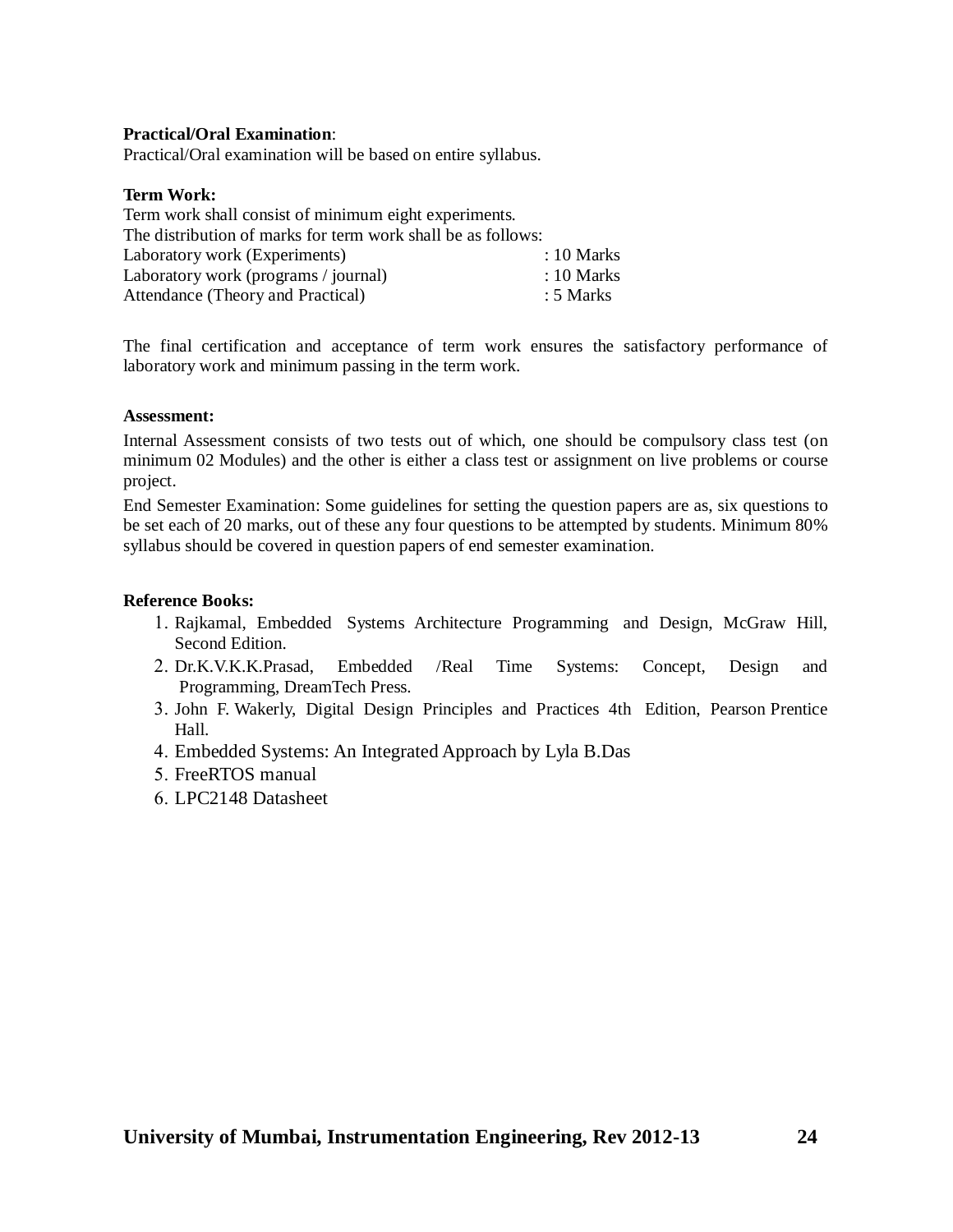**Practical/Oral Examination**:
Practical/Oral examination will be based on entire syllabus.

**Term Work:**
Term work shall consist of minimum eight experiments.
The distribution of marks for term work shall be as follows:

| | |
|---|---|
| Laboratory work (Experiments) | : 10 Marks |
| Laboratory work (programs / journal) | : 10 Marks |
| Attendance (Theory and Practical) | : 5 Marks |

The final certification and acceptance of term work ensures the satisfactory performance of laboratory work and minimum passing in the term work.

**Assessment:**

Internal Assessment consists of two tests out of which, one should be compulsory class test (on minimum 02 Modules) and the other is either a class test or assignment on live problems or course project.

End Semester Examination: Some guidelines for setting the question papers are as, six questions to be set each of 20 marks, out of these any four questions to be attempted by students. Minimum 80% syllabus should be covered in question papers of end semester examination.

**Reference Books:**

1. Rajkamal, Embedded Systems Architecture Programming and Design, McGraw Hill, Second Edition.
2. Dr.K.V.K.K.Prasad, Embedded /Real Time Systems: Concept, Design and Programming, DreamTech Press.
3. John F. Wakerly, Digital Design Principles and Practices 4th Edition, Pearson Prentice Hall.
4. Embedded Systems: An Integrated Approach by Lyla B.Das
5. FreeRTOS manual
6. LPC2148 Datasheet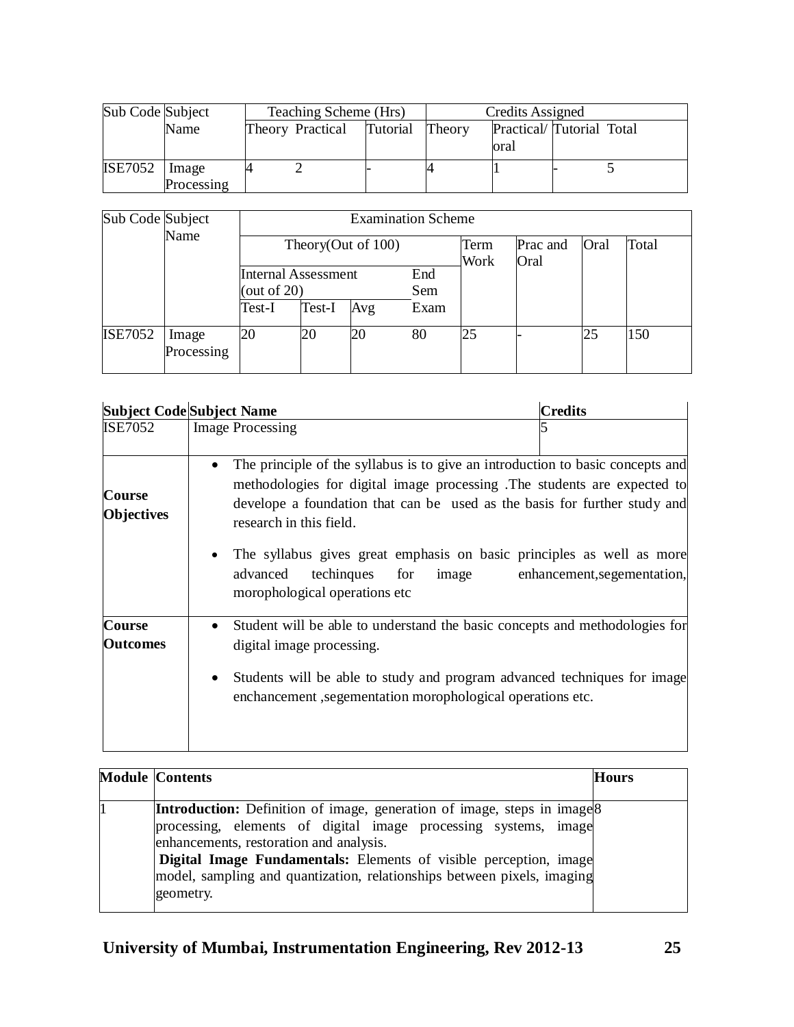| Sub Code | Subject Name | Teaching Scheme (Hrs) | | | Credits Assigned | | | |
|---|---|---|---|---|---|---|---|---|
| | | Theory | Practical | Tutorial | Theory | Practical/ oral | Tutorial | Total |
| ISE7052 | Image Processing | 4 | 2 | - | 4 | 1 | - | 5 |

| Sub Code | Subject Name | Examination Scheme | | | | | | | |
|---|---|---|---|---|---|---|---|---|---|
| | | Theory(Out of 100) | | | | Term Work | Prac and Oral | Oral | Total |
| | | Internal Assessment (out of 20) | | | End Sem Exam | | | | |
| | | Test-I | Test-I | Avg | | | | | |
| ISE7052 | Image Processing | 20 | 20 | 20 | 80 | 25 | - | 25 | 150 |

| **Subject Code** | **Subject Name** | **Credits** |
|---|---|---|
| ISE7052 | Image Processing | 5 |
| **Course Objectives** | • The principle of the syllabus is to give an introduction to basic concepts and methodologies for digital image processing .The students are expected to develope a foundation that can be used as the basis for further study and research in this field. <br> • The syllabus gives great emphasis on basic principles as well as more advanced techinques for image enhancement,segementation, morophological operations etc | |
| **Course Outcomes** | • Student will be able to understand the basic concepts and methodologies for digital image processing. <br> • Students will be able to study and program advanced techniques for image enchancement ,segementation morophological operations etc. | |

| **Module** | **Contents** | **Hours** |
|---|---|---|
| 1 | **Introduction:** Definition of image, generation of image, steps in image processing, elements of digital image processing systems, image enhancements, restoration and analysis. <br> **Digital Image Fundamentals:** Elements of visible perception, image model, sampling and quantization, relationships between pixels, imaging geometry. | 8 |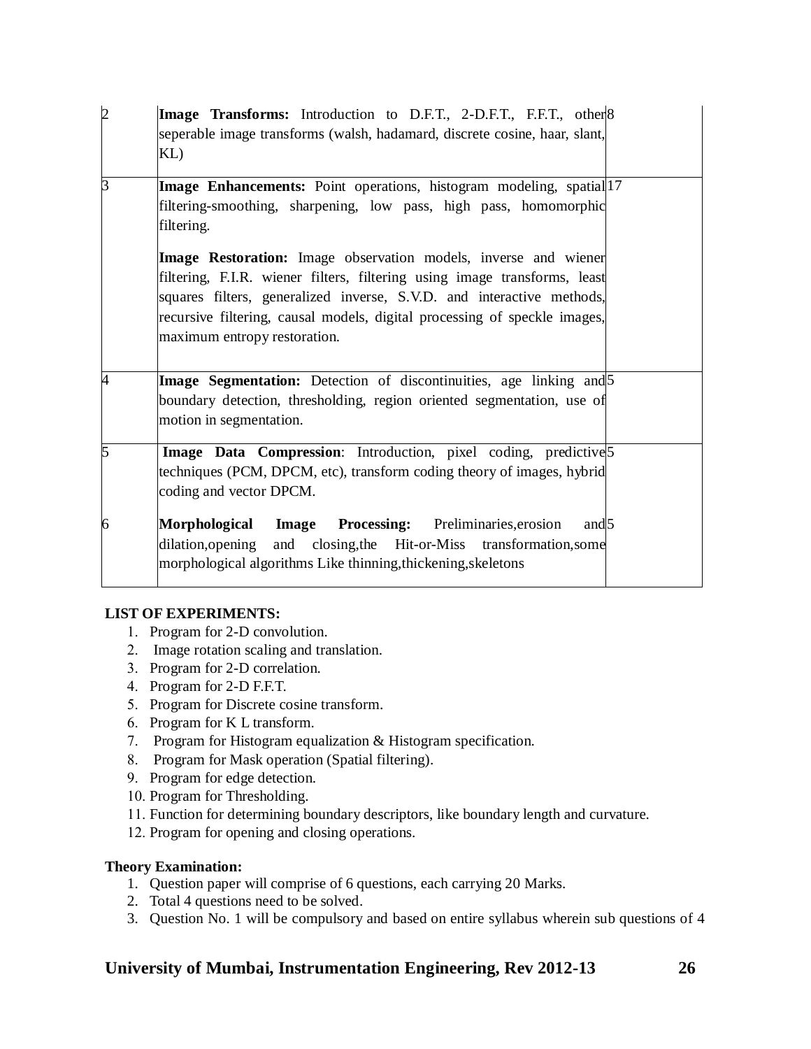| | | |
|---|---|---|
| 2 | **Image Transforms:** Introduction to D.F.T., 2-D.F.T., F.F.T., other seperable image transforms (walsh, hadamard, discrete cosine, haar, slant, KL) | 8 |
| 3 | **Image Enhancements:** Point operations, histogram modeling, spatial filtering-smoothing, sharpening, low pass, high pass, homomorphic filtering.<br><br>**Image Restoration:** Image observation models, inverse and wiener filtering, F.I.R. wiener filters, filtering using image transforms, least squares filters, generalized inverse, S.V.D. and interactive methods, recursive filtering, causal models, digital processing of speckle images, maximum entropy restoration. | 17 |
| 4 | **Image Segmentation:** Detection of discontinuities, age linking and boundary detection, thresholding, region oriented segmentation, use of motion in segmentation. | 5 |
| 5<br><br><br>6 | **Image Data Compression**: Introduction, pixel coding, predictive techniques (PCM, DPCM, etc), transform coding theory of images, hybrid coding and vector DPCM.<br><br>**Morphological Image Processing:** Preliminaries,erosion and dilation,opening and closing,the Hit-or-Miss transformation,some morphological algorithms Like thinning,thickening,skeletons | 5<br><br><br>5 |

**LIST OF EXPERIMENTS:**

1. Program for 2-D convolution.
2. Image rotation scaling and translation.
3. Program for 2-D correlation.
4. Program for 2-D F.F.T.
5. Program for Discrete cosine transform.
6. Program for K L transform.
7. Program for Histogram equalization & Histogram specification.
8. Program for Mask operation (Spatial filtering).
9. Program for edge detection.
10. Program for Thresholding.
11. Function for determining boundary descriptors, like boundary length and curvature.
12. Program for opening and closing operations.

**Theory Examination:**

1. Question paper will comprise of 6 questions, each carrying 20 Marks.
2. Total 4 questions need to be solved.
3. Question No. 1 will be compulsory and based on entire syllabus wherein sub questions of 4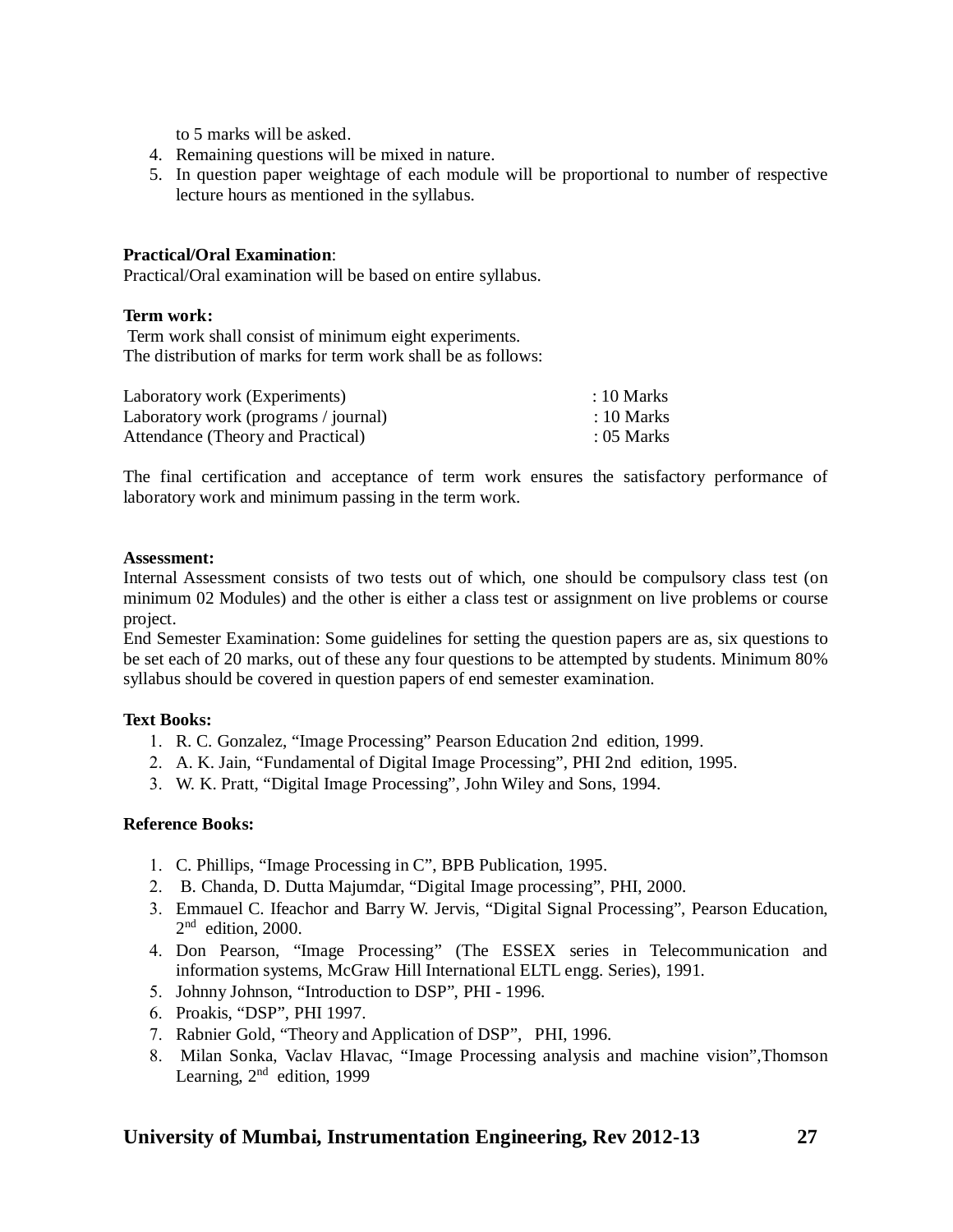to 5 marks will be asked.

4. Remaining questions will be mixed in nature.
5. In question paper weightage of each module will be proportional to number of respective lecture hours as mentioned in the syllabus.

**Practical/Oral Examination**:
Practical/Oral examination will be based on entire syllabus.

**Term work:**
Term work shall consist of minimum eight experiments.
The distribution of marks for term work shall be as follows:

| | |
|---|---|
| Laboratory work (Experiments) | : 10 Marks |
| Laboratory work (programs / journal) | : 10 Marks |
| Attendance (Theory and Practical) | : 05 Marks |

The final certification and acceptance of term work ensures the satisfactory performance of laboratory work and minimum passing in the term work.

**Assessment:**
Internal Assessment consists of two tests out of which, one should be compulsory class test (on minimum 02 Modules) and the other is either a class test or assignment on live problems or course project.
End Semester Examination: Some guidelines for setting the question papers are as, six questions to be set each of 20 marks, out of these any four questions to be attempted by students. Minimum 80% syllabus should be covered in question papers of end semester examination.

**Text Books:**

1. R. C. Gonzalez, "Image Processing" Pearson Education 2nd edition, 1999.
2. A. K. Jain, "Fundamental of Digital Image Processing", PHI 2nd edition, 1995.
3. W. K. Pratt, "Digital Image Processing", John Wiley and Sons, 1994.

**Reference Books:**

1. C. Phillips, "Image Processing in C", BPB Publication, 1995.
2. B. Chanda, D. Dutta Majumdar, "Digital Image processing", PHI, 2000.
3. Emmauel C. Ifeachor and Barry W. Jervis, "Digital Signal Processing", Pearson Education, 2nd edition, 2000.
4. Don Pearson, "Image Processing" (The ESSEX series in Telecommunication and information systems, McGraw Hill International ELTL engg. Series), 1991.
5. Johnny Johnson, "Introduction to DSP", PHI - 1996.
6. Proakis, "DSP", PHI 1997.
7. Rabnier Gold, "Theory and Application of DSP", PHI, 1996.
8. Milan Sonka, Vaclav Hlavac, "Image Processing analysis and machine vision",Thomson Learning, 2nd edition, 1999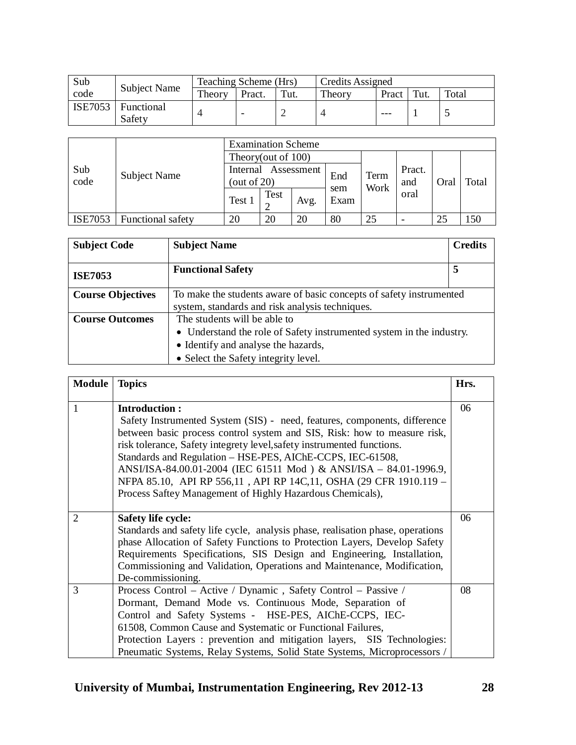| Sub code | Subject Name | Teaching Scheme (Hrs) | | | Credits Assigned | | | |
|---|---|---|---|---|---|---|---|---|
| | | Theory | Pract. | Tut. | Theory | Pract | Tut. | Total |
| ISE7053 | Functional Safety | 4 | - | 2 | 4 | --- | 1 | 5 |

| Sub code | Subject Name | Examination Scheme | | | | | | | |
|---|---|---|---|---|---|---|---|---|---|
| | | Theory(out of 100) | | | | Term Work | Pract. and oral | Oral | Total |
| | | Internal Assessment (out of 20) | | | End sem Exam | | | | |
| | | Test 1 | Test 2 | Avg. | | | | | |
| ISE7053 | Functional safety | 20 | 20 | 20 | 80 | 25 | - | 25 | 150 |

| **Subject Code** | **Subject Name** | **Credits** |
|---|---|---|
| **ISE7053** | **Functional Safety** | **5** |
| **Course Objectives** | To make the students aware of basic concepts of safety instrumented system, standards and risk analysis techniques. | |
| **Course Outcomes** | The students will be able to<br>• Understand the role of Safety instrumented system in the industry.<br>• Identify and analyse the hazards,<br>• Select the Safety integrity level. | |

| **Module** | **Topics** | **Hrs.** |
|---|---|---|
| 1 | **Introduction :**<br>Safety Instrumented System (SIS) - need, features, components, difference between basic process control system and SIS, Risk: how to measure risk, risk tolerance, Safety integrety level,safety instrumented functions.<br>Standards and Regulation – HSE-PES, AIChE-CCPS, IEC-61508, ANSI/ISA-84.00.01-2004 (IEC 61511 Mod ) & ANSI/ISA – 84.01-1996.9, NFPA 85.10, API RP 556,11 , API RP 14C,11, OSHA (29 CFR 1910.119 – Process Saftey Management of Highly Hazardous Chemicals), | 06 |
| 2 | **Safety life cycle:**<br>Standards and safety life cycle, analysis phase, realisation phase, operations phase Allocation of Safety Functions to Protection Layers, Develop Safety Requirements Specifications, SIS Design and Engineering, Installation, Commissioning and Validation, Operations and Maintenance, Modification, De-commissioning. | 06 |
| 3 | Process Control – Active / Dynamic , Safety Control – Passive / Dormant, Demand Mode vs. Continuous Mode, Separation of Control and Safety Systems - HSE-PES, AIChE-CCPS, IEC-61508, Common Cause and Systematic or Functional Failures,<br>Protection Layers : prevention and mitigation layers, SIS Technologies: Pneumatic Systems, Relay Systems, Solid State Systems, Microprocessors / | 08 |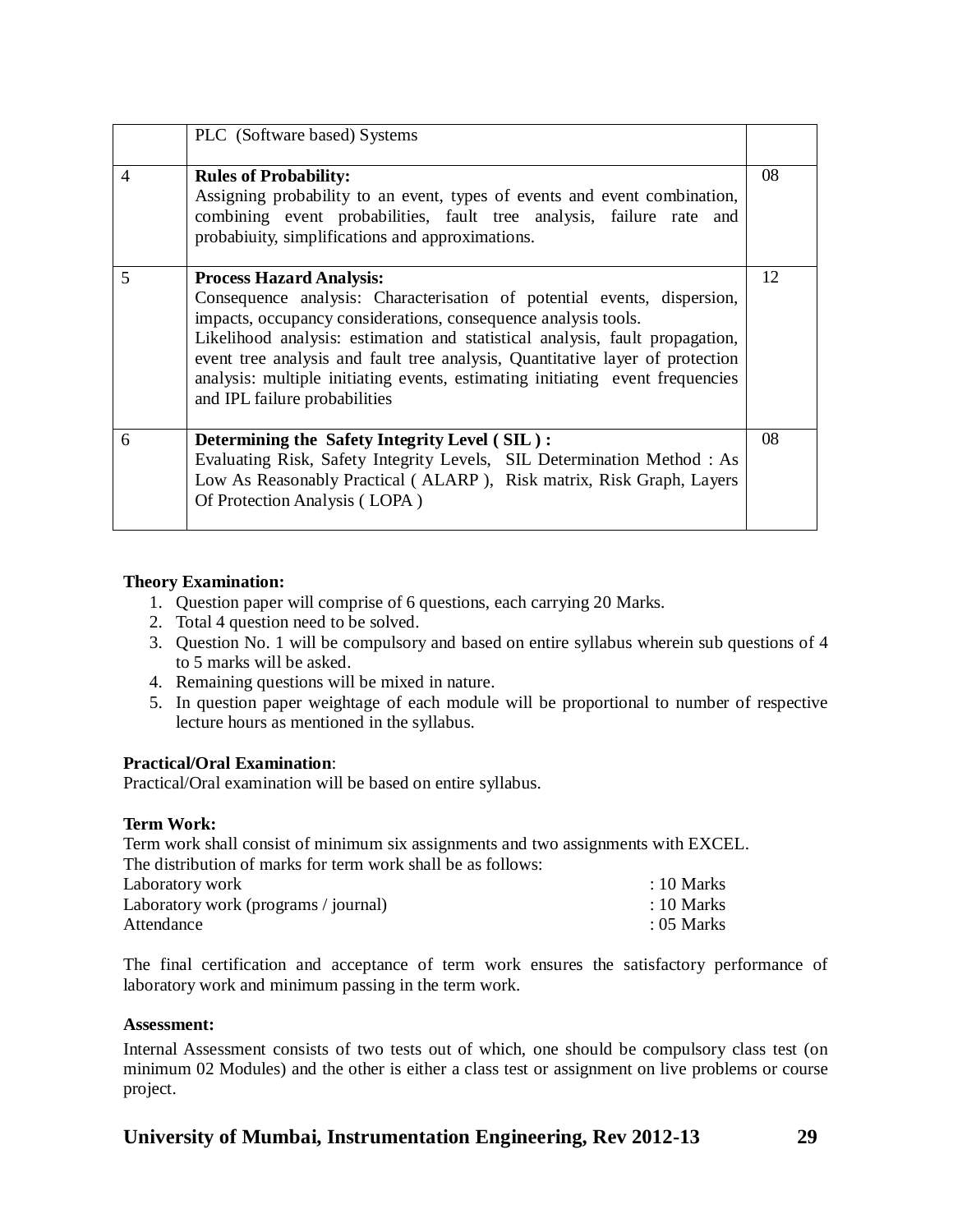| | | |
|---|---|---|
| | PLC (Software based) Systems | |
| 4 | **Rules of Probability:** Assigning probability to an event, types of events and event combination, combining event probabilities, fault tree analysis, failure rate and probabiuity, simplifications and approximations. | 08 |
| 5 | **Process Hazard Analysis:** Consequence analysis: Characterisation of potential events, dispersion, impacts, occupancy considerations, consequence analysis tools. Likelihood analysis: estimation and statistical analysis, fault propagation, event tree analysis and fault tree analysis, Quantitative layer of protection analysis: multiple initiating events, estimating initiating event frequencies and IPL failure probabilities | 12 |
| 6 | **Determining the Safety Integrity Level ( SIL ) :** Evaluating Risk, Safety Integrity Levels, SIL Determination Method : As Low As Reasonably Practical ( ALARP ), Risk matrix, Risk Graph, Layers Of Protection Analysis ( LOPA ) | 08 |

**Theory Examination:**

1. Question paper will comprise of 6 questions, each carrying 20 Marks.
2. Total 4 question need to be solved.
3. Question No. 1 will be compulsory and based on entire syllabus wherein sub questions of 4 to 5 marks will be asked.
4. Remaining questions will be mixed in nature.
5. In question paper weightage of each module will be proportional to number of respective lecture hours as mentioned in the syllabus.

**Practical/Oral Examination**:

Practical/Oral examination will be based on entire syllabus.

**Term Work:**

Term work shall consist of minimum six assignments and two assignments with EXCEL.
The distribution of marks for term work shall be as follows:

| | |
|---|---|
| Laboratory work | : 10 Marks |
| Laboratory work (programs / journal) | : 10 Marks |
| Attendance | : 05 Marks |

The final certification and acceptance of term work ensures the satisfactory performance of laboratory work and minimum passing in the term work.

**Assessment:**

Internal Assessment consists of two tests out of which, one should be compulsory class test (on minimum 02 Modules) and the other is either a class test or assignment on live problems or course project.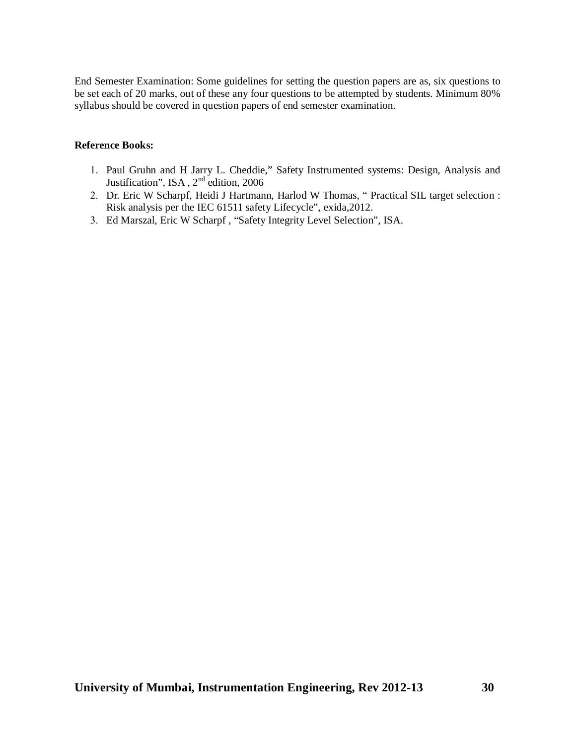End Semester Examination: Some guidelines for setting the question papers are as, six questions to be set each of 20 marks, out of these any four questions to be attempted by students. Minimum 80% syllabus should be covered in question papers of end semester examination.

**Reference Books:**

1. Paul Gruhn and H Jarry L. Cheddie," Safety Instrumented systems: Design, Analysis and Justification", ISA , 2nd edition, 2006
2. Dr. Eric W Scharpf, Heidi J Hartmann, Harlod W Thomas, " Practical SIL target selection : Risk analysis per the IEC 61511 safety Lifecycle", exida,2012.
3. Ed Marszal, Eric W Scharpf , "Safety Integrity Level Selection", ISA.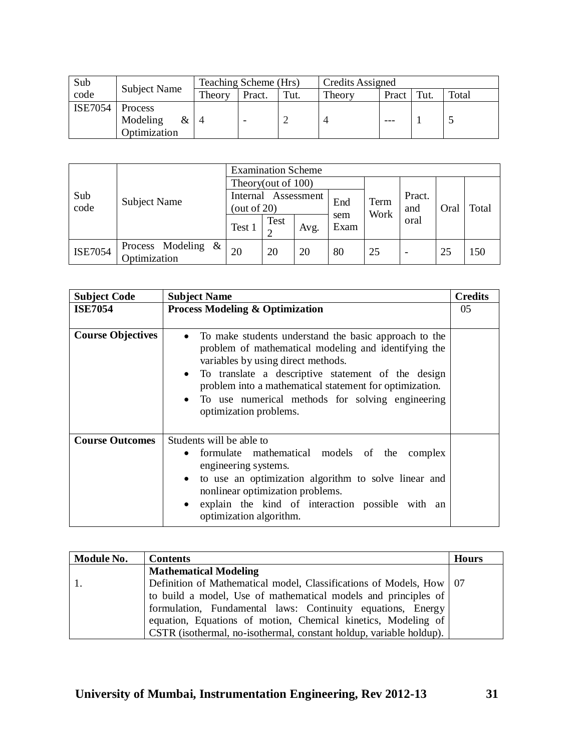| Sub code | Subject Name | Teaching Scheme (Hrs) | | | Credits Assigned | | | |
|---|---|---|---|---|---|---|---|---|
| | | Theory | Pract. | Tut. | Theory | Pract | Tut. | Total |
| ISE7054 | Process Modeling & Optimization | 4 | - | 2 | 4 | --- | 1 | 5 |

| Sub code | Subject Name | Examination Scheme | | | | | | | |
|---|---|---|---|---|---|---|---|---|---|
| | | Theory(out of 100) | | | | Term Work | Pract. and oral | Oral | Total |
| | | Internal Assessment (out of 20) | | | End sem Exam | | | | |
| | | Test 1 | Test 2 | Avg. | | | | | |
| ISE7054 | Process Modeling & Optimization | 20 | 20 | 20 | 80 | 25 | - | 25 | 150 |

| Subject Code | Subject Name | Credits |
|---|---|---|
| **ISE7054** | **Process Modeling & Optimization** | 05 |
| **Course Objectives** | • To make students understand the basic approach to the problem of mathematical modeling and identifying the variables by using direct methods.<br>• To translate a descriptive statement of the design problem into a mathematical statement for optimization.<br>• To use numerical methods for solving engineering optimization problems. | |
| **Course Outcomes** | Students will be able to<br>• formulate mathematical models of the complex engineering systems.<br>• to use an optimization algorithm to solve linear and nonlinear optimization problems.<br>• explain the kind of interaction possible with an optimization algorithm. | |

| Module No. | Contents | Hours |
|---|---|---|
| 1. | **Mathematical Modeling**<br>Definition of Mathematical model, Classifications of Models, How to build a model, Use of mathematical models and principles of formulation, Fundamental laws: Continuity equations, Energy equation, Equations of motion, Chemical kinetics, Modeling of CSTR (isothermal, no-isothermal, constant holdup, variable holdup). | 07 |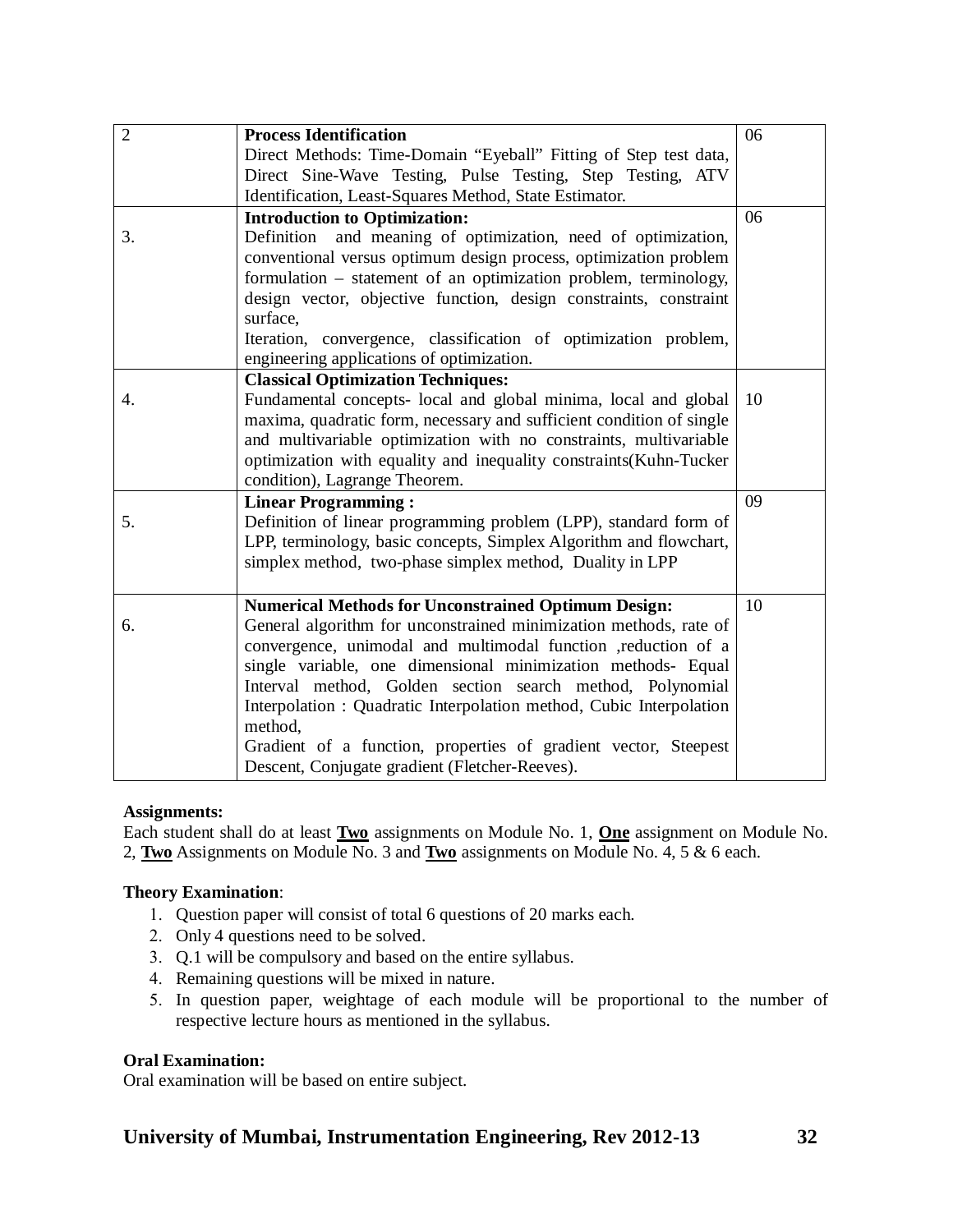| | | |
|---|---|---|
| 2 | **Process Identification**<br>Direct Methods: Time-Domain “Eyeball” Fitting of Step test data, Direct Sine-Wave Testing, Pulse Testing, Step Testing, ATV Identification, Least-Squares Method, State Estimator. | 06 |
| 3. | **Introduction to Optimization:**<br>Definition and meaning of optimization, need of optimization, conventional versus optimum design process, optimization problem formulation – statement of an optimization problem, terminology, design vector, objective function, design constraints, constraint surface,<br>Iteration, convergence, classification of optimization problem, engineering applications of optimization. | 06 |
| 4. | **Classical Optimization Techniques:**<br>Fundamental concepts- local and global minima, local and global maxima, quadratic form, necessary and sufficient condition of single and multivariable optimization with no constraints, multivariable optimization with equality and inequality constraints(Kuhn-Tucker condition), Lagrange Theorem. | 10 |
| 5. | **Linear Programming :**<br>Definition of linear programming problem (LPP), standard form of LPP, terminology, basic concepts, Simplex Algorithm and flowchart, simplex method, two-phase simplex method, Duality in LPP | 09 |
| 6. | **Numerical Methods for Unconstrained Optimum Design:**<br>General algorithm for unconstrained minimization methods, rate of convergence, unimodal and multimodal function ,reduction of a single variable, one dimensional minimization methods- Equal Interval method, Golden section search method, Polynomial Interpolation : Quadratic Interpolation method, Cubic Interpolation method,<br>Gradient of a function, properties of gradient vector, Steepest Descent, Conjugate gradient (Fletcher-Reeves). | 10 |

**Assignments:**

Each student shall do at least **Two** assignments on Module No. 1, **One** assignment on Module No. 2, **Two** Assignments on Module No. 3 and **Two** assignments on Module No. 4, 5 & 6 each.

**Theory Examination**:

1. Question paper will consist of total 6 questions of 20 marks each.
2. Only 4 questions need to be solved.
3. Q.1 will be compulsory and based on the entire syllabus.
4. Remaining questions will be mixed in nature.
5. In question paper, weightage of each module will be proportional to the number of respective lecture hours as mentioned in the syllabus.

**Oral Examination:**

Oral examination will be based on entire subject.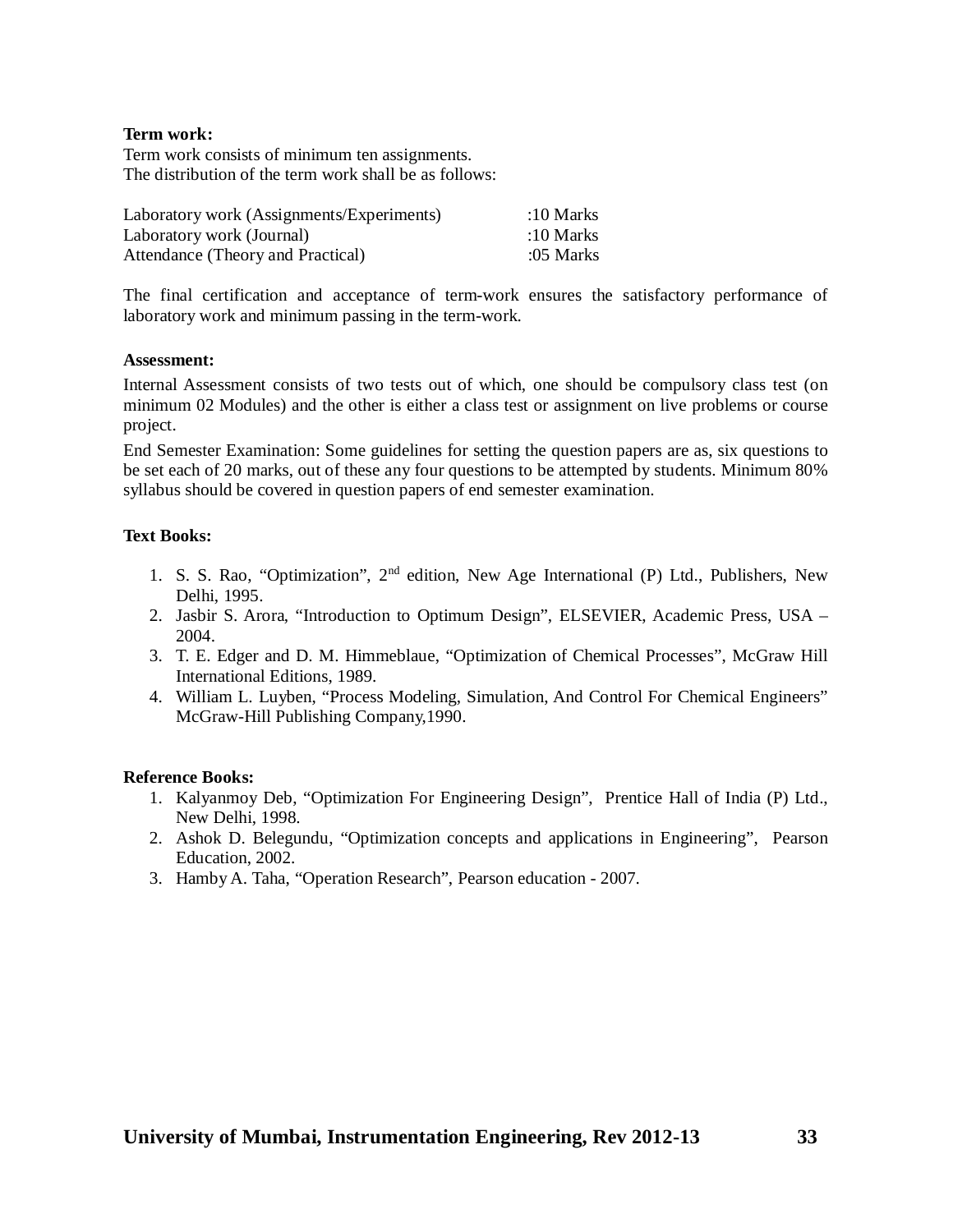**Term work:**

Term work consists of minimum ten assignments.
The distribution of the term work shall be as follows:

| | |
|---|---|
| Laboratory work (Assignments/Experiments) | :10 Marks |
| Laboratory work (Journal) | :10 Marks |
| Attendance (Theory and Practical) | :05 Marks |

The final certification and acceptance of term-work ensures the satisfactory performance of laboratory work and minimum passing in the term-work.

**Assessment:**

Internal Assessment consists of two tests out of which, one should be compulsory class test (on minimum 02 Modules) and the other is either a class test or assignment on live problems or course project.

End Semester Examination: Some guidelines for setting the question papers are as, six questions to be set each of 20 marks, out of these any four questions to be attempted by students. Minimum 80% syllabus should be covered in question papers of end semester examination.

**Text Books:**

1. S. S. Rao, "Optimization", 2nd edition, New Age International (P) Ltd., Publishers, New Delhi, 1995.
2. Jasbir S. Arora, "Introduction to Optimum Design", ELSEVIER, Academic Press, USA – 2004.
3. T. E. Edger and D. M. Himmeblaue, "Optimization of Chemical Processes", McGraw Hill International Editions, 1989.
4. William L. Luyben, "Process Modeling, Simulation, And Control For Chemical Engineers" McGraw-Hill Publishing Company,1990.

**Reference Books:**

1. Kalyanmoy Deb, "Optimization For Engineering Design", Prentice Hall of India (P) Ltd., New Delhi, 1998.
2. Ashok D. Belegundu, "Optimization concepts and applications in Engineering", Pearson Education, 2002.
3. Hamby A. Taha, "Operation Research", Pearson education - 2007.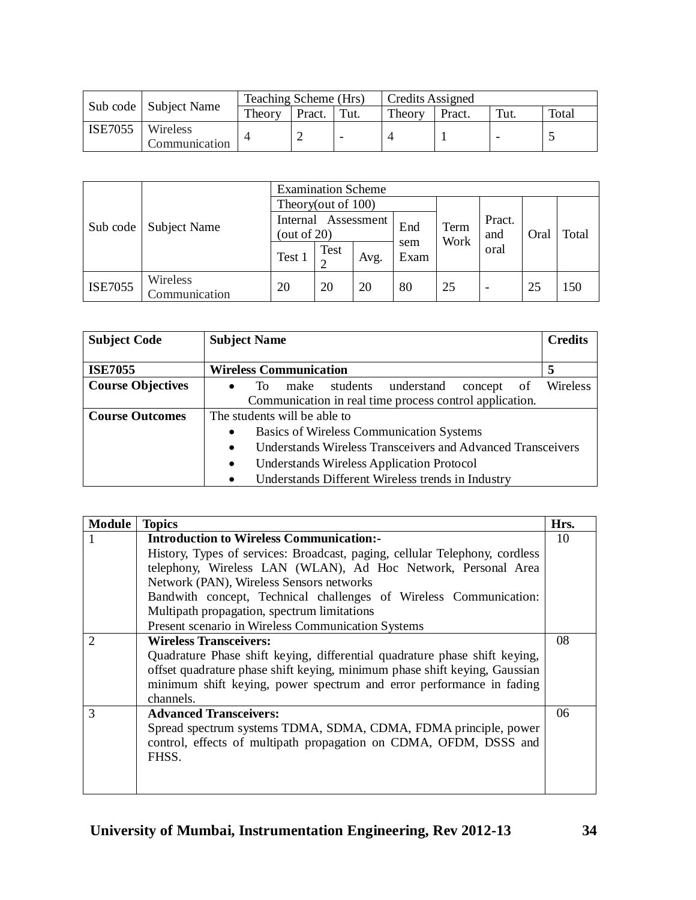| Sub code | Subject Name | Teaching Scheme (Hrs) | | | Credits Assigned | | | |
|---|---|---|---|---|---|---|---|---|
| | | Theory | Pract. | Tut. | Theory | Pract. | Tut. | Total |
| ISE7055 | Wireless Communication | 4 | 2 | - | 4 | 1 | - | 5 |

| Sub code | Subject Name | Examination Scheme | | | | | | | |
|---|---|---|---|---|---|---|---|---|---|
| | | Theory(out of 100) | | | | Term Work | Pract. and oral | Oral | Total |
| | | Internal Assessment (out of 20) | | | End sem Exam | | | | |
| | | Test 1 | Test 2 | Avg. | | | | | |
| ISE7055 | Wireless Communication | 20 | 20 | 20 | 80 | 25 | - | 25 | 150 |

| Subject Code | Subject Name | Credits |
|---|---|---|
| **ISE7055** | **Wireless Communication** | **5** |
| **Course Objectives** | • To make students understand concept of Wireless Communication in real time process control application. | |
| **Course Outcomes** | The students will be able to<br>• Basics of Wireless Communication Systems<br>• Understands Wireless Transceivers and Advanced Transceivers<br>• Understands Wireless Application Protocol<br>• Understands Different Wireless trends in Industry | |

| Module | Topics | Hrs. |
|---|---|---|
| 1 | **Introduction to Wireless Communication:-**<br>History, Types of services: Broadcast, paging, cellular Telephony, cordless telephony, Wireless LAN (WLAN), Ad Hoc Network, Personal Area Network (PAN), Wireless Sensors networks<br>Bandwith concept, Technical challenges of Wireless Communication: Multipath propagation, spectrum limitations<br>Present scenario in Wireless Communication Systems | 10 |
| 2 | **Wireless Transceivers:**<br>Quadrature Phase shift keying, differential quadrature phase shift keying, offset quadrature phase shift keying, minimum phase shift keying, Gaussian minimum shift keying, power spectrum and error performance in fading channels. | 08 |
| 3 | **Advanced Transceivers:**<br>Spread spectrum systems TDMA, SDMA, CDMA, FDMA principle, power control, effects of multipath propagation on CDMA, OFDM, DSSS and FHSS. | 06 |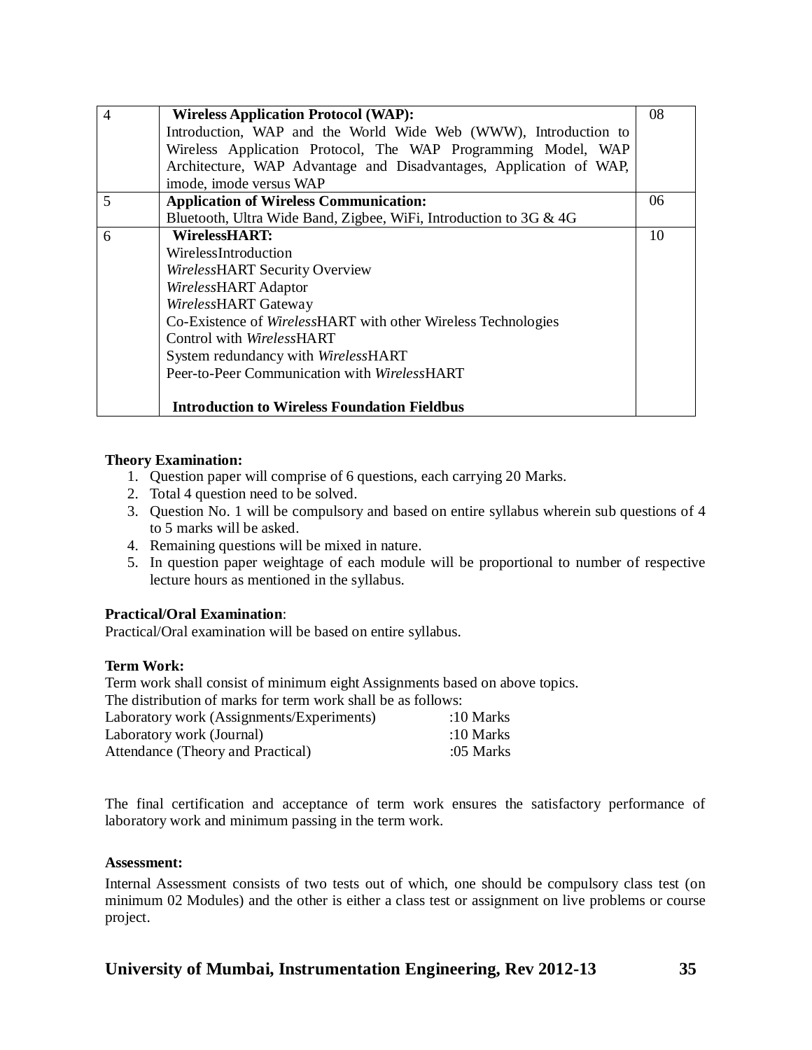| 4 | **Wireless Application Protocol (WAP):**<br>Introduction, WAP and the World Wide Web (WWW), Introduction to Wireless Application Protocol, The WAP Programming Model, WAP Architecture, WAP Advantage and Disadvantages, Application of WAP, imode, imode versus WAP | 08 |
|---|---|---|
| 5 | **Application of Wireless Communication:**<br>Bluetooth, Ultra Wide Band, Zigbee, WiFi, Introduction to 3G & 4G | 06 |
| 6 | **WirelessHART:**<br>WirelessIntroduction<br>*Wireless*HART Security Overview<br>*Wireless*HART Adaptor<br>*Wireless*HART Gateway<br>Co-Existence of *Wireless*HART with other Wireless Technologies<br>Control with *Wireless*HART<br>System redundancy with *Wireless*HART<br>Peer-to-Peer Communication with *Wireless*HART<br><br>**Introduction to Wireless Foundation Fieldbus** | 10 |

**Theory Examination:**

1. Question paper will comprise of 6 questions, each carrying 20 Marks.
2. Total 4 question need to be solved.
3. Question No. 1 will be compulsory and based on entire syllabus wherein sub questions of 4 to 5 marks will be asked.
4. Remaining questions will be mixed in nature.
5. In question paper weightage of each module will be proportional to number of respective lecture hours as mentioned in the syllabus.

**Practical/Oral Examination**:

Practical/Oral examination will be based on entire syllabus.

**Term Work:**

Term work shall consist of minimum eight Assignments based on above topics.

The distribution of marks for term work shall be as follows:

Laboratory work (Assignments/Experiments) :10 Marks
Laboratory work (Journal) :10 Marks
Attendance (Theory and Practical) :05 Marks

The final certification and acceptance of term work ensures the satisfactory performance of laboratory work and minimum passing in the term work.

**Assessment:**

Internal Assessment consists of two tests out of which, one should be compulsory class test (on minimum 02 Modules) and the other is either a class test or assignment on live problems or course project.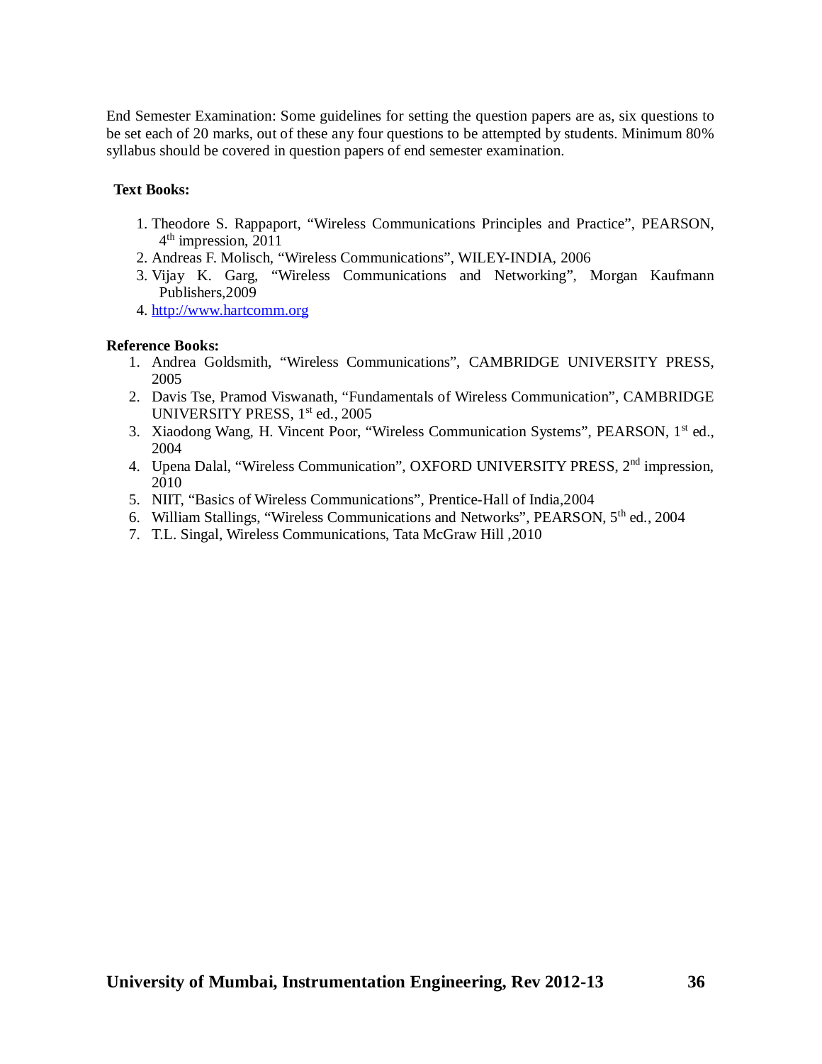End Semester Examination: Some guidelines for setting the question papers are as, six questions to be set each of 20 marks, out of these any four questions to be attempted by students. Minimum 80% syllabus should be covered in question papers of end semester examination.

**Text Books:**

1. Theodore S. Rappaport, "Wireless Communications Principles and Practice", PEARSON, 4th impression, 2011
2. Andreas F. Molisch, "Wireless Communications", WILEY-INDIA, 2006
3. Vijay K. Garg, "Wireless Communications and Networking", Morgan Kaufmann Publishers,2009
4. http://www.hartcomm.org

**Reference Books:**

1. Andrea Goldsmith, "Wireless Communications", CAMBRIDGE UNIVERSITY PRESS, 2005
2. Davis Tse, Pramod Viswanath, "Fundamentals of Wireless Communication", CAMBRIDGE UNIVERSITY PRESS, 1st ed., 2005
3. Xiaodong Wang, H. Vincent Poor, "Wireless Communication Systems", PEARSON, 1st ed., 2004
4. Upena Dalal, "Wireless Communication", OXFORD UNIVERSITY PRESS, 2nd impression, 2010
5. NIIT, "Basics of Wireless Communications", Prentice-Hall of India,2004
6. William Stallings, "Wireless Communications and Networks", PEARSON, 5th ed., 2004
7. T.L. Singal, Wireless Communications, Tata McGraw Hill ,2010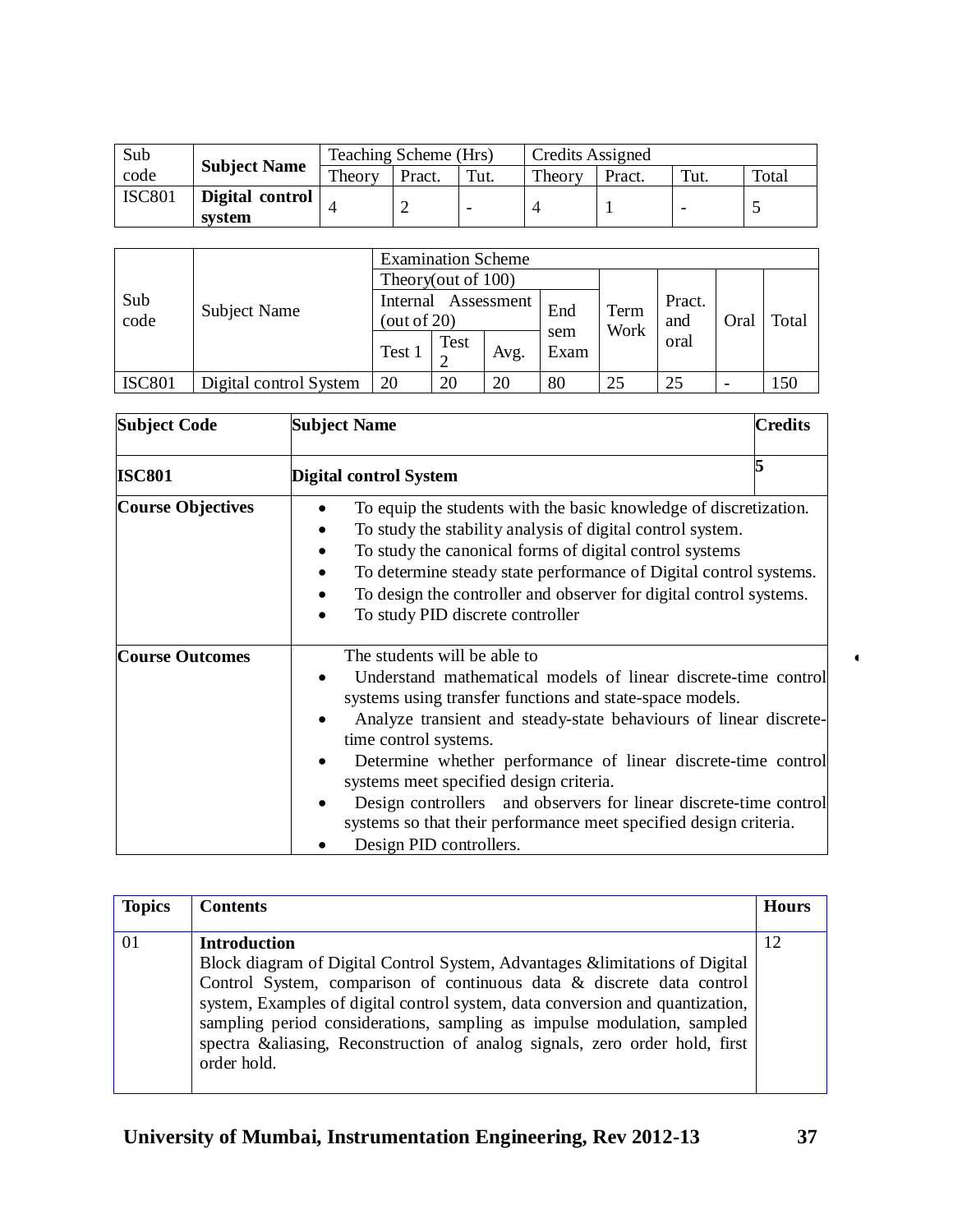| Sub code | Subject Name | Teaching Scheme (Hrs) | | | Credits Assigned | | | |
|---|---|---|---|---|---|---|---|---|
| | | Theory | Pract. | Tut. | Theory | Pract. | Tut. | Total |
| ISC801 | **Digital control system** | 4 | 2 | - | 4 | 1 | - | 5 |

| Sub code | Subject Name | Examination Scheme | | | | | | | |
|---|---|---|---|---|---|---|---|---|---|
| | | Theory(out of 100) | | | | Term Work | Pract. and oral | Oral | Total |
| | | Internal Assessment (out of 20) | | | End sem Exam | | | | |
| | | Test 1 | Test 2 | Avg. | | | | | |
| ISC801 | Digital control System | 20 | 20 | 20 | 80 | 25 | 25 | - | 150 |

| **Subject Code** | **Subject Name** | **Credits** |
|---|---|---|
| **ISC801** | **Digital control System** | **5** |
| **Course Objectives** | • To equip the students with the basic knowledge of discretization.<br>• To study the stability analysis of digital control system.<br>• To study the canonical forms of digital control systems<br>• To determine steady state performance of Digital control systems.<br>• To design the controller and observer for digital control systems.<br>• To study PID discrete controller | |
| **Course Outcomes** | The students will be able to<br>• Understand mathematical models of linear discrete-time control systems using transfer functions and state-space models.<br>• Analyze transient and steady-state behaviours of linear discrete-time control systems.<br>• Determine whether performance of linear discrete-time control systems meet specified design criteria.<br>• Design controllers and observers for linear discrete-time control systems so that their performance meet specified design criteria.<br>• Design PID controllers. | |

| **Topics** | **Contents** | **Hours** |
|---|---|---|
| 01 | **Introduction**<br>Block diagram of Digital Control System, Advantages &limitations of Digital Control System, comparison of continuous data & discrete data control system, Examples of digital control system, data conversion and quantization, sampling period considerations, sampling as impulse modulation, sampled spectra &aliasing, Reconstruction of analog signals, zero order hold, first order hold. | 12 |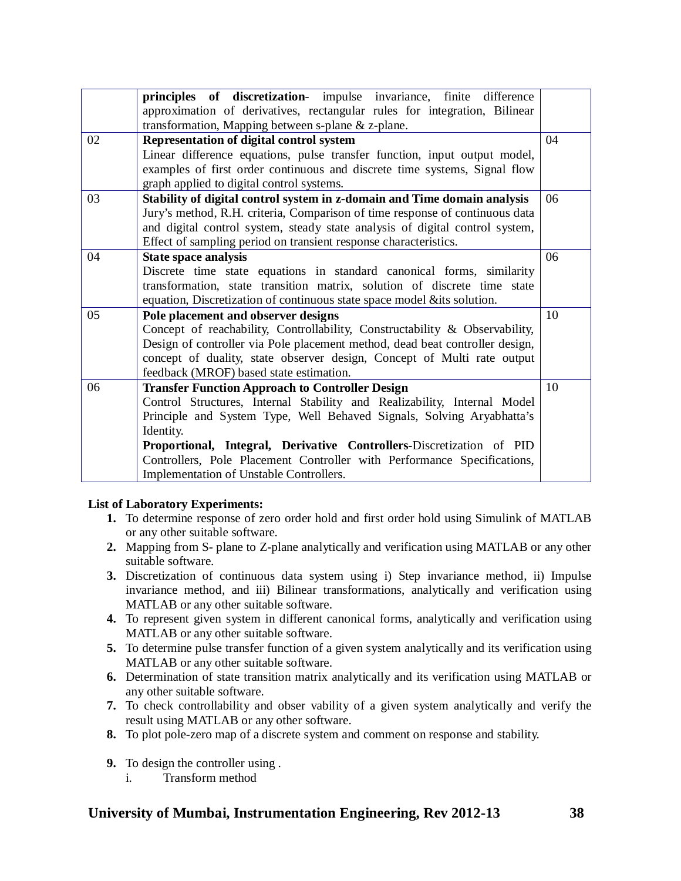| | | |
|---|---|---|
| | **principles of discretization**- impulse invariance, finite difference approximation of derivatives, rectangular rules for integration, Bilinear transformation, Mapping between s-plane & z-plane. | |
| 02 | **Representation of digital control system** Linear difference equations, pulse transfer function, input output model, examples of first order continuous and discrete time systems, Signal flow graph applied to digital control systems. | 04 |
| 03 | **Stability of digital control system in z-domain and Time domain analysis** Jury's method, R.H. criteria, Comparison of time response of continuous data and digital control system, steady state analysis of digital control system, Effect of sampling period on transient response characteristics. | 06 |
| 04 | **State space analysis** Discrete time state equations in standard canonical forms, similarity transformation, state transition matrix, solution of discrete time state equation, Discretization of continuous state space model &its solution. | 06 |
| 05 | **Pole placement and observer designs** Concept of reachability, Controllability, Constructability & Observability, Design of controller via Pole placement method, dead beat controller design, concept of duality, state observer design, Concept of Multi rate output feedback (MROF) based state estimation. | 10 |
| 06 | **Transfer Function Approach to Controller Design** Control Structures, Internal Stability and Realizability, Internal Model Principle and System Type, Well Behaved Signals, Solving Aryabhatta's Identity. **Proportional, Integral, Derivative Controllers-**Discretization of PID Controllers, Pole Placement Controller with Performance Specifications, Implementation of Unstable Controllers. | 10 |

**List of Laboratory Experiments:**

1. To determine response of zero order hold and first order hold using Simulink of MATLAB or any other suitable software.
2. Mapping from S- plane to Z-plane analytically and verification using MATLAB or any other suitable software.
3. Discretization of continuous data system using i) Step invariance method, ii) Impulse invariance method, and iii) Bilinear transformations, analytically and verification using MATLAB or any other suitable software.
4. To represent given system in different canonical forms, analytically and verification using MATLAB or any other suitable software.
5. To determine pulse transfer function of a given system analytically and its verification using MATLAB or any other suitable software.
6. Determination of state transition matrix analytically and its verification using MATLAB or any other suitable software.
7. To check controllability and obser vability of a given system analytically and verify the result using MATLAB or any other software.
8. To plot pole-zero map of a discrete system and comment on response and stability.
9. To design the controller using .
   i. Transform method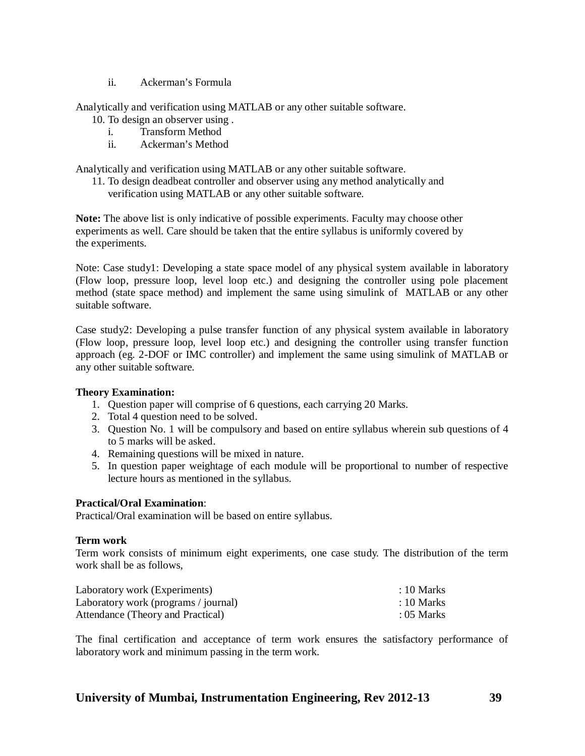ii. Ackerman's Formula

Analytically and verification using MATLAB or any other suitable software.

10. To design an observer using .
    i. Transform Method
    ii. Ackerman's Method

Analytically and verification using MATLAB or any other suitable software.

11. To design deadbeat controller and observer using any method analytically and verification using MATLAB or any other suitable software.

**Note:** The above list is only indicative of possible experiments. Faculty may choose other experiments as well. Care should be taken that the entire syllabus is uniformly covered by the experiments.

Note: Case study1: Developing a state space model of any physical system available in laboratory (Flow loop, pressure loop, level loop etc.) and designing the controller using pole placement method (state space method) and implement the same using simulink of MATLAB or any other suitable software.

Case study2: Developing a pulse transfer function of any physical system available in laboratory (Flow loop, pressure loop, level loop etc.) and designing the controller using transfer function approach (eg. 2-DOF or IMC controller) and implement the same using simulink of MATLAB or any other suitable software.

**Theory Examination:**

1. Question paper will comprise of 6 questions, each carrying 20 Marks.
2. Total 4 question need to be solved.
3. Question No. 1 will be compulsory and based on entire syllabus wherein sub questions of 4 to 5 marks will be asked.
4. Remaining questions will be mixed in nature.
5. In question paper weightage of each module will be proportional to number of respective lecture hours as mentioned in the syllabus.

**Practical/Oral Examination**:
Practical/Oral examination will be based on entire syllabus.

**Term work**
Term work consists of minimum eight experiments, one case study. The distribution of the term work shall be as follows,

| | |
|---|---|
| Laboratory work (Experiments) | : 10 Marks |
| Laboratory work (programs / journal) | : 10 Marks |
| Attendance (Theory and Practical) | : 05 Marks |

The final certification and acceptance of term work ensures the satisfactory performance of laboratory work and minimum passing in the term work.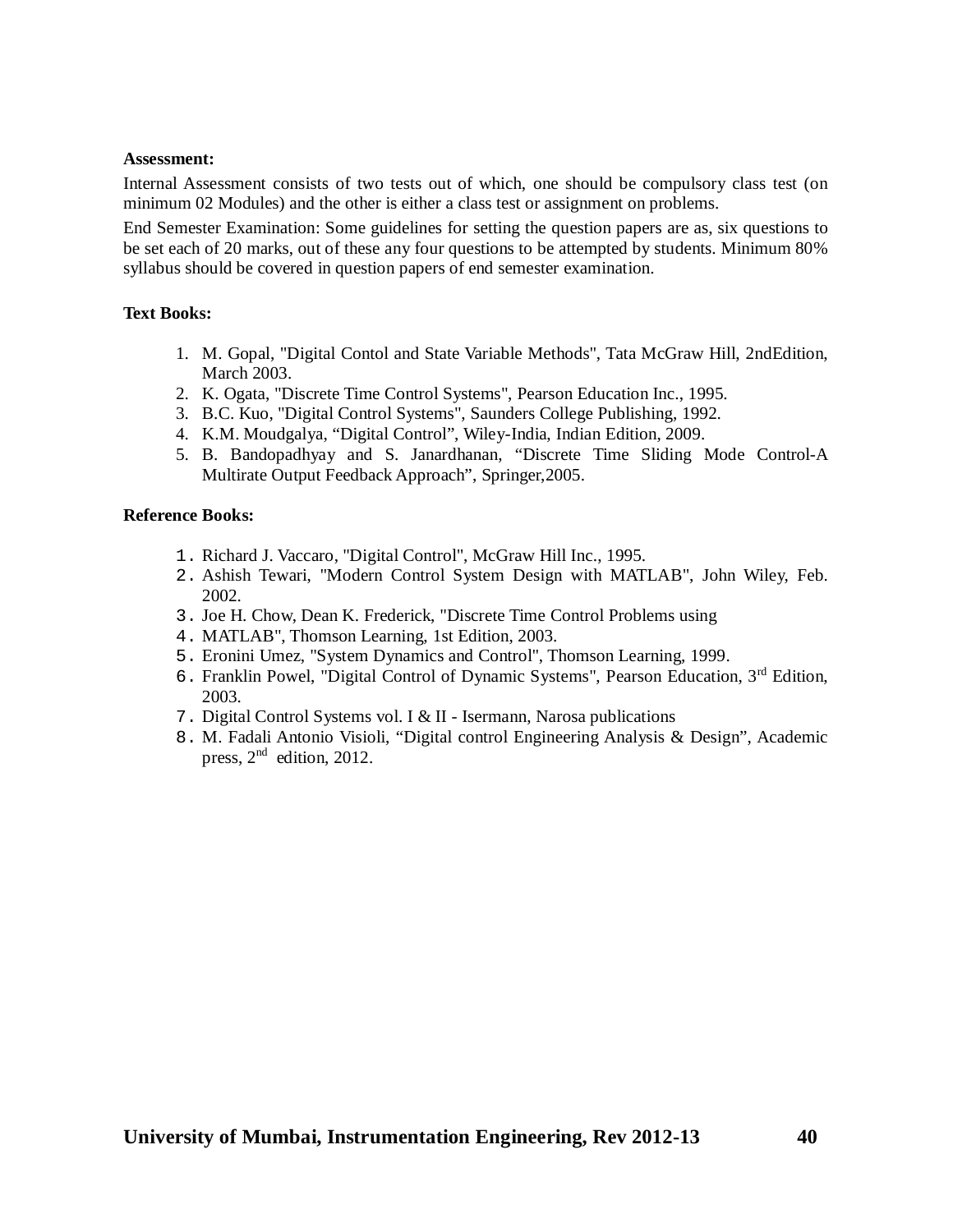**Assessment:**

Internal Assessment consists of two tests out of which, one should be compulsory class test (on minimum 02 Modules) and the other is either a class test or assignment on problems.

End Semester Examination: Some guidelines for setting the question papers are as, six questions to be set each of 20 marks, out of these any four questions to be attempted by students. Minimum 80% syllabus should be covered in question papers of end semester examination.

**Text Books:**

1. M. Gopal, "Digital Contol and State Variable Methods", Tata McGraw Hill, 2ndEdition, March 2003.
2. K. Ogata, "Discrete Time Control Systems", Pearson Education Inc., 1995.
3. B.C. Kuo, "Digital Control Systems", Saunders College Publishing, 1992.
4. K.M. Moudgalya, "Digital Control", Wiley-India, Indian Edition, 2009.
5. B. Bandopadhyay and S. Janardhanan, "Discrete Time Sliding Mode Control-A Multirate Output Feedback Approach", Springer,2005.

**Reference Books:**

1. Richard J. Vaccaro, "Digital Control", McGraw Hill Inc., 1995.
2. Ashish Tewari, "Modern Control System Design with MATLAB", John Wiley, Feb. 2002.
3. Joe H. Chow, Dean K. Frederick, "Discrete Time Control Problems using
4. MATLAB", Thomson Learning, 1st Edition, 2003.
5. Eronini Umez, "System Dynamics and Control", Thomson Learning, 1999.
6. Franklin Powel, "Digital Control of Dynamic Systems", Pearson Education, 3rd Edition, 2003.
7. Digital Control Systems vol. I & II - Isermann, Narosa publications
8. M. Fadali Antonio Visioli, "Digital control Engineering Analysis & Design", Academic press, 2nd edition, 2012.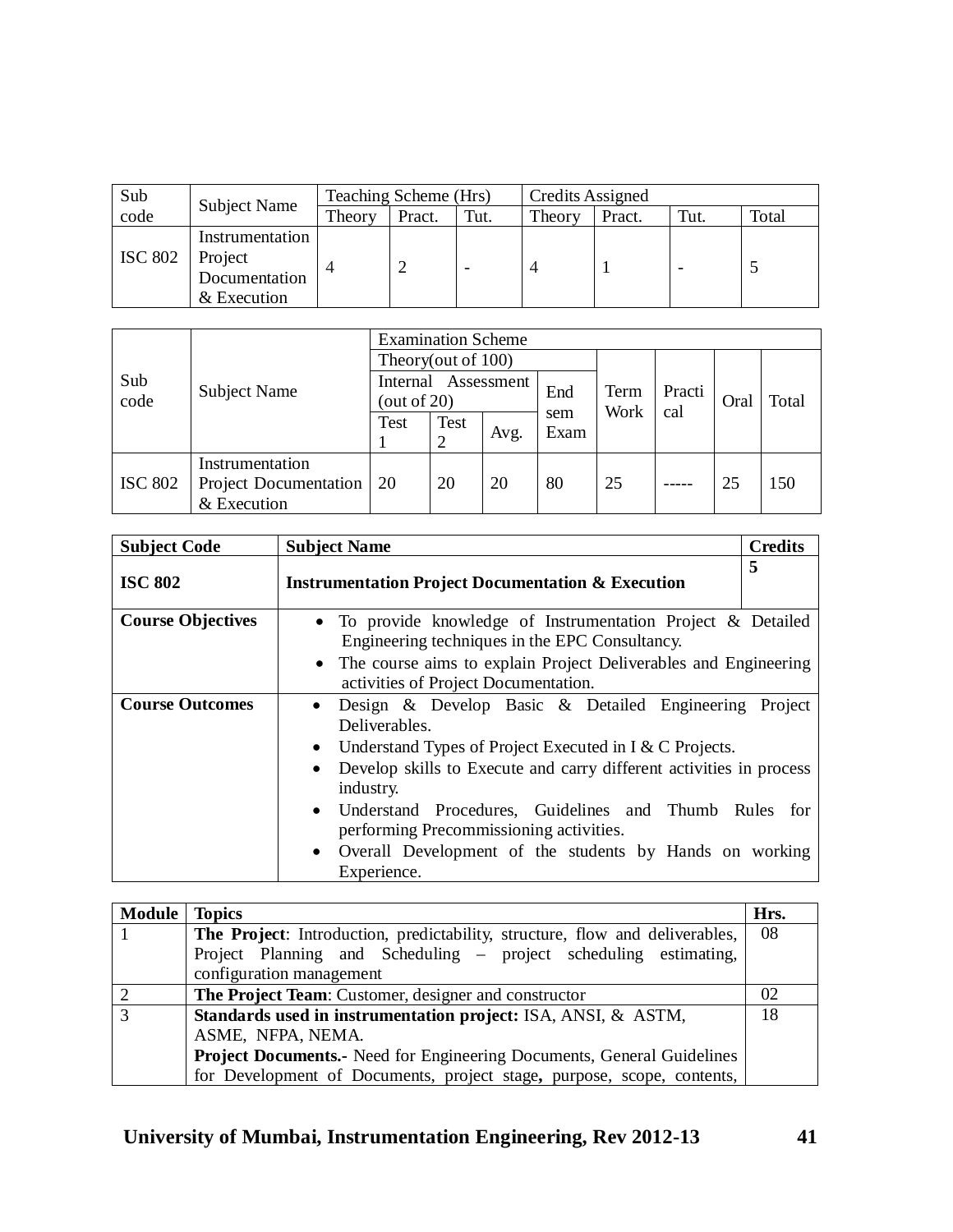| Sub code | Subject Name | Teaching Scheme (Hrs) | | | Credits Assigned | | | |
|---|---|---|---|---|---|---|---|---|
| | | Theory | Pract. | Tut. | Theory | Pract. | Tut. | Total |
| ISC 802 | Instrumentation Project Documentation & Execution | 4 | 2 | - | 4 | 1 | - | 5 |

| Sub code | Subject Name | Examination Scheme | | | | | | | |
|---|---|---|---|---|---|---|---|---|---|
| | | Theory(out of 100) | | | | Term Work | Practical | Oral | Total |
| | | Internal Assessment (out of 20) | | | End sem Exam | | | | |
| | | Test 1 | Test 2 | Avg. | | | | | |
| ISC 802 | Instrumentation Project Documentation & Execution | 20 | 20 | 20 | 80 | 25 | ----- | 25 | 150 |

| **Subject Code** | **Subject Name** | **Credits** |
|---|---|---|
| **ISC 802** | **Instrumentation Project Documentation & Execution** | **5** |
| **Course Objectives** | • To provide knowledge of Instrumentation Project & Detailed Engineering techniques in the EPC Consultancy.<br>• The course aims to explain Project Deliverables and Engineering activities of Project Documentation. | |
| **Course Outcomes** | • Design & Develop Basic & Detailed Engineering Project Deliverables.<br>• Understand Types of Project Executed in I & C Projects.<br>• Develop skills to Execute and carry different activities in process industry.<br>• Understand Procedures, Guidelines and Thumb Rules for performing Precommissioning activities.<br>• Overall Development of the students by Hands on working Experience. | |

| **Module** | **Topics** | **Hrs.** |
|---|---|---|
| 1 | **The Project**: Introduction, predictability, structure, flow and deliverables, Project Planning and Scheduling – project scheduling estimating, configuration management | 08 |
| 2 | **The Project Team**: Customer, designer and constructor | 02 |
| 3 | **Standards used in instrumentation project:** ISA, ANSI, & ASTM, ASME, NFPA, NEMA.<br>**Project Documents.-** Need for Engineering Documents, General Guidelines for Development of Documents, project stage**,** purpose, scope, contents, | 18 |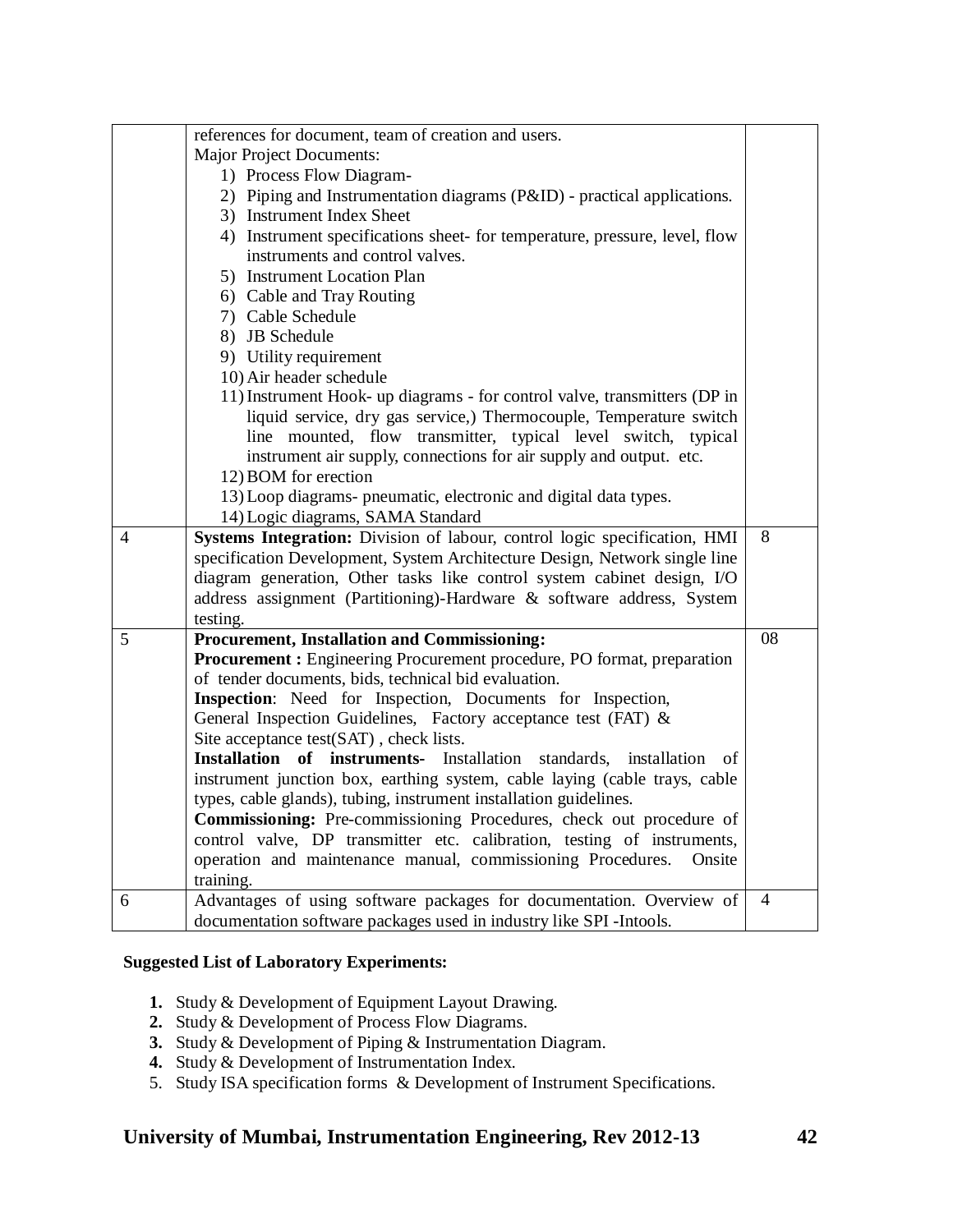| | | |
|---|---|---|
| | references for document, team of creation and users.<br>Major Project Documents:<br>1) Process Flow Diagram-<br>2) Piping and Instrumentation diagrams (P&ID) - practical applications.<br>3) Instrument Index Sheet<br>4) Instrument specifications sheet- for temperature, pressure, level, flow instruments and control valves.<br>5) Instrument Location Plan<br>6) Cable and Tray Routing<br>7) Cable Schedule<br>8) JB Schedule<br>9) Utility requirement<br>10) Air header schedule<br>11) Instrument Hook- up diagrams - for control valve, transmitters (DP in liquid service, dry gas service,) Thermocouple, Temperature switch line mounted, flow transmitter, typical level switch, typical instrument air supply, connections for air supply and output. etc.<br>12) BOM for erection<br>13) Loop diagrams- pneumatic, electronic and digital data types.<br>14) Logic diagrams, SAMA Standard | |
| 4 | **Systems Integration:** Division of labour, control logic specification, HMI specification Development, System Architecture Design, Network single line diagram generation, Other tasks like control system cabinet design, I/O address assignment (Partitioning)-Hardware & software address, System testing. | 8 |
| 5 | **Procurement, Installation and Commissioning:**<br>**Procurement :** Engineering Procurement procedure, PO format, preparation of tender documents, bids, technical bid evaluation.<br>**Inspection**: Need for Inspection, Documents for Inspection, General Inspection Guidelines, Factory acceptance test (FAT) & Site acceptance test(SAT) , check lists.<br>**Installation of instruments-** Installation standards, installation of instrument junction box, earthing system, cable laying (cable trays, cable types, cable glands), tubing, instrument installation guidelines.<br>**Commissioning:** Pre-commissioning Procedures, check out procedure of control valve, DP transmitter etc. calibration, testing of instruments, operation and maintenance manual, commissioning Procedures. Onsite training. | 08 |
| 6 | Advantages of using software packages for documentation. Overview of documentation software packages used in industry like SPI -Intools. | 4 |

**Suggested List of Laboratory Experiments:**

1. Study & Development of Equipment Layout Drawing.
2. Study & Development of Process Flow Diagrams.
3. Study & Development of Piping & Instrumentation Diagram.
4. Study & Development of Instrumentation Index.
5. Study ISA specification forms & Development of Instrument Specifications.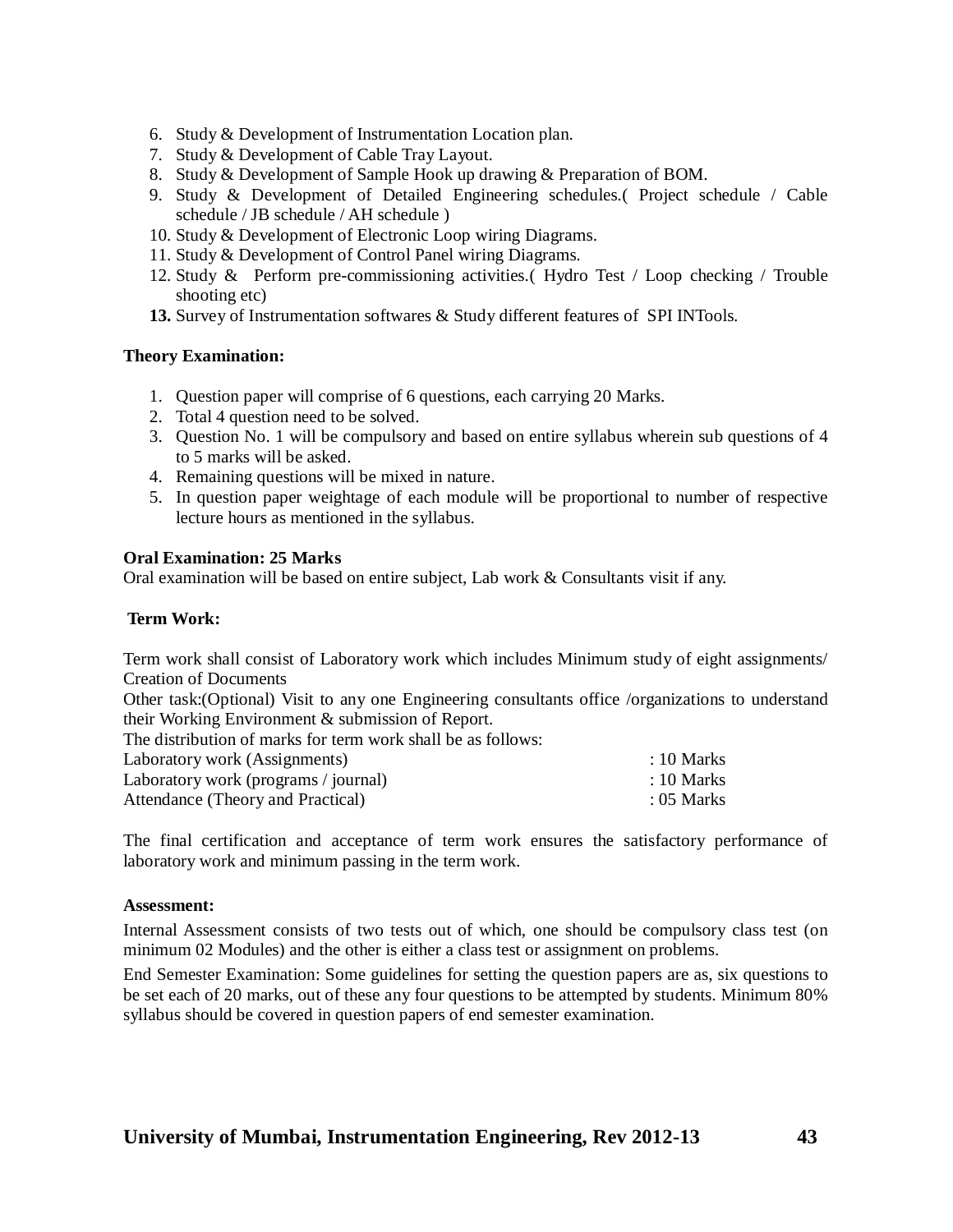6. Study & Development of Instrumentation Location plan.
7. Study & Development of Cable Tray Layout.
8. Study & Development of Sample Hook up drawing & Preparation of BOM.
9. Study & Development of Detailed Engineering schedules.( Project schedule / Cable schedule / JB schedule / AH schedule )
10. Study & Development of Electronic Loop wiring Diagrams.
11. Study & Development of Control Panel wiring Diagrams.
12. Study & Perform pre-commissioning activities.( Hydro Test / Loop checking / Trouble shooting etc)
13. Survey of Instrumentation softwares & Study different features of SPI INTools.

**Theory Examination:**

1. Question paper will comprise of 6 questions, each carrying 20 Marks.
2. Total 4 question need to be solved.
3. Question No. 1 will be compulsory and based on entire syllabus wherein sub questions of 4 to 5 marks will be asked.
4. Remaining questions will be mixed in nature.
5. In question paper weightage of each module will be proportional to number of respective lecture hours as mentioned in the syllabus.

**Oral Examination: 25 Marks**
Oral examination will be based on entire subject, Lab work & Consultants visit if any.

**Term Work:**

Term work shall consist of Laboratory work which includes Minimum study of eight assignments/ Creation of Documents
Other task:(Optional) Visit to any one Engineering consultants office /organizations to understand their Working Environment & submission of Report.
The distribution of marks for term work shall be as follows:

| | |
|---|---|
| Laboratory work (Assignments) | : 10 Marks |
| Laboratory work (programs / journal) | : 10 Marks |
| Attendance (Theory and Practical) | : 05 Marks |

The final certification and acceptance of term work ensures the satisfactory performance of laboratory work and minimum passing in the term work.

**Assessment:**

Internal Assessment consists of two tests out of which, one should be compulsory class test (on minimum 02 Modules) and the other is either a class test or assignment on problems.

End Semester Examination: Some guidelines for setting the question papers are as, six questions to be set each of 20 marks, out of these any four questions to be attempted by students. Minimum 80% syllabus should be covered in question papers of end semester examination.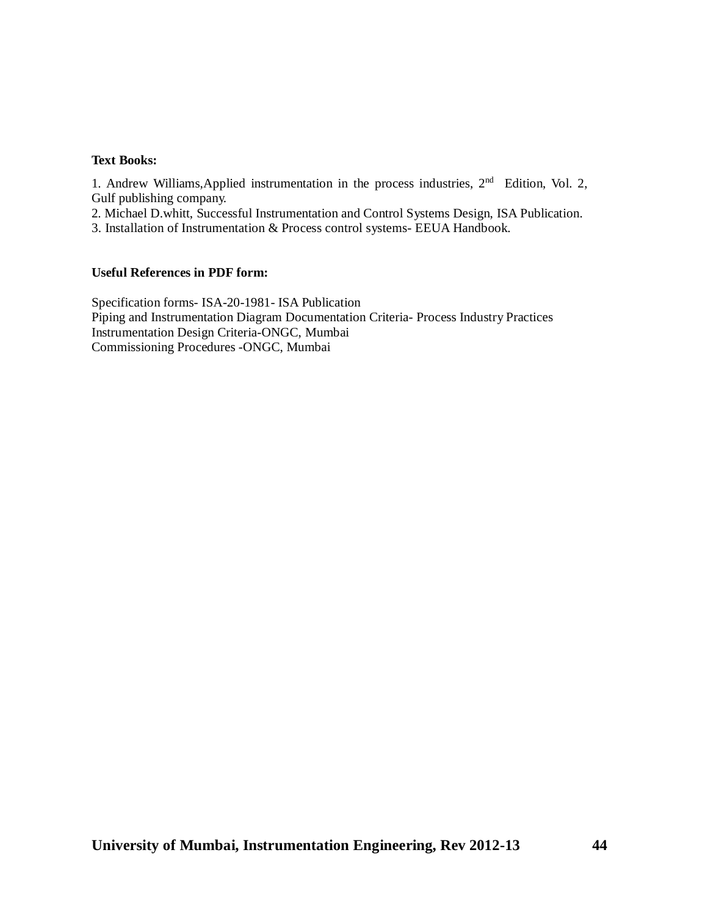**Text Books:**

1. Andrew Williams,Applied instrumentation in the process industries, 2nd Edition, Vol. 2, Gulf publishing company.
2. Michael D.whitt, Successful Instrumentation and Control Systems Design, ISA Publication.
3. Installation of Instrumentation & Process control systems- EEUA Handbook.

**Useful References in PDF form:**

Specification forms- ISA-20-1981- ISA Publication
Piping and Instrumentation Diagram Documentation Criteria- Process Industry Practices
Instrumentation Design Criteria-ONGC, Mumbai
Commissioning Procedures -ONGC, Mumbai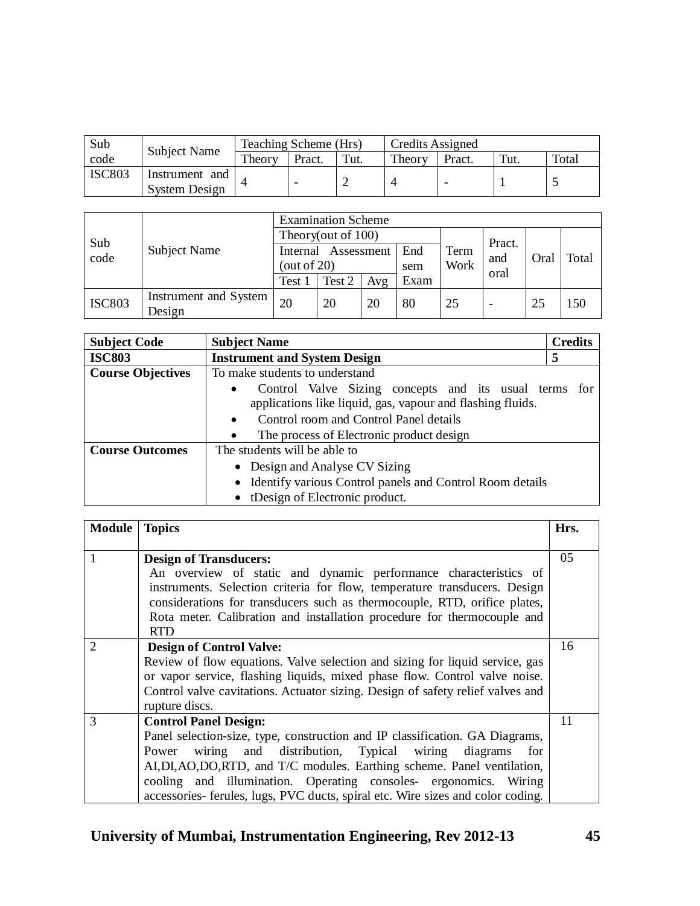| Sub code | Subject Name | Teaching Scheme (Hrs) | | | Credits Assigned | | | |
|---|---|---|---|---|---|---|---|---|
| | | Theory | Pract. | Tut. | Theory | Pract. | Tut. | Total |
| ISC803 | Instrument and System Design | 4 | - | 2 | 4 | - | 1 | 5 |

| Sub code | Subject Name | Examination Scheme | | | | | | | |
|---|---|---|---|---|---|---|---|---|---|
| | | Theory(out of 100) | | | | Term Work | Pract. and oral | Oral | Total |
| | | Internal Assessment (out of 20) | | | End sem Exam | | | | |
| | | Test 1 | Test 2 | Avg | | | | | |
| ISC803 | Instrument and System Design | 20 | 20 | 20 | 80 | 25 | - | 25 | 150 |

| **Subject Code** | **Subject Name** | **Credits** |
|---|---|---|
| **ISC803** | **Instrument and System Design** | **5** |
| **Course Objectives** | To make students to understand<br>• Control Valve Sizing concepts and its usual terms for applications like liquid, gas, vapour and flashing fluids.<br>• Control room and Control Panel details<br>• The process of Electronic product design | |
| **Course Outcomes** | The students will be able to<br>• Design and Analyse CV Sizing<br>• Identify various Control panels and Control Room details<br>• tDesign of Electronic product. | |

| **Module** | **Topics** | **Hrs.** |
|---|---|---|
| 1 | **Design of Transducers:**<br>An overview of static and dynamic performance characteristics of instruments. Selection criteria for flow, temperature transducers. Design considerations for transducers such as thermocouple, RTD, orifice plates, Rota meter. Calibration and installation procedure for thermocouple and RTD | 05 |
| 2 | **Design of Control Valve:**<br>Review of flow equations. Valve selection and sizing for liquid service, gas or vapor service, flashing liquids, mixed phase flow. Control valve noise. Control valve cavitations. Actuator sizing. Design of safety relief valves and rupture discs. | 16 |
| 3 | **Control Panel Design:**<br>Panel selection-size, type, construction and IP classification. GA Diagrams, Power wiring and distribution, Typical wiring diagrams for AI,DI,AO,DO,RTD, and T/C modules. Earthing scheme. Panel ventilation, cooling and illumination. Operating consoles- ergonomics. Wiring accessories- ferules, lugs, PVC ducts, spiral etc. Wire sizes and color coding. | 11 |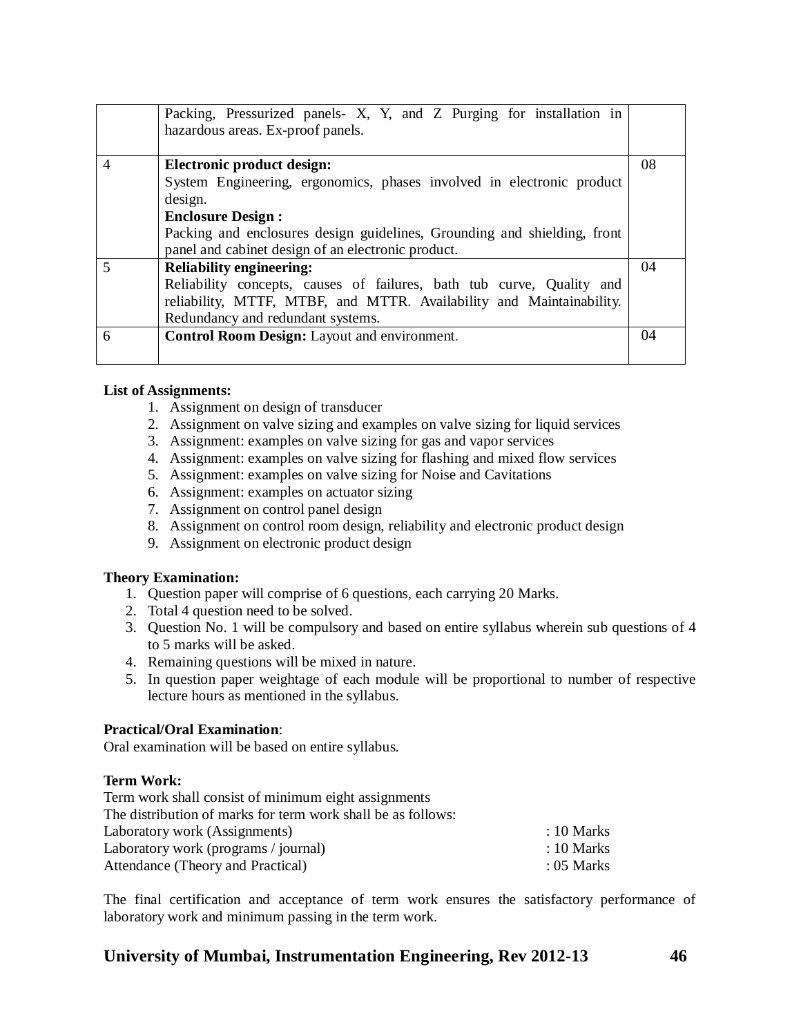| | | |
|---|---|---|
| | Packing, Pressurized panels- X, Y, and Z Purging for installation in hazardous areas. Ex-proof panels. | |
| 4 | **Electronic product design:**<br>System Engineering, ergonomics, phases involved in electronic product design.<br>**Enclosure Design :**<br>Packing and enclosures design guidelines, Grounding and shielding, front panel and cabinet design of an electronic product. | 08 |
| 5 | **Reliability engineering:**<br>Reliability concepts, causes of failures, bath tub curve, Quality and reliability, MTTF, MTBF, and MTTR. Availability and Maintainability. Redundancy and redundant systems. | 04 |
| 6 | **Control Room Design:** Layout and environment. | 04 |

**List of Assignments:**

1. Assignment on design of transducer
2. Assignment on valve sizing and examples on valve sizing for liquid services
3. Assignment: examples on valve sizing for gas and vapor services
4. Assignment: examples on valve sizing for flashing and mixed flow services
5. Assignment: examples on valve sizing for Noise and Cavitations
6. Assignment: examples on actuator sizing
7. Assignment on control panel design
8. Assignment on control room design, reliability and electronic product design
9. Assignment on electronic product design

**Theory Examination:**

1. Question paper will comprise of 6 questions, each carrying 20 Marks.
2. Total 4 question need to be solved.
3. Question No. 1 will be compulsory and based on entire syllabus wherein sub questions of 4 to 5 marks will be asked.
4. Remaining questions will be mixed in nature.
5. In question paper weightage of each module will be proportional to number of respective lecture hours as mentioned in the syllabus.

**Practical/Oral Examination**:

Oral examination will be based on entire syllabus.

**Term Work:**

Term work shall consist of minimum eight assignments

The distribution of marks for term work shall be as follows:

Laboratory work (Assignments) : 10 Marks
Laboratory work (programs / journal) : 10 Marks
Attendance (Theory and Practical) : 05 Marks

The final certification and acceptance of term work ensures the satisfactory performance of laboratory work and minimum passing in the term work.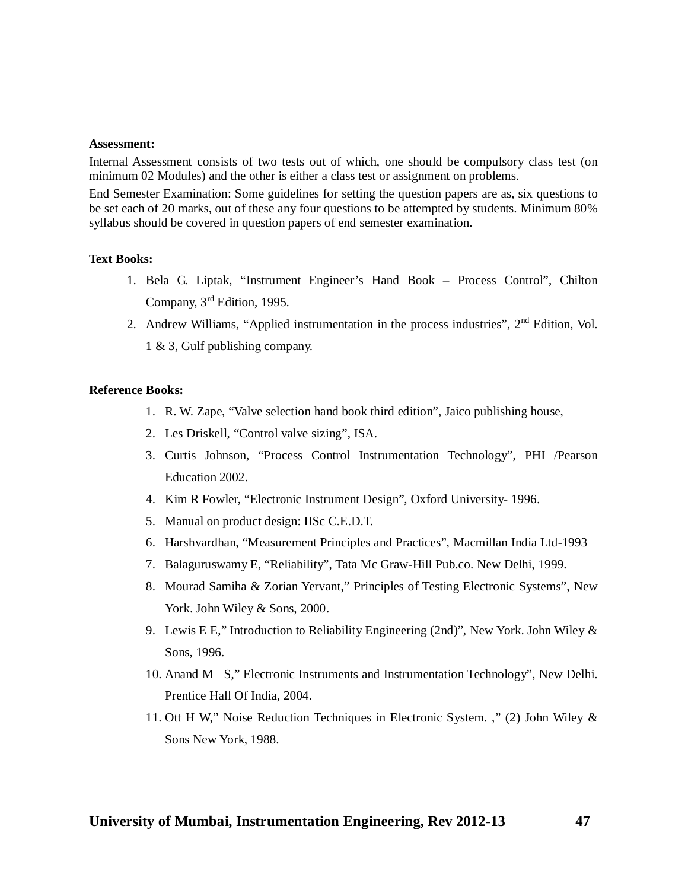**Assessment:**

Internal Assessment consists of two tests out of which, one should be compulsory class test (on minimum 02 Modules) and the other is either a class test or assignment on problems.

End Semester Examination: Some guidelines for setting the question papers are as, six questions to be set each of 20 marks, out of these any four questions to be attempted by students. Minimum 80% syllabus should be covered in question papers of end semester examination.

**Text Books:**

1. Bela G. Liptak, "Instrument Engineer's Hand Book – Process Control", Chilton Company, 3rd Edition, 1995.
2. Andrew Williams, "Applied instrumentation in the process industries", 2nd Edition, Vol. 1 & 3, Gulf publishing company.

**Reference Books:**

1. R. W. Zape, "Valve selection hand book third edition", Jaico publishing house,
2. Les Driskell, "Control valve sizing", ISA.
3. Curtis Johnson, "Process Control Instrumentation Technology", PHI /Pearson Education 2002.
4. Kim R Fowler, "Electronic Instrument Design", Oxford University- 1996.
5. Manual on product design: IISc C.E.D.T.
6. Harshvardhan, "Measurement Principles and Practices", Macmillan India Ltd-1993
7. Balaguruswamy E, "Reliability", Tata Mc Graw-Hill Pub.co. New Delhi, 1999.
8. Mourad Samiha & Zorian Yervant," Principles of Testing Electronic Systems", New York. John Wiley & Sons, 2000.
9. Lewis E E," Introduction to Reliability Engineering (2nd)", New York. John Wiley & Sons, 1996.
10. Anand M S," Electronic Instruments and Instrumentation Technology", New Delhi. Prentice Hall Of India, 2004.
11. Ott H W," Noise Reduction Techniques in Electronic System. ," (2) John Wiley & Sons New York, 1988.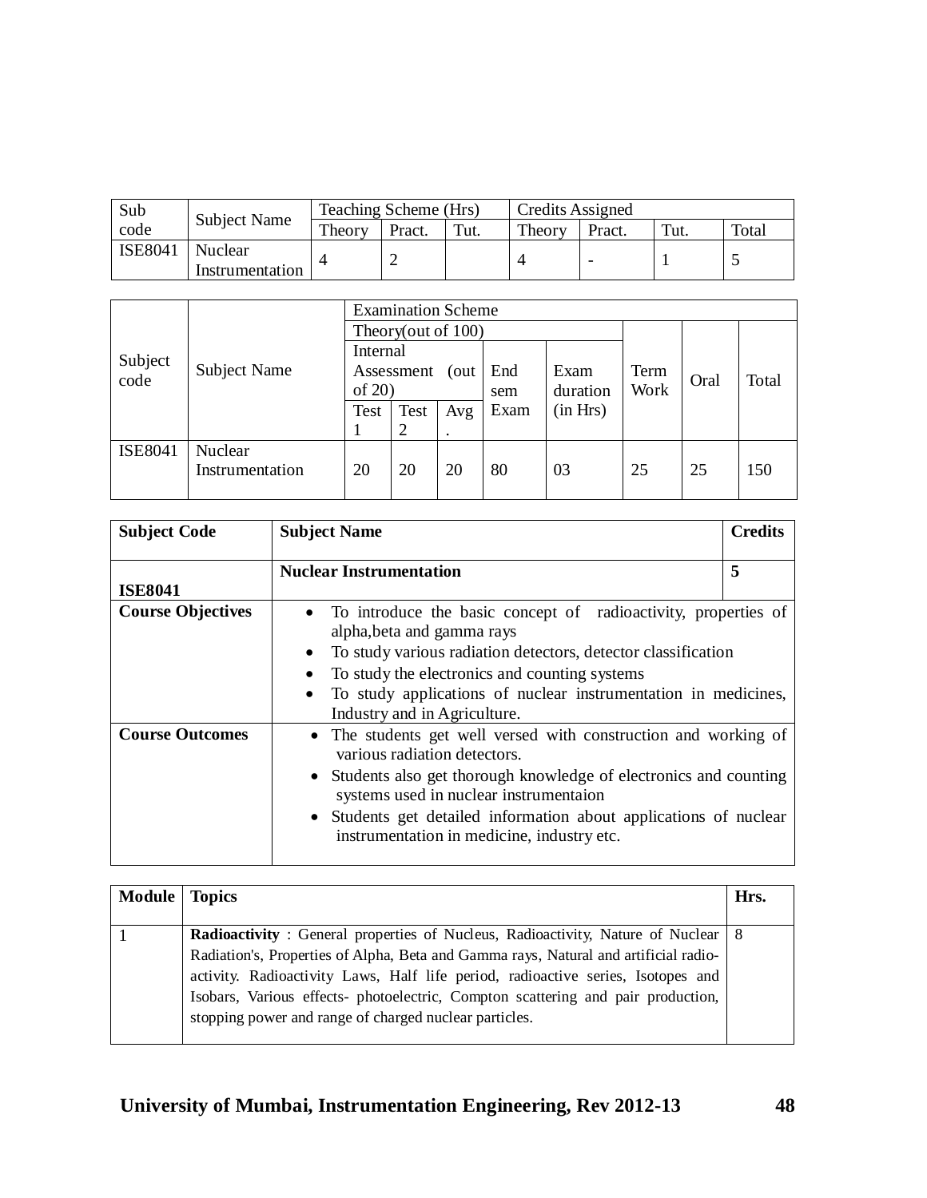| Sub code | Subject Name | Teaching Scheme (Hrs) | | | Credits Assigned | | | |
|---|---|---|---|---|---|---|---|---|
| | | Theory | Pract. | Tut. | Theory | Pract. | Tut. | Total |
| ISE8041 | Nuclear Instrumentation | 4 | 2 | | 4 | - | 1 | 5 |

| Subject code | Subject Name | Examination Scheme | | | | | | | | |
|---|---|---|---|---|---|---|---|---|---|---|
| | | Theory(out of 100) | | | | | Term Work | Oral | Total |
| | | Internal Assessment (out of 20) | | | End sem Exam | Exam duration (in Hrs) | | | |
| | | Test 1 | Test 2 | Avg. | | | | | |
| ISE8041 | Nuclear Instrumentation | 20 | 20 | 20 | 80 | 03 | 25 | 25 | 150 |

| **Subject Code** | **Subject Name** | **Credits** |
|---|---|---|
| **ISE8041** | **Nuclear Instrumentation** | **5** |
| **Course Objectives** | • To introduce the basic concept of radioactivity, properties of alpha,beta and gamma rays<br>• To study various radiation detectors, detector classification<br>• To study the electronics and counting systems<br>• To study applications of nuclear instrumentation in medicines, Industry and in Agriculture. | |
| **Course Outcomes** | • The students get well versed with construction and working of various radiation detectors.<br>• Students also get thorough knowledge of electronics and counting systems used in nuclear instrumentaion<br>• Students get detailed information about applications of nuclear instrumentation in medicine, industry etc. | |

| **Module** | **Topics** | **Hrs.** |
|---|---|---|
| 1 | **Radioactivity** : General properties of Nucleus, Radioactivity, Nature of Nuclear Radiation's, Properties of Alpha, Beta and Gamma rays, Natural and artificial radio-activity. Radioactivity Laws, Half life period, radioactive series, Isotopes and Isobars, Various effects- photoelectric, Compton scattering and pair production, stopping power and range of charged nuclear particles. | 8 |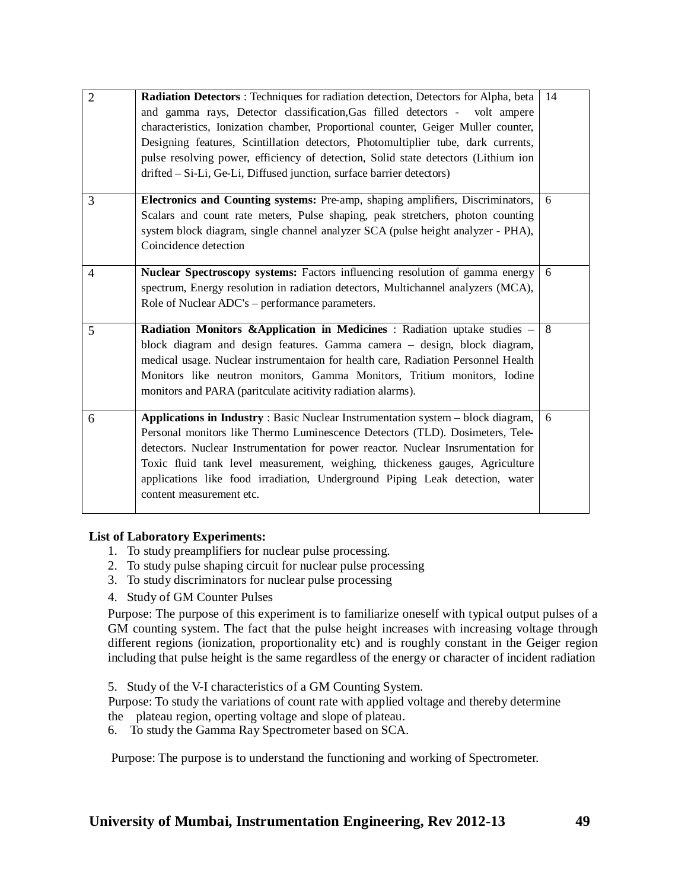| 2 | **Radiation Detectors** : Techniques for radiation detection, Detectors for Alpha, beta and gamma rays, Detector classification,Gas filled detectors - volt ampere characteristics, Ionization chamber, Proportional counter, Geiger Muller counter, Designing features, Scintillation detectors, Photomultiplier tube, dark currents, pulse resolving power, efficiency of detection, Solid state detectors (Lithium ion drifted – Si-Li, Ge-Li, Diffused junction, surface barrier detectors) | 14 |
|---|---|---|
| 3 | **Electronics and Counting systems:** Pre-amp, shaping amplifiers, Discriminators, Scalars and count rate meters, Pulse shaping, peak stretchers, photon counting system block diagram, single channel analyzer SCA (pulse height analyzer - PHA), Coincidence detection | 6 |
| 4 | **Nuclear Spectroscopy systems:** Factors influencing resolution of gamma energy spectrum, Energy resolution in radiation detectors, Multichannel analyzers (MCA), Role of Nuclear ADC's – performance parameters. | 6 |
| 5 | **Radiation Monitors &Application in Medicines** : Radiation uptake studies – block diagram and design features. Gamma camera – design, block diagram, medical usage. Nuclear instrumentaion for health care, Radiation Personnel Health Monitors like neutron monitors, Gamma Monitors, Tritium monitors, Iodine monitors and PARA (paritculate acitivity radiation alarms). | 8 |
| 6 | **Applications in Industry** : Basic Nuclear Instrumentation system – block diagram, Personal monitors like Thermo Luminescence Detectors (TLD). Dosimeters, Tele-detectors. Nuclear Instrumentation for power reactor. Nuclear Insrumentation for Toxic fluid tank level measurement, weighing, thickeness gauges, Agriculture applications like food irradiation, Underground Piping Leak detection, water content measurement etc. | 6 |

**List of Laboratory Experiments:**

1. To study preamplifiers for nuclear pulse processing.
2. To study pulse shaping circuit for nuclear pulse processing
3. To study discriminators for nuclear pulse processing
4. Study of GM Counter Pulses

   Purpose: The purpose of this experiment is to familiarize oneself with typical output pulses of a GM counting system. The fact that the pulse height increases with increasing voltage through different regions (ionization, proportionality etc) and is roughly constant in the Geiger region including that pulse height is the same regardless of the energy or character of incident radiation

5. Study of the V-I characteristics of a GM Counting System.

   Purpose: To study the variations of count rate with applied voltage and thereby determine the plateau region, operting voltage and slope of plateau.

6. To study the Gamma Ray Spectrometer based on SCA.

   Purpose: The purpose is to understand the functioning and working of Spectrometer.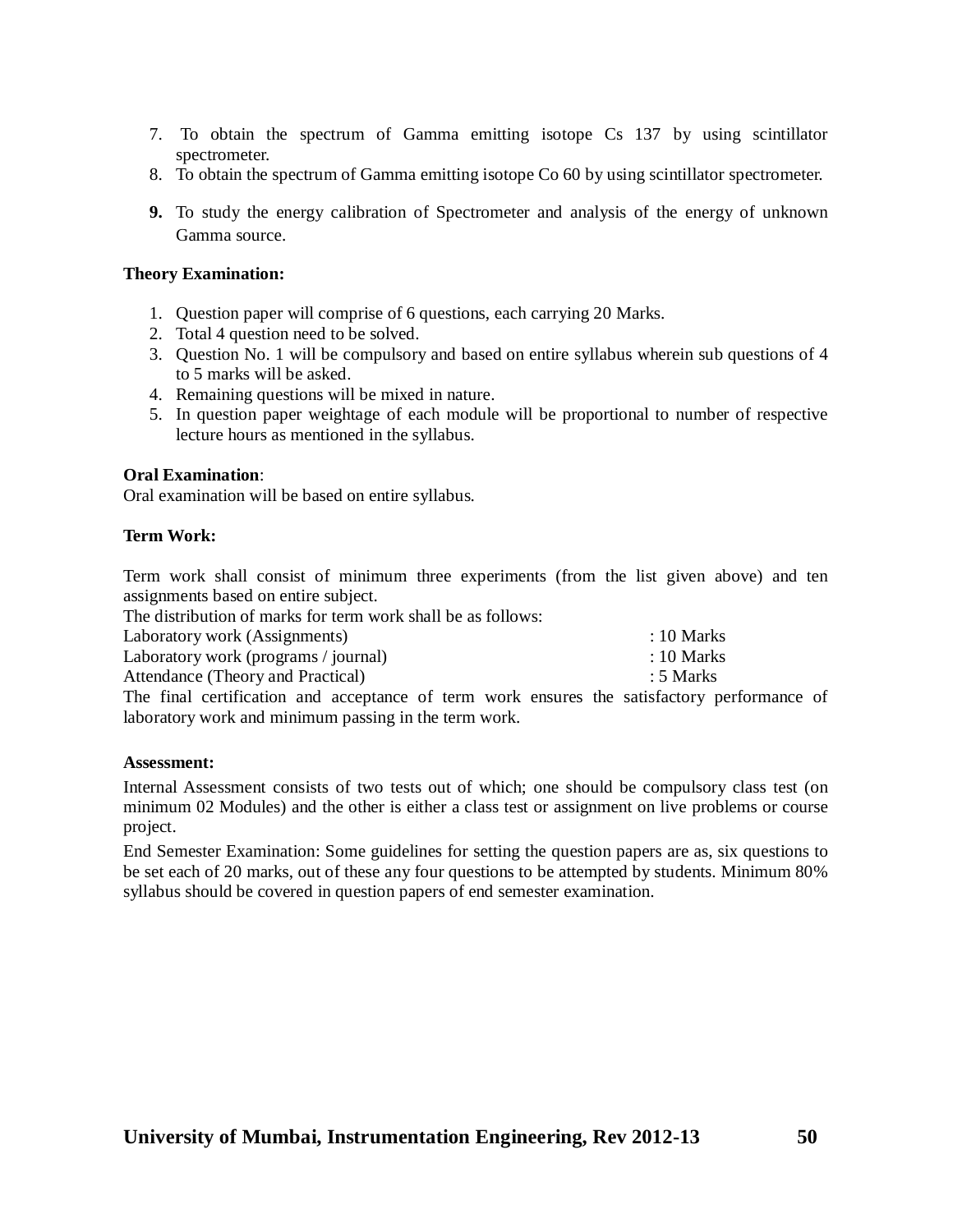7. To obtain the spectrum of Gamma emitting isotope Cs 137 by using scintillator spectrometer.
8. To obtain the spectrum of Gamma emitting isotope Co 60 by using scintillator spectrometer.
9. To study the energy calibration of Spectrometer and analysis of the energy of unknown Gamma source.

**Theory Examination:**

1. Question paper will comprise of 6 questions, each carrying 20 Marks.
2. Total 4 question need to be solved.
3. Question No. 1 will be compulsory and based on entire syllabus wherein sub questions of 4 to 5 marks will be asked.
4. Remaining questions will be mixed in nature.
5. In question paper weightage of each module will be proportional to number of respective lecture hours as mentioned in the syllabus.

**Oral Examination**:
Oral examination will be based on entire syllabus.

**Term Work:**

Term work shall consist of minimum three experiments (from the list given above) and ten assignments based on entire subject.
The distribution of marks for term work shall be as follows:

Laboratory work (Assignments) : 10 Marks
Laboratory work (programs / journal) : 10 Marks
Attendance (Theory and Practical) : 5 Marks

The final certification and acceptance of term work ensures the satisfactory performance of laboratory work and minimum passing in the term work.

**Assessment:**

Internal Assessment consists of two tests out of which; one should be compulsory class test (on minimum 02 Modules) and the other is either a class test or assignment on live problems or course project.

End Semester Examination: Some guidelines for setting the question papers are as, six questions to be set each of 20 marks, out of these any four questions to be attempted by students. Minimum 80% syllabus should be covered in question papers of end semester examination.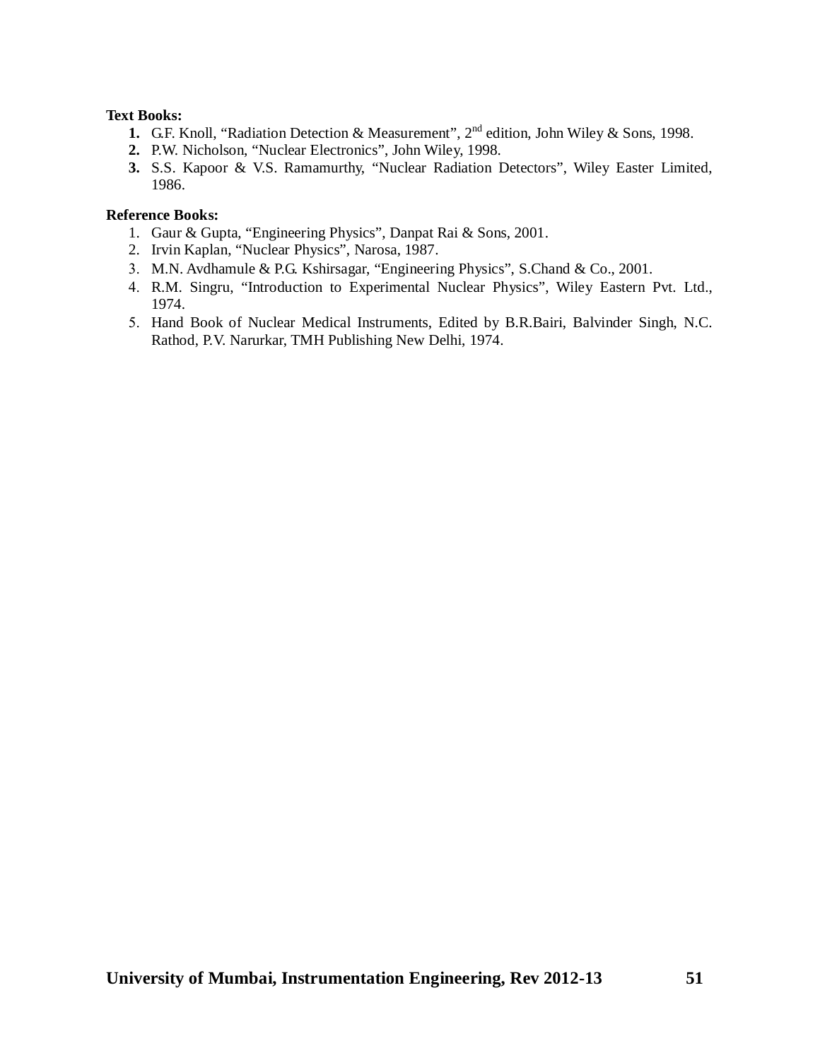**Text Books:**

1. G.F. Knoll, "Radiation Detection & Measurement", 2nd edition, John Wiley & Sons, 1998.
2. P.W. Nicholson, "Nuclear Electronics", John Wiley, 1998.
3. S.S. Kapoor & V.S. Ramamurthy, "Nuclear Radiation Detectors", Wiley Easter Limited, 1986.

**Reference Books:**

1. Gaur & Gupta, "Engineering Physics", Danpat Rai & Sons, 2001.
2. Irvin Kaplan, "Nuclear Physics", Narosa, 1987.
3. M.N. Avdhamule & P.G. Kshirsagar, "Engineering Physics", S.Chand & Co., 2001.
4. R.M. Singru, "Introduction to Experimental Nuclear Physics", Wiley Eastern Pvt. Ltd., 1974.
5. Hand Book of Nuclear Medical Instruments, Edited by B.R.Bairi, Balvinder Singh, N.C. Rathod, P.V. Narurkar, TMH Publishing New Delhi, 1974.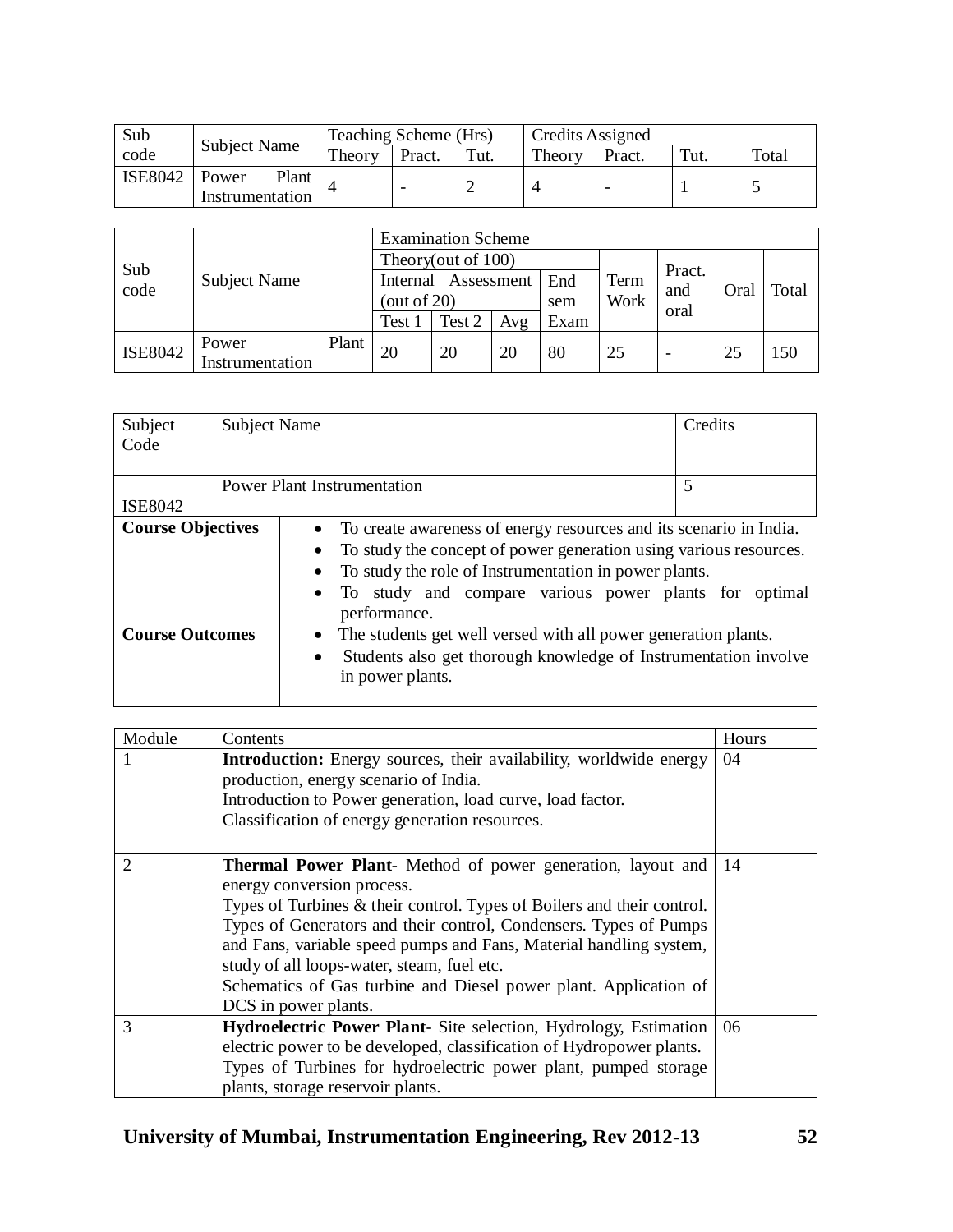| Sub code | Subject Name | Teaching Scheme (Hrs) | | | Credits Assigned | | | |
|---|---|---|---|---|---|---|---|---|
| | | Theory | Pract. | Tut. | Theory | Pract. | Tut. | Total |
| ISE8042 | Power Plant Instrumentation | 4 | - | 2 | 4 | - | 1 | 5 |

| Sub code | Subject Name | Examination Scheme | | | | | | | |
|---|---|---|---|---|---|---|---|---|---|
| | | Theory(out of 100) | | | | Term Work | Pract. and oral | Oral | Total |
| | | Internal Assessment (out of 20) | | | End sem Exam | | | | |
| | | Test 1 | Test 2 | Avg | | | | | |
| ISE8042 | Power Plant Instrumentation | 20 | 20 | 20 | 80 | 25 | - | 25 | 150 |

| Subject Code | Subject Name | Credits |
|---|---|---|
| ISE8042 | Power Plant Instrumentation | 5 |

**Course Objectives**

- To create awareness of energy resources and its scenario in India.
- To study the concept of power generation using various resources.
- To study the role of Instrumentation in power plants.
- To study and compare various power plants for optimal performance.

**Course Outcomes**

- The students get well versed with all power generation plants.
- Students also get thorough knowledge of Instrumentation involve in power plants.

| Module | Contents | Hours |
|---|---|---|
| 1 | **Introduction:** Energy sources, their availability, worldwide energy production, energy scenario of India.<br>Introduction to Power generation, load curve, load factor.<br>Classification of energy generation resources. | 04 |
| 2 | **Thermal Power Plant**- Method of power generation, layout and energy conversion process.<br>Types of Turbines & their control. Types of Boilers and their control. Types of Generators and their control, Condensers. Types of Pumps and Fans, variable speed pumps and Fans, Material handling system, study of all loops-water, steam, fuel etc.<br>Schematics of Gas turbine and Diesel power plant. Application of DCS in power plants. | 14 |
| 3 | **Hydroelectric Power Plant**- Site selection, Hydrology, Estimation electric power to be developed, classification of Hydropower plants. Types of Turbines for hydroelectric power plant, pumped storage plants, storage reservoir plants. | 06 |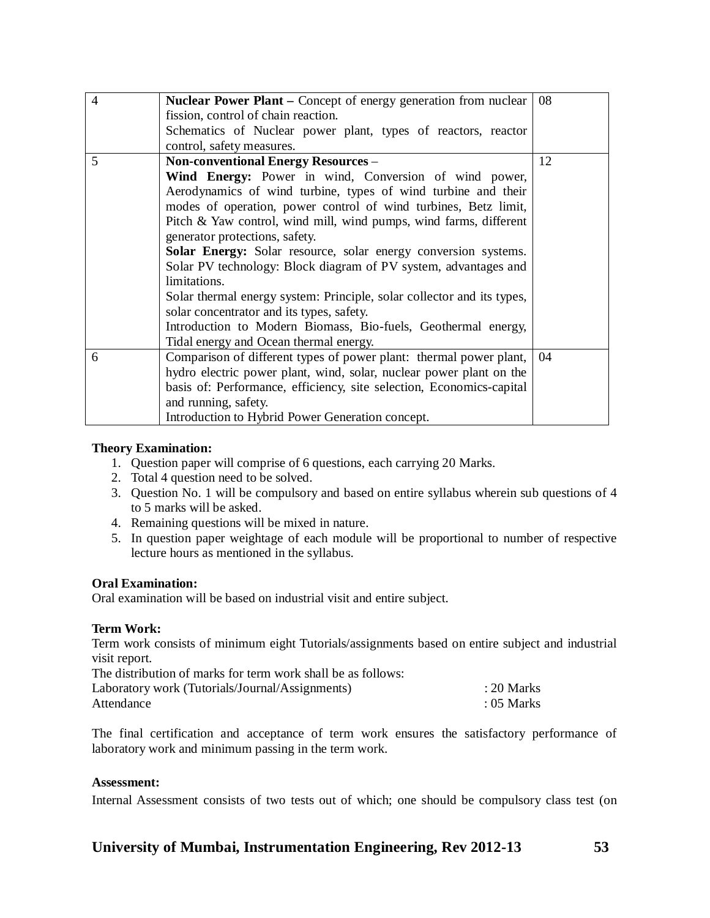| 4 | **Nuclear Power Plant –** Concept of energy generation from nuclear fission, control of chain reaction.<br>Schematics of Nuclear power plant, types of reactors, reactor control, safety measures. | 08 |
|---|---|---|
| 5 | **Non-conventional Energy Resources** –<br>**Wind Energy:** Power in wind, Conversion of wind power, Aerodynamics of wind turbine, types of wind turbine and their modes of operation, power control of wind turbines, Betz limit, Pitch & Yaw control, wind mill, wind pumps, wind farms, different generator protections, safety.<br>**Solar Energy:** Solar resource, solar energy conversion systems. Solar PV technology: Block diagram of PV system, advantages and limitations.<br>Solar thermal energy system: Principle, solar collector and its types, solar concentrator and its types, safety.<br>Introduction to Modern Biomass, Bio-fuels, Geothermal energy, Tidal energy and Ocean thermal energy. | 12 |
| 6 | Comparison of different types of power plant: thermal power plant, hydro electric power plant, wind, solar, nuclear power plant on the basis of: Performance, efficiency, site selection, Economics-capital and running, safety.<br>Introduction to Hybrid Power Generation concept. | 04 |

**Theory Examination:**

1. Question paper will comprise of 6 questions, each carrying 20 Marks.
2. Total 4 question need to be solved.
3. Question No. 1 will be compulsory and based on entire syllabus wherein sub questions of 4 to 5 marks will be asked.
4. Remaining questions will be mixed in nature.
5. In question paper weightage of each module will be proportional to number of respective lecture hours as mentioned in the syllabus.

**Oral Examination:**

Oral examination will be based on industrial visit and entire subject.

**Term Work:**

Term work consists of minimum eight Tutorials/assignments based on entire subject and industrial visit report.

The distribution of marks for term work shall be as follows:

Laboratory work (Tutorials/Journal/Assignments) : 20 Marks

Attendance : 05 Marks

The final certification and acceptance of term work ensures the satisfactory performance of laboratory work and minimum passing in the term work.

**Assessment:**

Internal Assessment consists of two tests out of which; one should be compulsory class test (on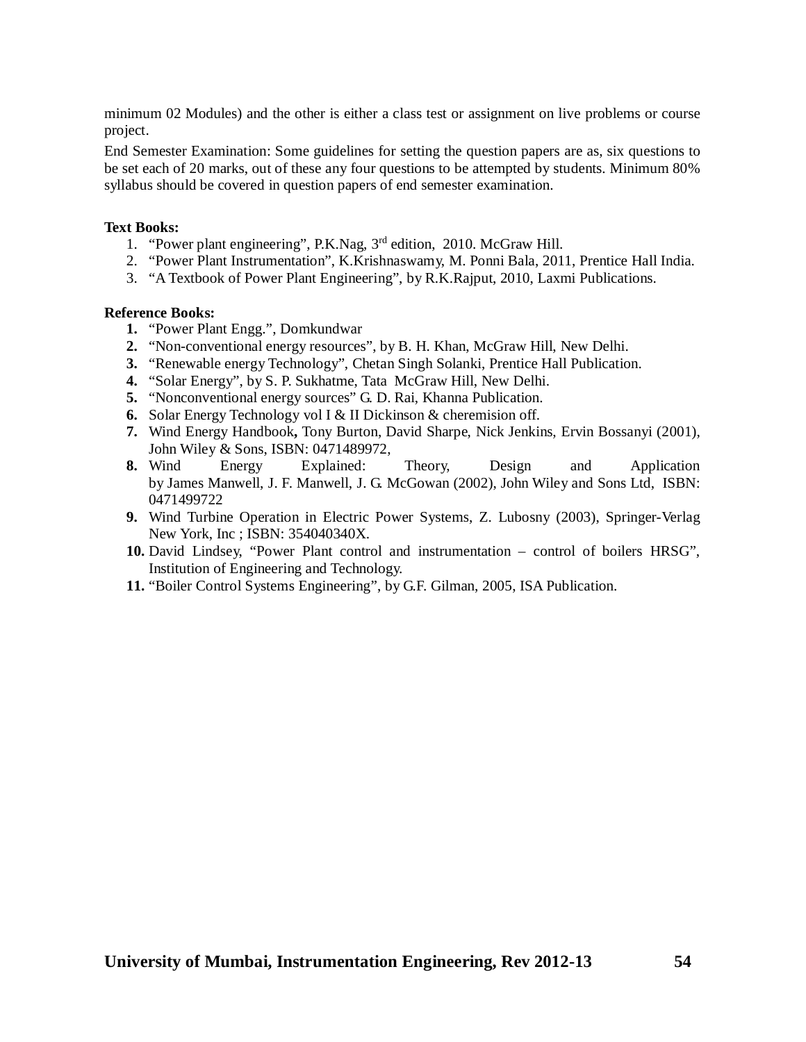minimum 02 Modules) and the other is either a class test or assignment on live problems or course project.

End Semester Examination: Some guidelines for setting the question papers are as, six questions to be set each of 20 marks, out of these any four questions to be attempted by students. Minimum 80% syllabus should be covered in question papers of end semester examination.

**Text Books:**

1. "Power plant engineering", P.K.Nag, 3rd edition, 2010. McGraw Hill.
2. "Power Plant Instrumentation", K.Krishnaswamy, M. Ponni Bala, 2011, Prentice Hall India.
3. "A Textbook of Power Plant Engineering", by R.K.Rajput, 2010, Laxmi Publications.

**Reference Books:**

1. "Power Plant Engg.", Domkundwar
2. "Non-conventional energy resources", by B. H. Khan, McGraw Hill, New Delhi.
3. "Renewable energy Technology", Chetan Singh Solanki, Prentice Hall Publication.
4. "Solar Energy", by S. P. Sukhatme, Tata McGraw Hill, New Delhi.
5. "Nonconventional energy sources" G. D. Rai, Khanna Publication.
6. Solar Energy Technology vol I & II Dickinson & cheremision off.
7. Wind Energy Handbook**,** Tony Burton, David Sharpe, Nick Jenkins, Ervin Bossanyi (2001), John Wiley & Sons, ISBN: 0471489972,
8. Wind Energy Explained: Theory, Design and Application by James Manwell, J. F. Manwell, J. G. McGowan (2002), John Wiley and Sons Ltd, ISBN: 0471499722
9. Wind Turbine Operation in Electric Power Systems, Z. Lubosny (2003), Springer-Verlag New York, Inc ; ISBN: 354040340X.
10. David Lindsey, "Power Plant control and instrumentation – control of boilers HRSG", Institution of Engineering and Technology.
11. "Boiler Control Systems Engineering", by G.F. Gilman, 2005, ISA Publication.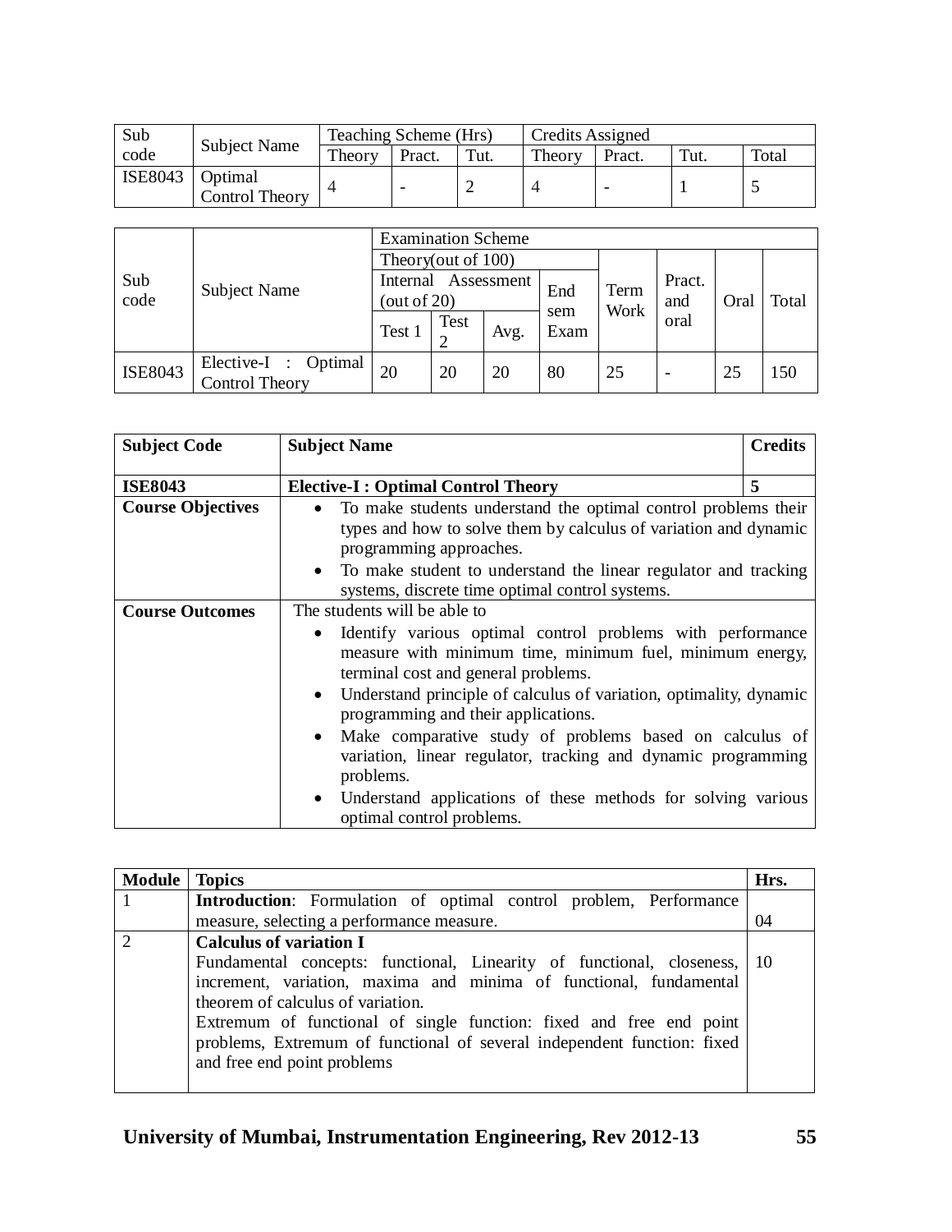| Sub code | Subject Name | Teaching Scheme (Hrs) | | | Credits Assigned | | | |
|---|---|---|---|---|---|---|---|---|
| | | Theory | Pract. | Tut. | Theory | Pract. | Tut. | Total |
| ISE8043 | Optimal Control Theory | 4 | - | 2 | 4 | - | 1 | 5 |

| Sub code | Subject Name | Examination Scheme | | | | | | | | |
|---|---|---|---|---|---|---|---|---|---|---|
| | | Theory(out of 100) | | | | Term Work | Pract. and oral | Oral | Total |
| | | Internal Assessment (out of 20) | | | End sem Exam | | | | |
| | | Test 1 | Test 2 | Avg. | | | | | |
| ISE8043 | Elective-I : Optimal Control Theory | 20 | 20 | 20 | 80 | 25 | - | 25 | 150 |

| **Subject Code** | **Subject Name** | **Credits** |
|---|---|---|
| **ISE8043** | **Elective-I : Optimal Control Theory** | **5** |
| **Course Objectives** | • To make students understand the optimal control problems their types and how to solve them by calculus of variation and dynamic programming approaches.<br>• To make student to understand the linear regulator and tracking systems, discrete time optimal control systems. | |
| **Course Outcomes** | The students will be able to<br>• Identify various optimal control problems with performance measure with minimum time, minimum fuel, minimum energy, terminal cost and general problems.<br>• Understand principle of calculus of variation, optimality, dynamic programming and their applications.<br>• Make comparative study of problems based on calculus of variation, linear regulator, tracking and dynamic programming problems.<br>• Understand applications of these methods for solving various optimal control problems. | |

| Module | Topics | Hrs. |
|---|---|---|
| 1 | **Introduction**: Formulation of optimal control problem, Performance measure, selecting a performance measure. | 04 |
| 2 | **Calculus of variation I**<br>Fundamental concepts: functional, Linearity of functional, closeness, increment, variation, maxima and minima of functional, fundamental theorem of calculus of variation.<br>Extremum of functional of single function: fixed and free end point problems, Extremum of functional of several independent function: fixed and free end point problems | 10 |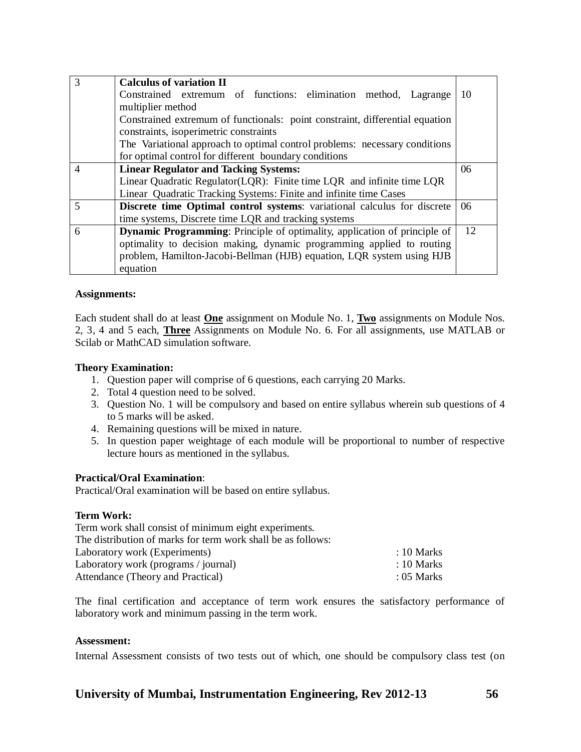| | | |
|---|---|---|
| 3 | **Calculus of variation II**<br>Constrained extremum of functions: elimination method, Lagrange multiplier method<br>Constrained extremum of functionals: point constraint, differential equation constraints, isoperimetric constraints<br>The Variational approach to optimal control problems: necessary conditions for optimal control for different boundary conditions | 10 |
| 4 | **Linear Regulator and Tacking Systems:**<br>Linear Quadratic Regulator(LQR): Finite time LQR and infinite time LQR<br>Linear Quadratic Tracking Systems: Finite and infinite time Cases | 06 |
| 5 | **Discrete time Optimal control systems**: variational calculus for discrete time systems, Discrete time LQR and tracking systems | 06 |
| 6 | **Dynamic Programming**: Principle of optimality, application of principle of optimality to decision making, dynamic programming applied to routing problem, Hamilton-Jacobi-Bellman (HJB) equation, LQR system using HJB equation | 12 |

**Assignments:**

Each student shall do at least **One** assignment on Module No. 1, **Two** assignments on Module Nos. 2, 3, 4 and 5 each, **Three** Assignments on Module No. 6. For all assignments, use MATLAB or Scilab or MathCAD simulation software.

**Theory Examination:**

1. Question paper will comprise of 6 questions, each carrying 20 Marks.
2. Total 4 question need to be solved.
3. Question No. 1 will be compulsory and based on entire syllabus wherein sub questions of 4 to 5 marks will be asked.
4. Remaining questions will be mixed in nature.
5. In question paper weightage of each module will be proportional to number of respective lecture hours as mentioned in the syllabus.

**Practical/Oral Examination**:

Practical/Oral examination will be based on entire syllabus.

**Term Work:**

Term work shall consist of minimum eight experiments.
The distribution of marks for term work shall be as follows:

| | |
|---|---|
| Laboratory work (Experiments) | : 10 Marks |
| Laboratory work (programs / journal) | : 10 Marks |
| Attendance (Theory and Practical) | : 05 Marks |

The final certification and acceptance of term work ensures the satisfactory performance of laboratory work and minimum passing in the term work.

**Assessment:**

Internal Assessment consists of two tests out of which, one should be compulsory class test (on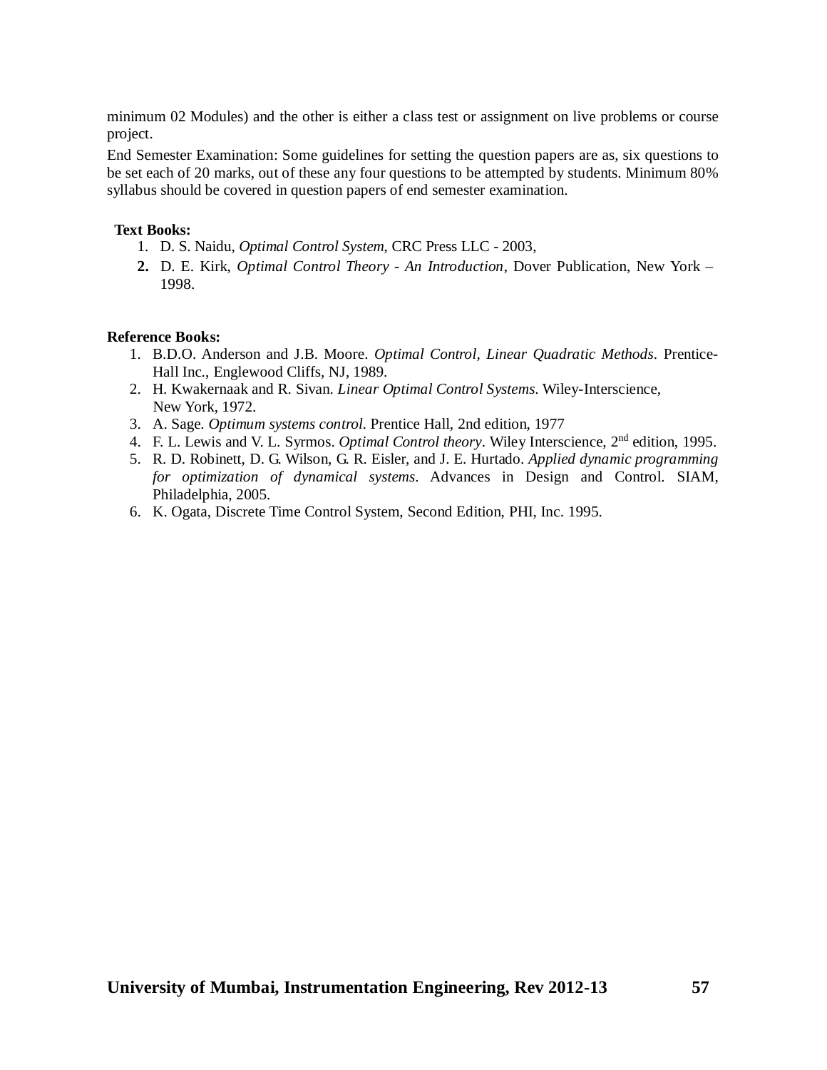minimum 02 Modules) and the other is either a class test or assignment on live problems or course project.

End Semester Examination: Some guidelines for setting the question papers are as, six questions to be set each of 20 marks, out of these any four questions to be attempted by students. Minimum 80% syllabus should be covered in question papers of end semester examination.

**Text Books:**

1. D. S. Naidu, *Optimal Control System*, CRC Press LLC - 2003,
2. D. E. Kirk, *Optimal Control Theory - An Introduction*, Dover Publication, New York – 1998.

**Reference Books:**

1. B.D.O. Anderson and J.B. Moore. *Optimal Control, Linear Quadratic Methods*. Prentice-Hall Inc., Englewood Cliffs, NJ, 1989.
2. H. Kwakernaak and R. Sivan. *Linear Optimal Control Systems*. Wiley-Interscience, New York, 1972.
3. A. Sage. *Optimum systems control*. Prentice Hall, 2nd edition, 1977
4. F. L. Lewis and V. L. Syrmos. *Optimal Control theory*. Wiley Interscience, 2nd edition, 1995.
5. R. D. Robinett, D. G. Wilson, G. R. Eisler, and J. E. Hurtado. *Applied dynamic programming for optimization of dynamical systems*. Advances in Design and Control. SIAM, Philadelphia, 2005.
6. K. Ogata, Discrete Time Control System, Second Edition, PHI, Inc. 1995.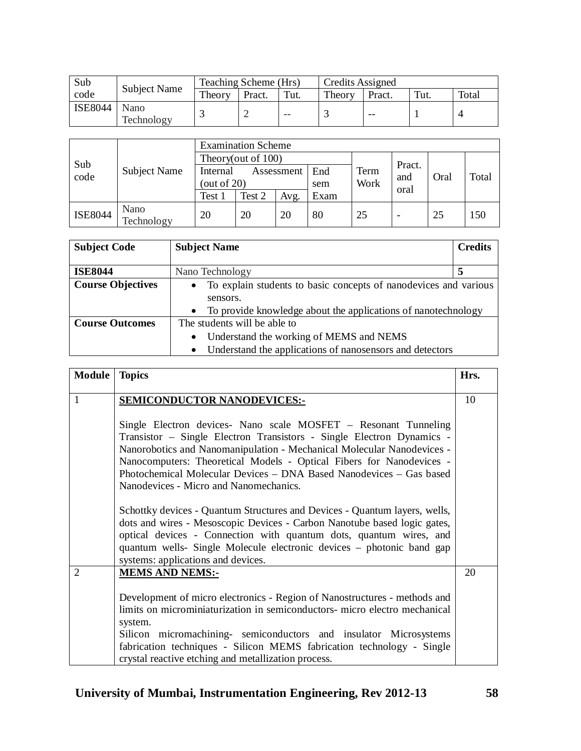| Sub code | Subject Name | Teaching Scheme (Hrs) | | | Credits Assigned | | | |
|---|---|---|---|---|---|---|---|---|
| | | Theory | Pract. | Tut. | Theory | Pract. | Tut. | Total |
| ISE8044 | Nano Technology | 3 | 2 | -- | 3 | -- | 1 | 4 |

| Sub code | Subject Name | Examination Scheme | | | | | | | |
|---|---|---|---|---|---|---|---|---|---|
| | | Theory(out of 100) | | | | Term Work | Pract. and oral | Oral | Total |
| | | Internal Assessment (out of 20) | | | End sem Exam | | | | |
| | | Test 1 | Test 2 | Avg. | | | | | |
| ISE8044 | Nano Technology | 20 | 20 | 20 | 80 | 25 | - | 25 | 150 |

| **Subject Code** | **Subject Name** | **Credits** |
|---|---|---|
| **ISE8044** | Nano Technology | **5** |
| **Course Objectives** | • To explain students to basic concepts of nanodevices and various sensors.<br>• To provide knowledge about the applications of nanotechnology | |
| **Course Outcomes** | The students will be able to<br>• Understand the working of MEMS and NEMS<br>• Understand the applications of nanosensors and detectors | |

| **Module** | **Topics** | **Hrs.** |
|---|---|---|
| 1 | **SEMICONDUCTOR NANODEVICES:-**<br><br>Single Electron devices- Nano scale MOSFET – Resonant Tunneling Transistor – Single Electron Transistors - Single Electron Dynamics - Nanorobotics and Nanomanipulation - Mechanical Molecular Nanodevices - Nanocomputers: Theoretical Models - Optical Fibers for Nanodevices - Photochemical Molecular Devices – DNA Based Nanodevices – Gas based Nanodevices - Micro and Nanomechanics.<br><br>Schottky devices - Quantum Structures and Devices - Quantum layers, wells, dots and wires - Mesoscopic Devices - Carbon Nanotube based logic gates, optical devices - Connection with quantum dots, quantum wires, and quantum wells- Single Molecule electronic devices – photonic band gap systems: applications and devices. | 10 |
| 2 | **MEMS AND NEMS:-**<br><br>Development of micro electronics - Region of Nanostructures - methods and limits on microminiaturization in semiconductors- micro electro mechanical system.<br>Silicon micromachining- semiconductors and insulator Microsystems fabrication techniques - Silicon MEMS fabrication technology - Single crystal reactive etching and metallization process. | 20 |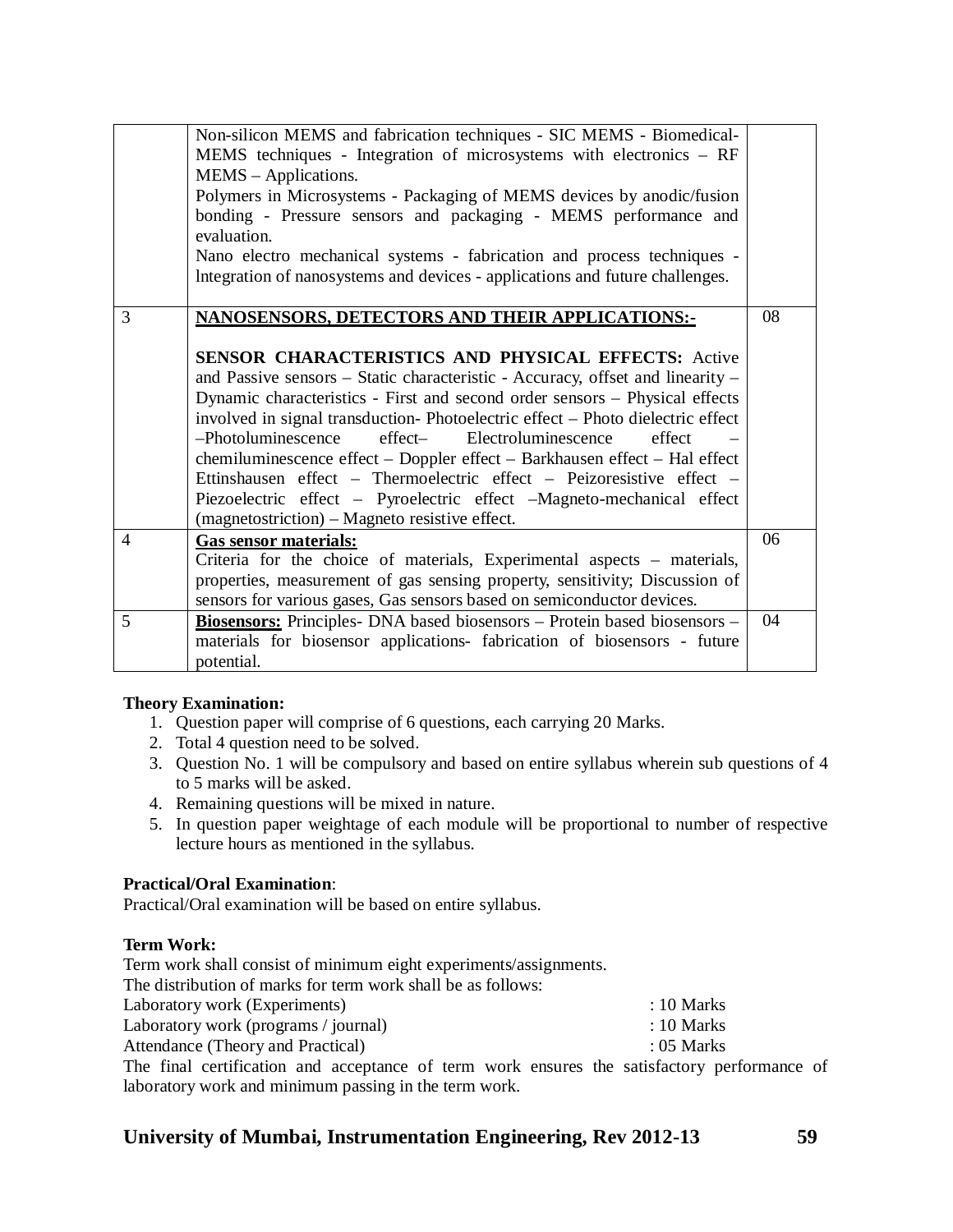| | | |
|---|---|---|
| | Non-silicon MEMS and fabrication techniques - SIC MEMS - Biomedical-MEMS techniques - Integration of microsystems with electronics – RF MEMS – Applications.<br>Polymers in Microsystems - Packaging of MEMS devices by anodic/fusion bonding - Pressure sensors and packaging - MEMS performance and evaluation.<br>Nano electro mechanical systems - fabrication and process techniques - lntegration of nanosystems and devices - applications and future challenges. | |
| 3 | **<u>NANOSENSORS, DETECTORS AND THEIR APPLICATIONS:-</u>**<br><br>**SENSOR CHARACTERISTICS AND PHYSICAL EFFECTS:** Active and Passive sensors – Static characteristic - Accuracy, offset and linearity – Dynamic characteristics - First and second order sensors – Physical effects involved in signal transduction- Photoelectric effect – Photo dielectric effect –Photoluminescence effect– Electroluminescence effect – chemiluminescence effect – Doppler effect – Barkhausen effect – Hal effect Ettinshausen effect – Thermoelectric effect – Peizoresistive effect – Piezoelectric effect – Pyroelectric effect –Magneto-mechanical effect (magnetostriction) – Magneto resistive effect. | 08 |
| 4 | **<u>Gas sensor materials:</u>**<br>Criteria for the choice of materials, Experimental aspects – materials, properties, measurement of gas sensing property, sensitivity; Discussion of sensors for various gases, Gas sensors based on semiconductor devices. | 06 |
| 5 | **<u>Biosensors:</u>** Principles- DNA based biosensors – Protein based biosensors – materials for biosensor applications- fabrication of biosensors - future potential. | 04 |

**Theory Examination:**

1. Question paper will comprise of 6 questions, each carrying 20 Marks.
2. Total 4 question need to be solved.
3. Question No. 1 will be compulsory and based on entire syllabus wherein sub questions of 4 to 5 marks will be asked.
4. Remaining questions will be mixed in nature.
5. In question paper weightage of each module will be proportional to number of respective lecture hours as mentioned in the syllabus.

**Practical/Oral Examination**:

Practical/Oral examination will be based on entire syllabus.

**Term Work:**

Term work shall consist of minimum eight experiments/assignments.

The distribution of marks for term work shall be as follows:

Laboratory work (Experiments) : 10 Marks

Laboratory work (programs / journal) : 10 Marks

Attendance (Theory and Practical) : 05 Marks

The final certification and acceptance of term work ensures the satisfactory performance of laboratory work and minimum passing in the term work.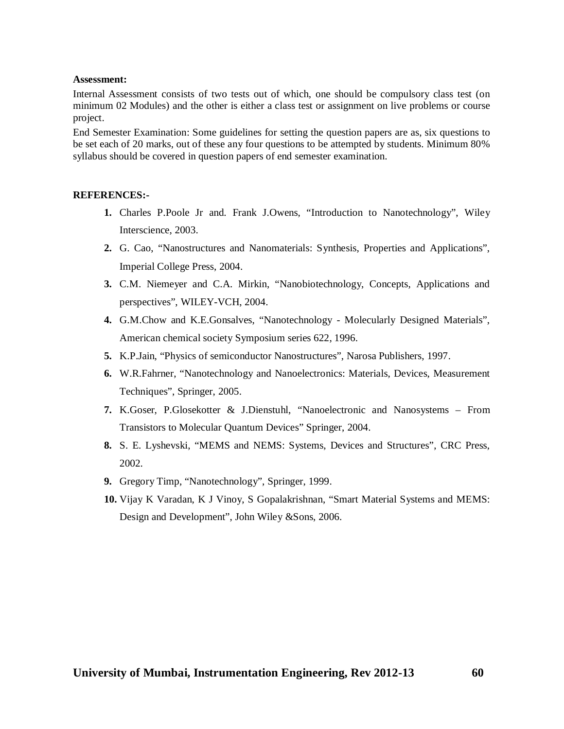**Assessment:**

Internal Assessment consists of two tests out of which, one should be compulsory class test (on minimum 02 Modules) and the other is either a class test or assignment on live problems or course project.

End Semester Examination: Some guidelines for setting the question papers are as, six questions to be set each of 20 marks, out of these any four questions to be attempted by students. Minimum 80% syllabus should be covered in question papers of end semester examination.

**REFERENCES:-**

1. Charles P.Poole Jr and. Frank J.Owens, "Introduction to Nanotechnology", Wiley Interscience, 2003.
2. G. Cao, "Nanostructures and Nanomaterials: Synthesis, Properties and Applications", Imperial College Press, 2004.
3. C.M. Niemeyer and C.A. Mirkin, "Nanobiotechnology, Concepts, Applications and perspectives", WILEY-VCH, 2004.
4. G.M.Chow and K.E.Gonsalves, "Nanotechnology - Molecularly Designed Materials", American chemical society Symposium series 622, 1996.
5. K.P.Jain, "Physics of semiconductor Nanostructures", Narosa Publishers, 1997.
6. W.R.Fahrner, "Nanotechnology and Nanoelectronics: Materials, Devices, Measurement Techniques", Springer, 2005.
7. K.Goser, P.Glosekotter & J.Dienstuhl, "Nanoelectronic and Nanosystems – From Transistors to Molecular Quantum Devices" Springer, 2004.
8. S. E. Lyshevski, "MEMS and NEMS: Systems, Devices and Structures", CRC Press, 2002.
9. Gregory Timp, "Nanotechnology", Springer, 1999.
10. Vijay K Varadan, K J Vinoy, S Gopalakrishnan, "Smart Material Systems and MEMS: Design and Development", John Wiley &Sons, 2006.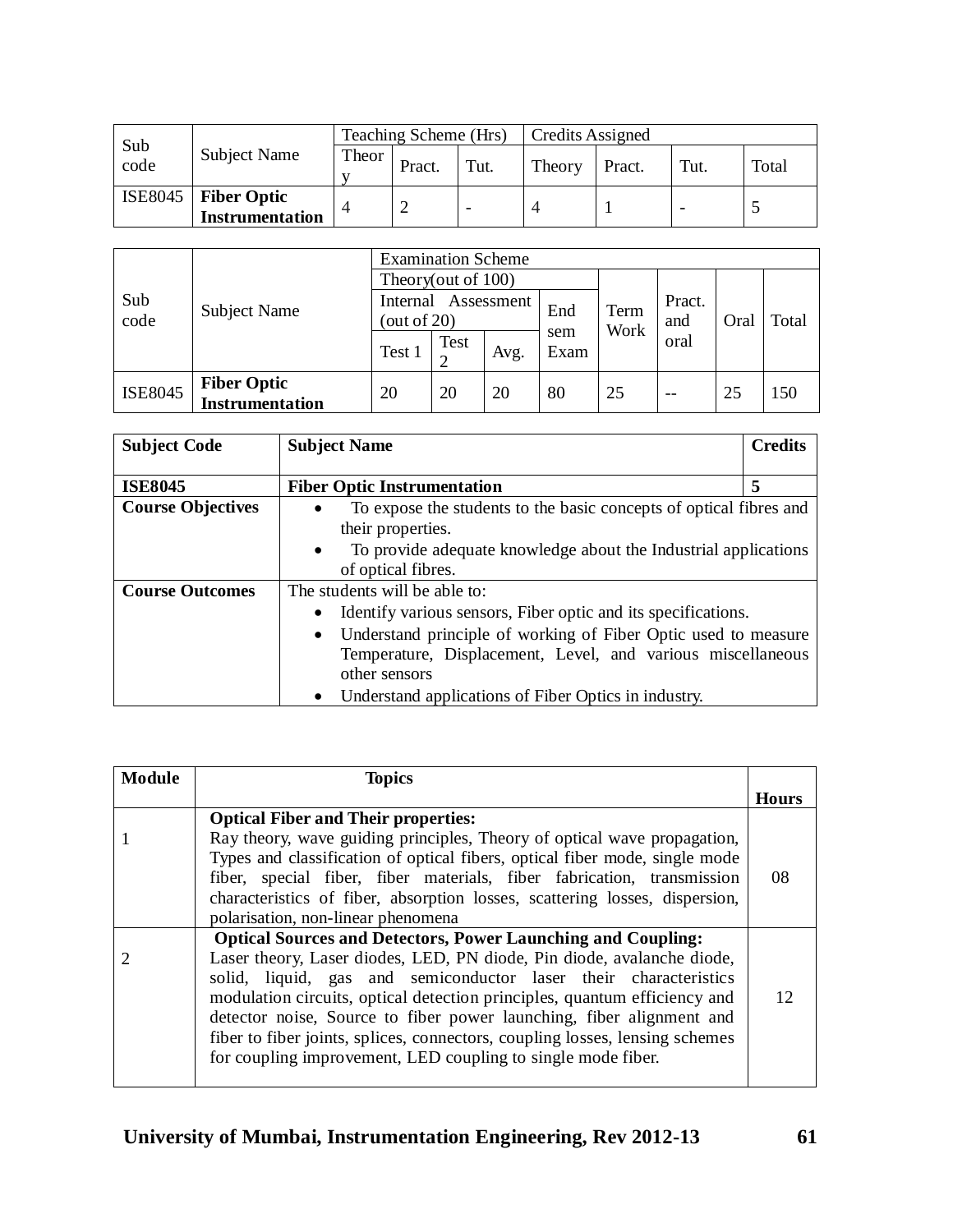| Sub code | Subject Name | Teaching Scheme (Hrs) | | | Credits Assigned | | | |
|---|---|---|---|---|---|---|---|---|
| | | Theory | Pract. | Tut. | Theory | Pract. | Tut. | Total |
| ISE8045 | **Fiber Optic Instrumentation** | 4 | 2 | - | 4 | 1 | - | 5 |

| Sub code | Subject Name | Examination Scheme | | | | | | | |
|---|---|---|---|---|---|---|---|---|---|
| | | Theory(out of 100) | | | | Term Work | Pract. and oral | Oral | Total |
| | | Internal Assessment (out of 20) | | | End sem Exam | | | | |
| | | Test 1 | Test 2 | Avg. | | | | | |
| ISE8045 | **Fiber Optic Instrumentation** | 20 | 20 | 20 | 80 | 25 | -- | 25 | 150 |

| **Subject Code** | **Subject Name** | **Credits** |
|---|---|---|
| **ISE8045** | **Fiber Optic Instrumentation** | **5** |
| **Course Objectives** | • To expose the students to the basic concepts of optical fibres and their properties. <br> • To provide adequate knowledge about the Industrial applications of optical fibres. | |
| **Course Outcomes** | The students will be able to: <br> • Identify various sensors, Fiber optic and its specifications. <br> • Understand principle of working of Fiber Optic used to measure Temperature, Displacement, Level, and various miscellaneous other sensors <br> • Understand applications of Fiber Optics in industry. | |

| **Module** | **Topics** | **Hours** |
|---|---|---|
| 1 | **Optical Fiber and Their properties:** <br> Ray theory, wave guiding principles, Theory of optical wave propagation, Types and classification of optical fibers, optical fiber mode, single mode fiber, special fiber, fiber materials, fiber fabrication, transmission characteristics of fiber, absorption losses, scattering losses, dispersion, polarisation, non-linear phenomena | 08 |
| 2 | **Optical Sources and Detectors, Power Launching and Coupling:** <br> Laser theory, Laser diodes, LED, PN diode, Pin diode, avalanche diode, solid, liquid, gas and semiconductor laser their characteristics modulation circuits, optical detection principles, quantum efficiency and detector noise, Source to fiber power launching, fiber alignment and fiber to fiber joints, splices, connectors, coupling losses, lensing schemes for coupling improvement, LED coupling to single mode fiber. | 12 |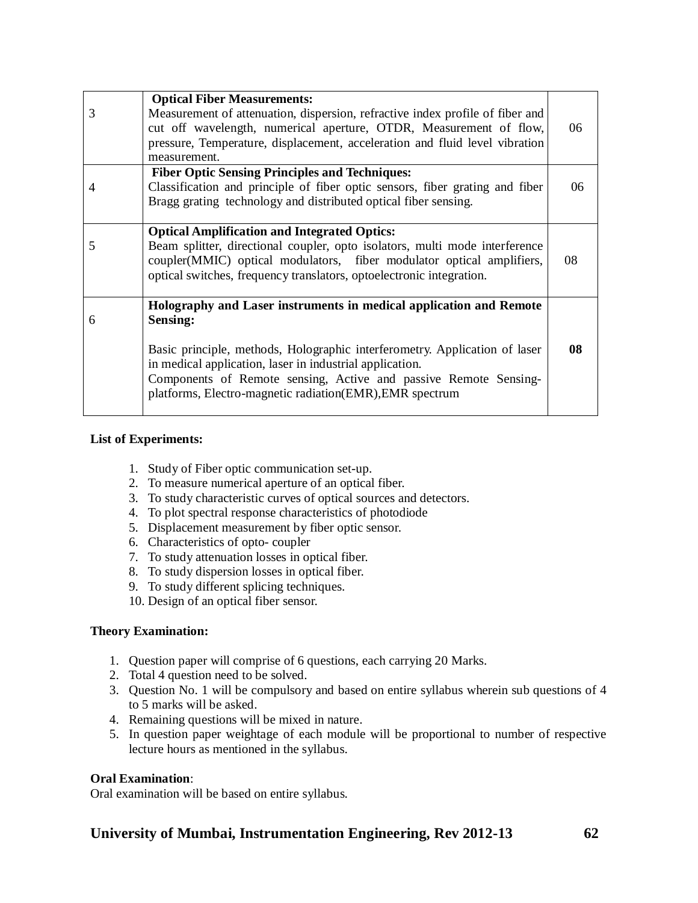| 3 | **Optical Fiber Measurements:** Measurement of attenuation, dispersion, refractive index profile of fiber and cut off wavelength, numerical aperture, OTDR, Measurement of flow, pressure, Temperature, displacement, acceleration and fluid level vibration measurement. | 06 |
|---|---|---|
| 4 | **Fiber Optic Sensing Principles and Techniques:** Classification and principle of fiber optic sensors, fiber grating and fiber Bragg grating technology and distributed optical fiber sensing. | 06 |
| 5 | **Optical Amplification and Integrated Optics:** Beam splitter, directional coupler, opto isolators, multi mode interference coupler(MMIC) optical modulators, fiber modulator optical amplifiers, optical switches, frequency translators, optoelectronic integration. | 08 |
| 6 | **Holography and Laser instruments in medical application and Remote Sensing:** Basic principle, methods, Holographic interferometry. Application of laser in medical application, laser in industrial application. Components of Remote sensing, Active and passive Remote Sensing-platforms, Electro-magnetic radiation(EMR),EMR spectrum | **08** |

**List of Experiments:**

1. Study of Fiber optic communication set-up.
2. To measure numerical aperture of an optical fiber.
3. To study characteristic curves of optical sources and detectors.
4. To plot spectral response characteristics of photodiode
5. Displacement measurement by fiber optic sensor.
6. Characteristics of opto- coupler
7. To study attenuation losses in optical fiber.
8. To study dispersion losses in optical fiber.
9. To study different splicing techniques.
10. Design of an optical fiber sensor.

**Theory Examination:**

1. Question paper will comprise of 6 questions, each carrying 20 Marks.
2. Total 4 question need to be solved.
3. Question No. 1 will be compulsory and based on entire syllabus wherein sub questions of 4 to 5 marks will be asked.
4. Remaining questions will be mixed in nature.
5. In question paper weightage of each module will be proportional to number of respective lecture hours as mentioned in the syllabus.

**Oral Examination**:
Oral examination will be based on entire syllabus.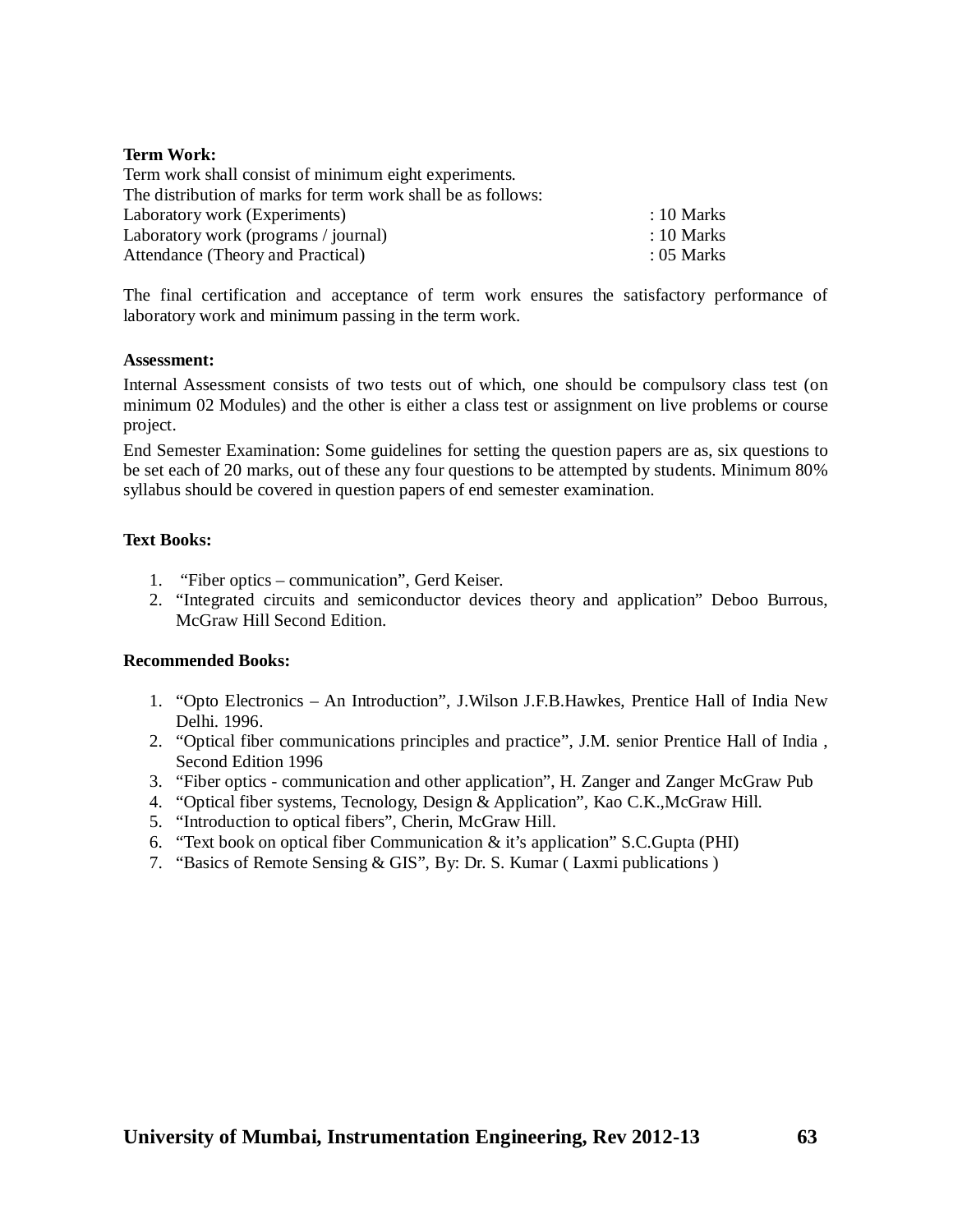**Term Work:**

Term work shall consist of minimum eight experiments.
The distribution of marks for term work shall be as follows:

| | |
|---|---|
| Laboratory work (Experiments) | : 10 Marks |
| Laboratory work (programs / journal) | : 10 Marks |
| Attendance (Theory and Practical) | : 05 Marks |

The final certification and acceptance of term work ensures the satisfactory performance of laboratory work and minimum passing in the term work.

**Assessment:**

Internal Assessment consists of two tests out of which, one should be compulsory class test (on minimum 02 Modules) and the other is either a class test or assignment on live problems or course project.

End Semester Examination: Some guidelines for setting the question papers are as, six questions to be set each of 20 marks, out of these any four questions to be attempted by students. Minimum 80% syllabus should be covered in question papers of end semester examination.

**Text Books:**

1. "Fiber optics – communication", Gerd Keiser.
2. "Integrated circuits and semiconductor devices theory and application" Deboo Burrous, McGraw Hill Second Edition.

**Recommended Books:**

1. "Opto Electronics – An Introduction", J.Wilson J.F.B.Hawkes, Prentice Hall of India New Delhi. 1996.
2. "Optical fiber communications principles and practice", J.M. senior Prentice Hall of India , Second Edition 1996
3. "Fiber optics - communication and other application", H. Zanger and Zanger McGraw Pub
4. "Optical fiber systems, Tecnology, Design & Application", Kao C.K.,McGraw Hill.
5. "Introduction to optical fibers", Cherin, McGraw Hill.
6. "Text book on optical fiber Communication & it's application" S.C.Gupta (PHI)
7. "Basics of Remote Sensing & GIS", By: Dr. S. Kumar ( Laxmi publications )